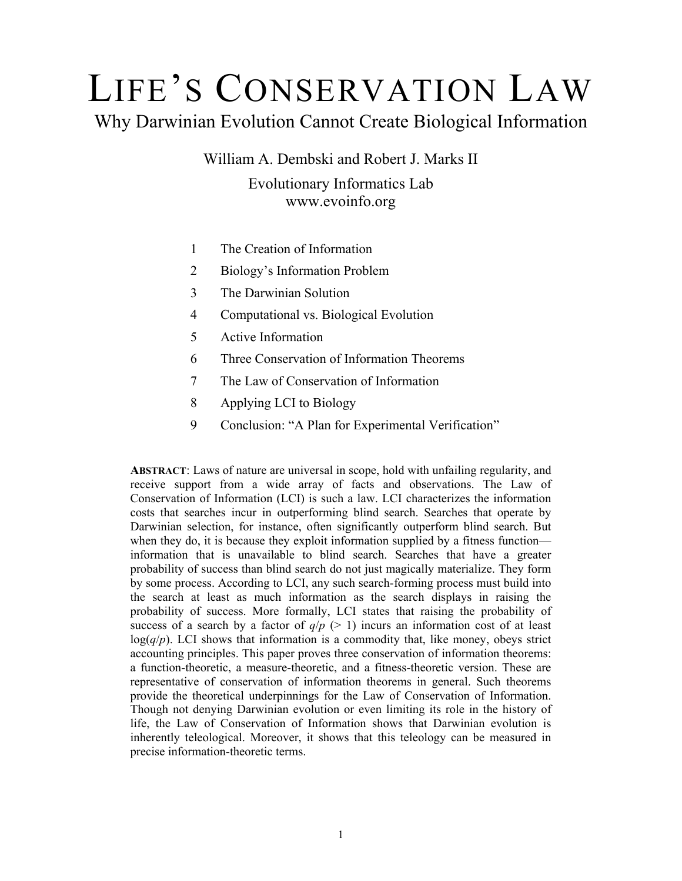# LIFE'S CONSERVATION LAW

## Why Darwinian Evolution Cannot Create Biological Information

William A. Dembski and Robert J. Marks II

Evolutionary Informatics Lab
www.evoinfo.org

1. The Creation of Information
2. Biology's Information Problem
3. The Darwinian Solution
4. Computational vs. Biological Evolution
5. Active Information
6. Three Conservation of Information Theorems
7. The Law of Conservation of Information
8. Applying LCI to Biology
9. Conclusion: "A Plan for Experimental Verification"

**ABSTRACT**: Laws of nature are universal in scope, hold with unfailing regularity, and receive support from a wide array of facts and observations. The Law of Conservation of Information (LCI) is such a law. LCI characterizes the information costs that searches incur in outperforming blind search. Searches that operate by Darwinian selection, for instance, often significantly outperform blind search. But when they do, it is because they exploit information supplied by a fitness function—information that is unavailable to blind search. Searches that have a greater probability of success than blind search do not just magically materialize. They form by some process. According to LCI, any such search-forming process must build into the search at least as much information as the search displays in raising the probability of success. More formally, LCI states that raising the probability of success of a search by a factor of $q/p$ ($> 1$) incurs an information cost of at least $\log(q/p)$. LCI shows that information is a commodity that, like money, obeys strict accounting principles. This paper proves three conservation of information theorems: a function-theoretic, a measure-theoretic, and a fitness-theoretic version. These are representative of conservation of information theorems in general. Such theorems provide the theoretical underpinnings for the Law of Conservation of Information. Though not denying Darwinian evolution or even limiting its role in the history of life, the Law of Conservation of Information shows that Darwinian evolution is inherently teleological. Moreover, it shows that this teleology can be measured in precise information-theoretic terms.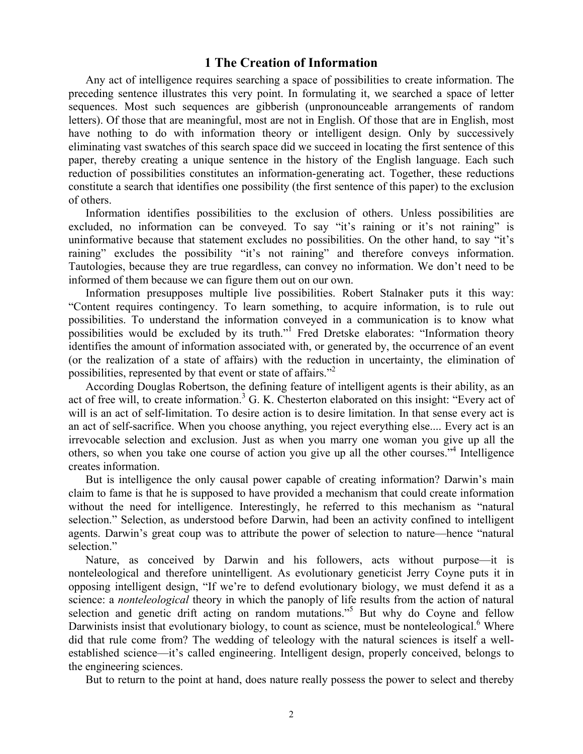# 1 The Creation of Information

Any act of intelligence requires searching a space of possibilities to create information. The preceding sentence illustrates this very point. In formulating it, we searched a space of letter sequences. Most such sequences are gibberish (unpronounceable arrangements of random letters). Of those that are meaningful, most are not in English. Of those that are in English, most have nothing to do with information theory or intelligent design. Only by successively eliminating vast swatches of this search space did we succeed in locating the first sentence of this paper, thereby creating a unique sentence in the history of the English language. Each such reduction of possibilities constitutes an information-generating act. Together, these reductions constitute a search that identifies one possibility (the first sentence of this paper) to the exclusion of others.

Information identifies possibilities to the exclusion of others. Unless possibilities are excluded, no information can be conveyed. To say "it's raining or it's not raining" is uninformative because that statement excludes no possibilities. On the other hand, to say "it's raining" excludes the possibility "it's not raining" and therefore conveys information. Tautologies, because they are true regardless, can convey no information. We don't need to be informed of them because we can figure them out on our own.

Information presupposes multiple live possibilities. Robert Stalnaker puts it this way: "Content requires contingency. To learn something, to acquire information, is to rule out possibilities. To understand the information conveyed in a communication is to know what possibilities would be excluded by its truth."[1] Fred Dretske elaborates: "Information theory identifies the amount of information associated with, or generated by, the occurrence of an event (or the realization of a state of affairs) with the reduction in uncertainty, the elimination of possibilities, represented by that event or state of affairs."[2]

According Douglas Robertson, the defining feature of intelligent agents is their ability, as an act of free will, to create information.[3] G. K. Chesterton elaborated on this insight: "Every act of will is an act of self-limitation. To desire action is to desire limitation. In that sense every act is an act of self-sacrifice. When you choose anything, you reject everything else.... Every act is an irrevocable selection and exclusion. Just as when you marry one woman you give up all the others, so when you take one course of action you give up all the other courses."[4] Intelligence creates information.

But is intelligence the only causal power capable of creating information? Darwin's main claim to fame is that he is supposed to have provided a mechanism that could create information without the need for intelligence. Interestingly, he referred to this mechanism as "natural selection." Selection, as understood before Darwin, had been an activity confined to intelligent agents. Darwin's great coup was to attribute the power of selection to nature—hence "natural selection."

Nature, as conceived by Darwin and his followers, acts without purpose—it is nonteleological and therefore unintelligent. As evolutionary geneticist Jerry Coyne puts it in opposing intelligent design, "If we're to defend evolutionary biology, we must defend it as a science: a *nonteleological* theory in which the panoply of life results from the action of natural selection and genetic drift acting on random mutations."[5] But why do Coyne and fellow Darwinists insist that evolutionary biology, to count as science, must be nonteleological.[6] Where did that rule come from? The wedding of teleology with the natural sciences is itself a well-established science—it's called engineering. Intelligent design, properly conceived, belongs to the engineering sciences.

But to return to the point at hand, does nature really possess the power to select and thereby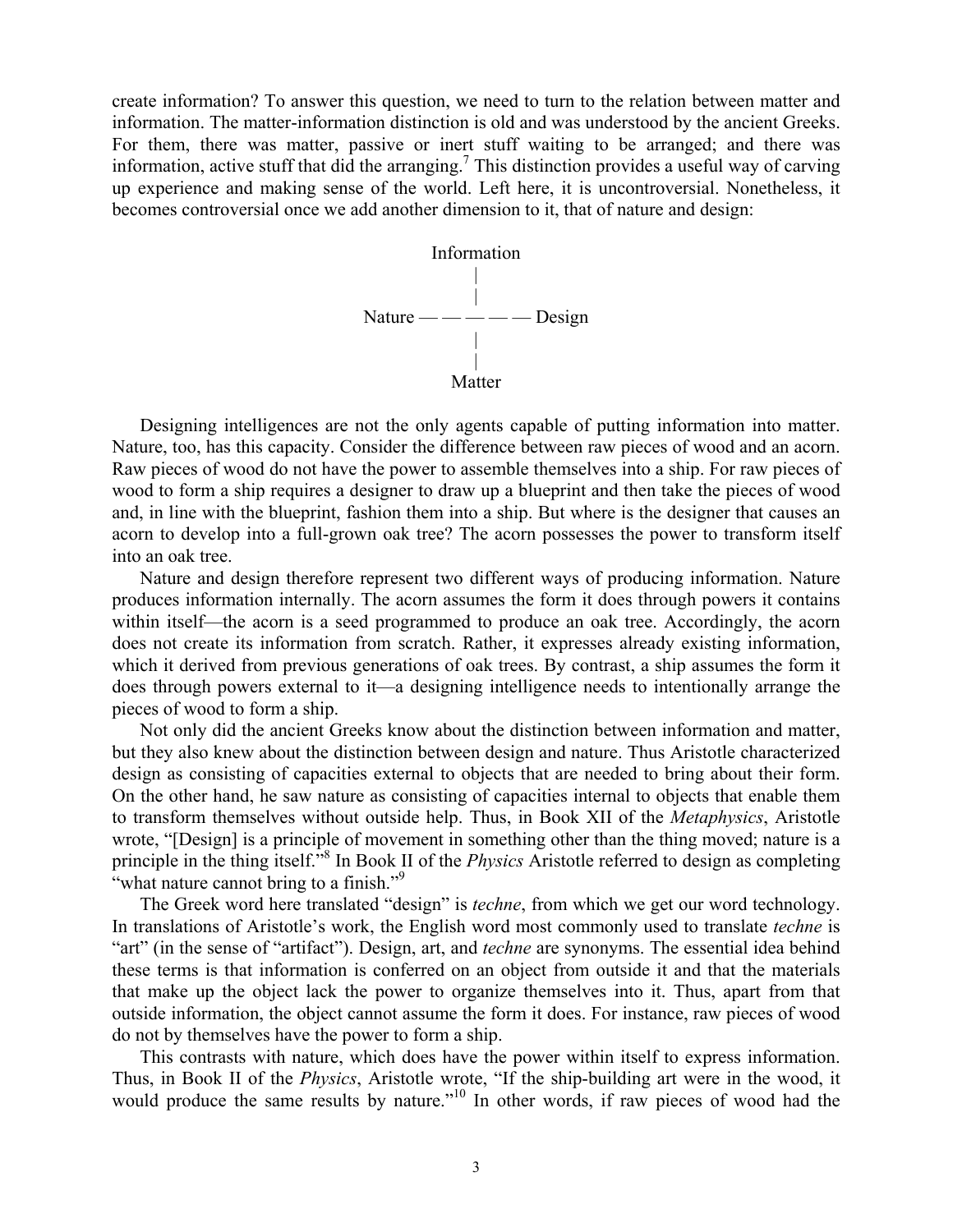create information? To answer this question, we need to turn to the relation between matter and information. The matter-information distinction is old and was understood by the ancient Greeks. For them, there was matter, passive or inert stuff waiting to be arranged; and there was information, active stuff that did the arranging.[7] This distinction provides a useful way of carving up experience and making sense of the world. Left here, it is uncontroversial. Nonetheless, it becomes controversial once we add another dimension to it, that of nature and design:

```
              Information
                   |
                   |
Nature — — — — — — Design
                   |
                   |
                 Matter
```

Designing intelligences are not the only agents capable of putting information into matter. Nature, too, has this capacity. Consider the difference between raw pieces of wood and an acorn. Raw pieces of wood do not have the power to assemble themselves into a ship. For raw pieces of wood to form a ship requires a designer to draw up a blueprint and then take the pieces of wood and, in line with the blueprint, fashion them into a ship. But where is the designer that causes an acorn to develop into a full-grown oak tree? The acorn possesses the power to transform itself into an oak tree.

Nature and design therefore represent two different ways of producing information. Nature produces information internally. The acorn assumes the form it does through powers it contains within itself—the acorn is a seed programmed to produce an oak tree. Accordingly, the acorn does not create its information from scratch. Rather, it expresses already existing information, which it derived from previous generations of oak trees. By contrast, a ship assumes the form it does through powers external to it—a designing intelligence needs to intentionally arrange the pieces of wood to form a ship.

Not only did the ancient Greeks know about the distinction between information and matter, but they also knew about the distinction between design and nature. Thus Aristotle characterized design as consisting of capacities external to objects that are needed to bring about their form. On the other hand, he saw nature as consisting of capacities internal to objects that enable them to transform themselves without outside help. Thus, in Book XII of the *Metaphysics*, Aristotle wrote, "[Design] is a principle of movement in something other than the thing moved; nature is a principle in the thing itself."[8] In Book II of the *Physics* Aristotle referred to design as completing "what nature cannot bring to a finish."[9]

The Greek word here translated "design" is *techne*, from which we get our word technology. In translations of Aristotle's work, the English word most commonly used to translate *techne* is "art" (in the sense of "artifact"). Design, art, and *techne* are synonyms. The essential idea behind these terms is that information is conferred on an object from outside it and that the materials that make up the object lack the power to organize themselves into it. Thus, apart from that outside information, the object cannot assume the form it does. For instance, raw pieces of wood do not by themselves have the power to form a ship.

This contrasts with nature, which does have the power within itself to express information. Thus, in Book II of the *Physics*, Aristotle wrote, "If the ship-building art were in the wood, it would produce the same results by nature."[10] In other words, if raw pieces of wood had the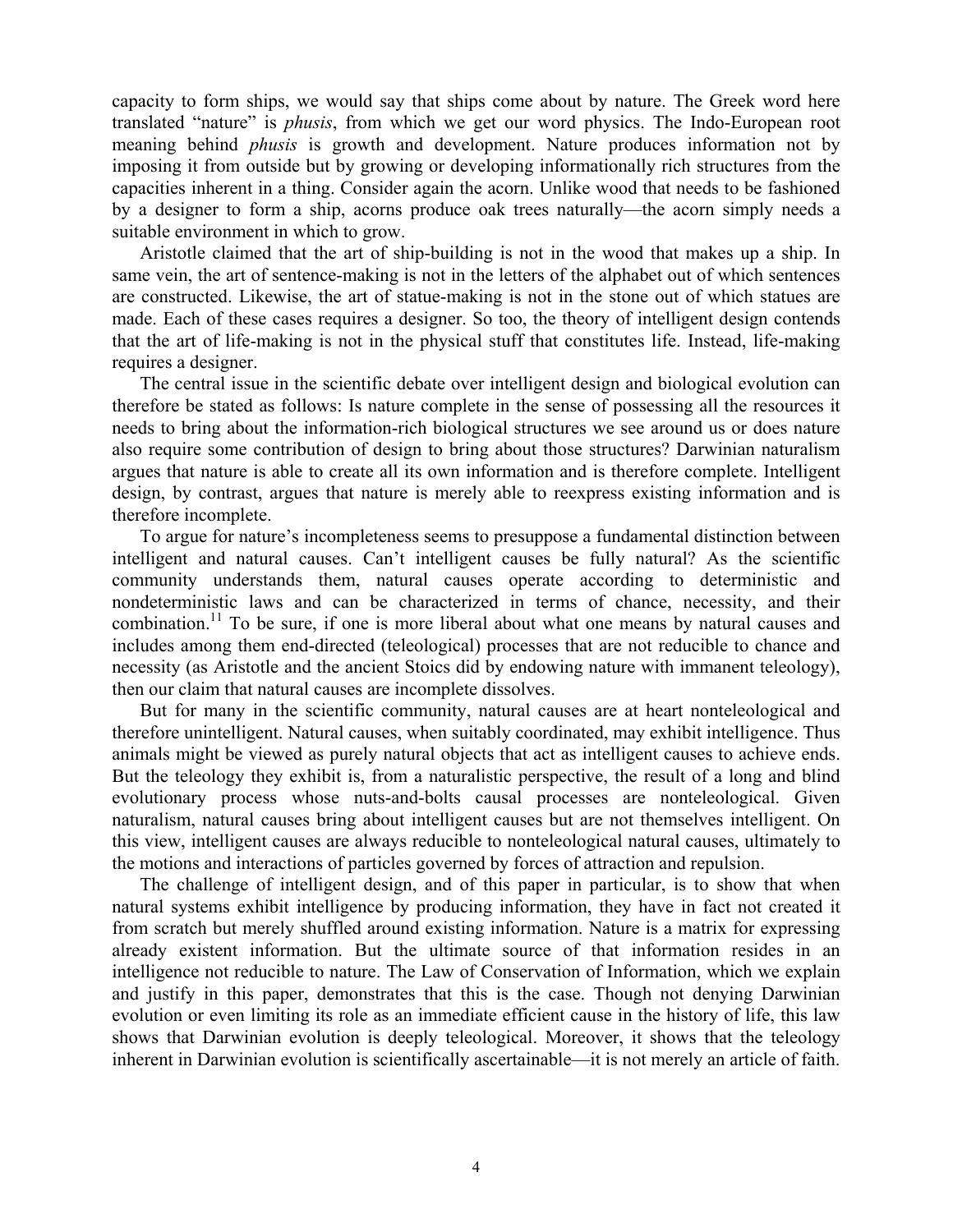capacity to form ships, we would say that ships come about by nature. The Greek word here translated "nature" is *phusis*, from which we get our word physics. The Indo-European root meaning behind *phusis* is growth and development. Nature produces information not by imposing it from outside but by growing or developing informationally rich structures from the capacities inherent in a thing. Consider again the acorn. Unlike wood that needs to be fashioned by a designer to form a ship, acorns produce oak trees naturally—the acorn simply needs a suitable environment in which to grow.

Aristotle claimed that the art of ship-building is not in the wood that makes up a ship. In same vein, the art of sentence-making is not in the letters of the alphabet out of which sentences are constructed. Likewise, the art of statue-making is not in the stone out of which statues are made. Each of these cases requires a designer. So too, the theory of intelligent design contends that the art of life-making is not in the physical stuff that constitutes life. Instead, life-making requires a designer.

The central issue in the scientific debate over intelligent design and biological evolution can therefore be stated as follows: Is nature complete in the sense of possessing all the resources it needs to bring about the information-rich biological structures we see around us or does nature also require some contribution of design to bring about those structures? Darwinian naturalism argues that nature is able to create all its own information and is therefore complete. Intelligent design, by contrast, argues that nature is merely able to reexpress existing information and is therefore incomplete.

To argue for nature's incompleteness seems to presuppose a fundamental distinction between intelligent and natural causes. Can't intelligent causes be fully natural? As the scientific community understands them, natural causes operate according to deterministic and nondeterministic laws and can be characterized in terms of chance, necessity, and their combination.[11] To be sure, if one is more liberal about what one means by natural causes and includes among them end-directed (teleological) processes that are not reducible to chance and necessity (as Aristotle and the ancient Stoics did by endowing nature with immanent teleology), then our claim that natural causes are incomplete dissolves.

But for many in the scientific community, natural causes are at heart nonteleological and therefore unintelligent. Natural causes, when suitably coordinated, may exhibit intelligence. Thus animals might be viewed as purely natural objects that act as intelligent causes to achieve ends. But the teleology they exhibit is, from a naturalistic perspective, the result of a long and blind evolutionary process whose nuts-and-bolts causal processes are nonteleological. Given naturalism, natural causes bring about intelligent causes but are not themselves intelligent. On this view, intelligent causes are always reducible to nonteleological natural causes, ultimately to the motions and interactions of particles governed by forces of attraction and repulsion.

The challenge of intelligent design, and of this paper in particular, is to show that when natural systems exhibit intelligence by producing information, they have in fact not created it from scratch but merely shuffled around existing information. Nature is a matrix for expressing already existent information. But the ultimate source of that information resides in an intelligence not reducible to nature. The Law of Conservation of Information, which we explain and justify in this paper, demonstrates that this is the case. Though not denying Darwinian evolution or even limiting its role as an immediate efficient cause in the history of life, this law shows that Darwinian evolution is deeply teleological. Moreover, it shows that the teleology inherent in Darwinian evolution is scientifically ascertainable—it is not merely an article of faith.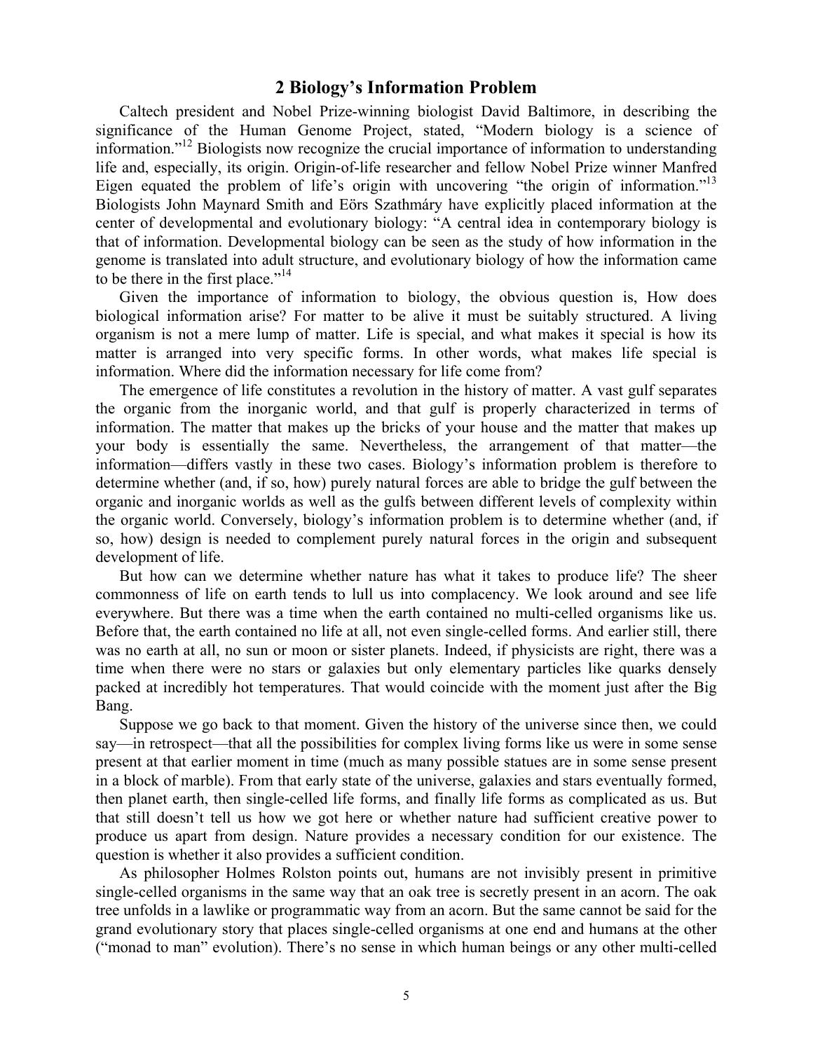## 2 Biology's Information Problem

Caltech president and Nobel Prize-winning biologist David Baltimore, in describing the significance of the Human Genome Project, stated, "Modern biology is a science of information."[12] Biologists now recognize the crucial importance of information to understanding life and, especially, its origin. Origin-of-life researcher and fellow Nobel Prize winner Manfred Eigen equated the problem of life's origin with uncovering "the origin of information."[13] Biologists John Maynard Smith and Eörs Szathmáry have explicitly placed information at the center of developmental and evolutionary biology: "A central idea in contemporary biology is that of information. Developmental biology can be seen as the study of how information in the genome is translated into adult structure, and evolutionary biology of how the information came to be there in the first place."[14]

Given the importance of information to biology, the obvious question is, How does biological information arise? For matter to be alive it must be suitably structured. A living organism is not a mere lump of matter. Life is special, and what makes it special is how its matter is arranged into very specific forms. In other words, what makes life special is information. Where did the information necessary for life come from?

The emergence of life constitutes a revolution in the history of matter. A vast gulf separates the organic from the inorganic world, and that gulf is properly characterized in terms of information. The matter that makes up the bricks of your house and the matter that makes up your body is essentially the same. Nevertheless, the arrangement of that matter—the information—differs vastly in these two cases. Biology's information problem is therefore to determine whether (and, if so, how) purely natural forces are able to bridge the gulf between the organic and inorganic worlds as well as the gulfs between different levels of complexity within the organic world. Conversely, biology's information problem is to determine whether (and, if so, how) design is needed to complement purely natural forces in the origin and subsequent development of life.

But how can we determine whether nature has what it takes to produce life? The sheer commonness of life on earth tends to lull us into complacency. We look around and see life everywhere. But there was a time when the earth contained no multi-celled organisms like us. Before that, the earth contained no life at all, not even single-celled forms. And earlier still, there was no earth at all, no sun or moon or sister planets. Indeed, if physicists are right, there was a time when there were no stars or galaxies but only elementary particles like quarks densely packed at incredibly hot temperatures. That would coincide with the moment just after the Big Bang.

Suppose we go back to that moment. Given the history of the universe since then, we could say—in retrospect—that all the possibilities for complex living forms like us were in some sense present at that earlier moment in time (much as many possible statues are in some sense present in a block of marble). From that early state of the universe, galaxies and stars eventually formed, then planet earth, then single-celled life forms, and finally life forms as complicated as us. But that still doesn't tell us how we got here or whether nature had sufficient creative power to produce us apart from design. Nature provides a necessary condition for our existence. The question is whether it also provides a sufficient condition.

As philosopher Holmes Rolston points out, humans are not invisibly present in primitive single-celled organisms in the same way that an oak tree is secretly present in an acorn. The oak tree unfolds in a lawlike or programmatic way from an acorn. But the same cannot be said for the grand evolutionary story that places single-celled organisms at one end and humans at the other ("monad to man" evolution). There's no sense in which human beings or any other multi-celled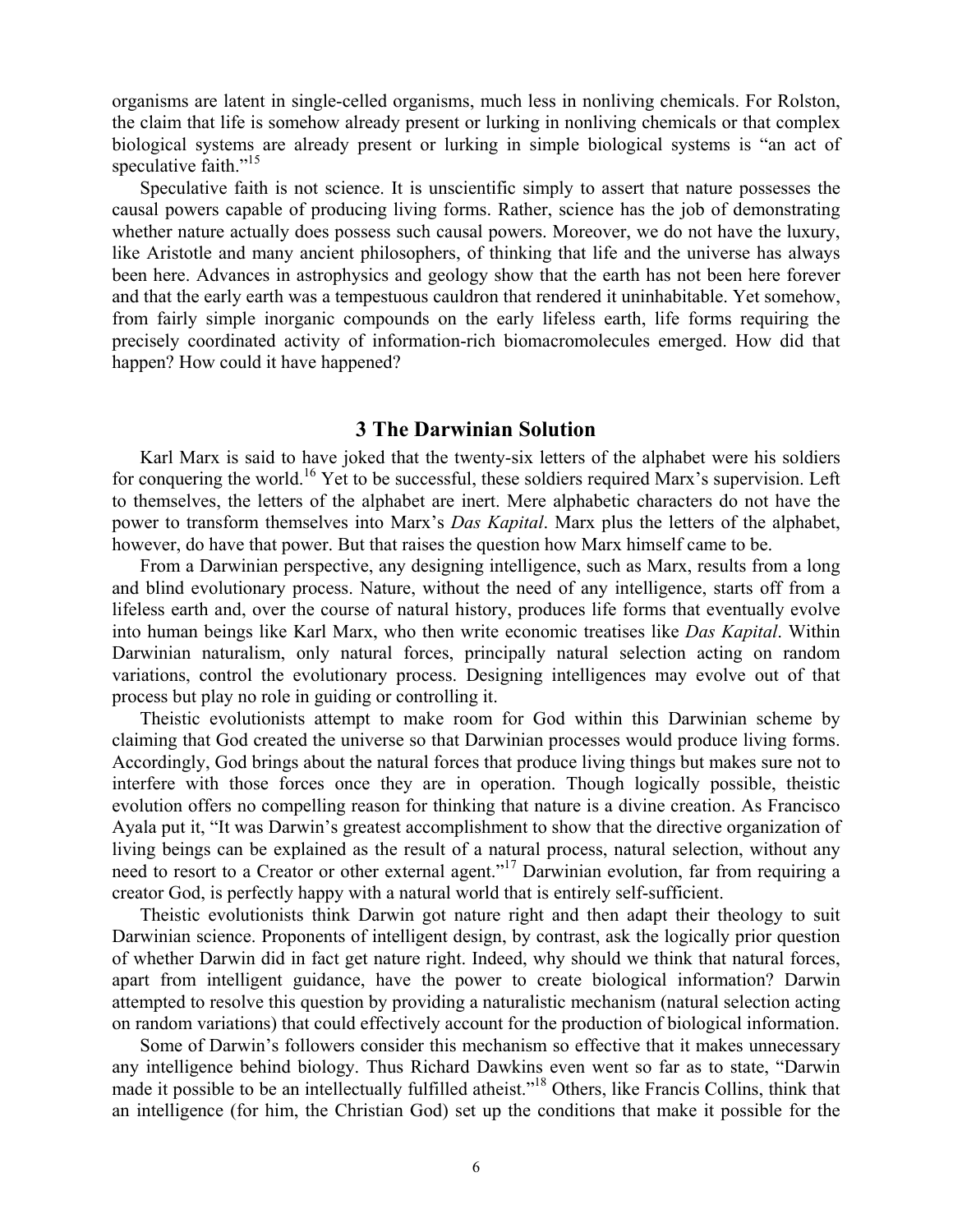organisms are latent in single-celled organisms, much less in nonliving chemicals. For Rolston, the claim that life is somehow already present or lurking in nonliving chemicals or that complex biological systems are already present or lurking in simple biological systems is "an act of speculative faith."[15]

Speculative faith is not science. It is unscientific simply to assert that nature possesses the causal powers capable of producing living forms. Rather, science has the job of demonstrating whether nature actually does possess such causal powers. Moreover, we do not have the luxury, like Aristotle and many ancient philosophers, of thinking that life and the universe has always been here. Advances in astrophysics and geology show that the earth has not been here forever and that the early earth was a tempestuous cauldron that rendered it uninhabitable. Yet somehow, from fairly simple inorganic compounds on the early lifeless earth, life forms requiring the precisely coordinated activity of information-rich biomacromolecules emerged. How did that happen? How could it have happened?

## 3 The Darwinian Solution

Karl Marx is said to have joked that the twenty-six letters of the alphabet were his soldiers for conquering the world.[16] Yet to be successful, these soldiers required Marx's supervision. Left to themselves, the letters of the alphabet are inert. Mere alphabetic characters do not have the power to transform themselves into Marx's *Das Kapital*. Marx plus the letters of the alphabet, however, do have that power. But that raises the question how Marx himself came to be.

From a Darwinian perspective, any designing intelligence, such as Marx, results from a long and blind evolutionary process. Nature, without the need of any intelligence, starts off from a lifeless earth and, over the course of natural history, produces life forms that eventually evolve into human beings like Karl Marx, who then write economic treatises like *Das Kapital*. Within Darwinian naturalism, only natural forces, principally natural selection acting on random variations, control the evolutionary process. Designing intelligences may evolve out of that process but play no role in guiding or controlling it.

Theistic evolutionists attempt to make room for God within this Darwinian scheme by claiming that God created the universe so that Darwinian processes would produce living forms. Accordingly, God brings about the natural forces that produce living things but makes sure not to interfere with those forces once they are in operation. Though logically possible, theistic evolution offers no compelling reason for thinking that nature is a divine creation. As Francisco Ayala put it, "It was Darwin's greatest accomplishment to show that the directive organization of living beings can be explained as the result of a natural process, natural selection, without any need to resort to a Creator or other external agent."[17] Darwinian evolution, far from requiring a creator God, is perfectly happy with a natural world that is entirely self-sufficient.

Theistic evolutionists think Darwin got nature right and then adapt their theology to suit Darwinian science. Proponents of intelligent design, by contrast, ask the logically prior question of whether Darwin did in fact get nature right. Indeed, why should we think that natural forces, apart from intelligent guidance, have the power to create biological information? Darwin attempted to resolve this question by providing a naturalistic mechanism (natural selection acting on random variations) that could effectively account for the production of biological information.

Some of Darwin's followers consider this mechanism so effective that it makes unnecessary any intelligence behind biology. Thus Richard Dawkins even went so far as to state, "Darwin made it possible to be an intellectually fulfilled atheist."[18] Others, like Francis Collins, think that an intelligence (for him, the Christian God) set up the conditions that make it possible for the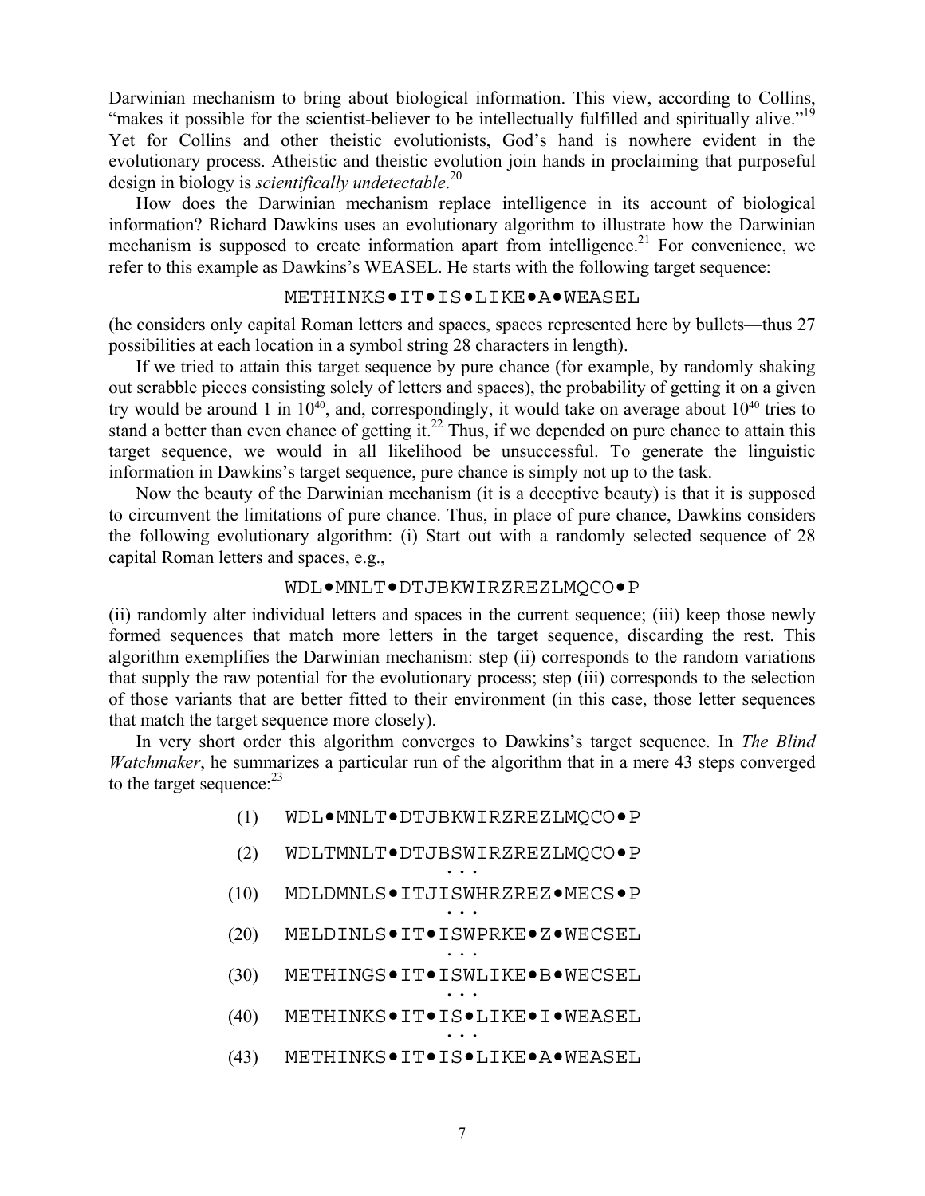Darwinian mechanism to bring about biological information. This view, according to Collins, "makes it possible for the scientist-believer to be intellectually fulfilled and spiritually alive."[19] Yet for Collins and other theistic evolutionists, God's hand is nowhere evident in the evolutionary process. Atheistic and theistic evolution join hands in proclaiming that purposeful design in biology is *scientifically undetectable*.[20]

How does the Darwinian mechanism replace intelligence in its account of biological information? Richard Dawkins uses an evolutionary algorithm to illustrate how the Darwinian mechanism is supposed to create information apart from intelligence.[21] For convenience, we refer to this example as Dawkins's WEASEL. He starts with the following target sequence:

METHINKS•IT•IS•LIKE•A•WEASEL

(he considers only capital Roman letters and spaces, spaces represented here by bullets—thus 27 possibilities at each location in a symbol string 28 characters in length).

If we tried to attain this target sequence by pure chance (for example, by randomly shaking out scrabble pieces consisting solely of letters and spaces), the probability of getting it on a given try would be around 1 in $10^{40}$, and, correspondingly, it would take on average about $10^{40}$ tries to stand a better than even chance of getting it.[22] Thus, if we depended on pure chance to attain this target sequence, we would in all likelihood be unsuccessful. To generate the linguistic information in Dawkins's target sequence, pure chance is simply not up to the task.

Now the beauty of the Darwinian mechanism (it is a deceptive beauty) is that it is supposed to circumvent the limitations of pure chance. Thus, in place of pure chance, Dawkins considers the following evolutionary algorithm: (i) Start out with a randomly selected sequence of 28 capital Roman letters and spaces, e.g.,

WDL•MNLT•DTJBKWIRZREZLMQCO•P

(ii) randomly alter individual letters and spaces in the current sequence; (iii) keep those newly formed sequences that match more letters in the target sequence, discarding the rest. This algorithm exemplifies the Darwinian mechanism: step (ii) corresponds to the random variations that supply the raw potential for the evolutionary process; step (iii) corresponds to the selection of those variants that are better fitted to their environment (in this case, those letter sequences that match the target sequence more closely).

In very short order this algorithm converges to Dawkins's target sequence. In *The Blind Watchmaker*, he summarizes a particular run of the algorithm that in a mere 43 steps converged to the target sequence:[23]

```
 (1)  WDL•MNLT•DTJBKWIRZREZLMQCO•P
 (2)  WDLTMNLT•DTJBSWIRZREZLMQCO•P
                   ...
(10)  MDLDMNLS•ITJISWHRZREZ•MECS•P
                   ...
(20)  MELDINLS•IT•ISWPRKE•Z•WECSEL
                   ...
(30)  METHINGS•IT•ISWLIKE•B•WECSEL
                   ...
(40)  METHINKS•IT•IS•LIKE•I•WEASEL
                   ...
(43)  METHINKS•IT•IS•LIKE•A•WEASEL
```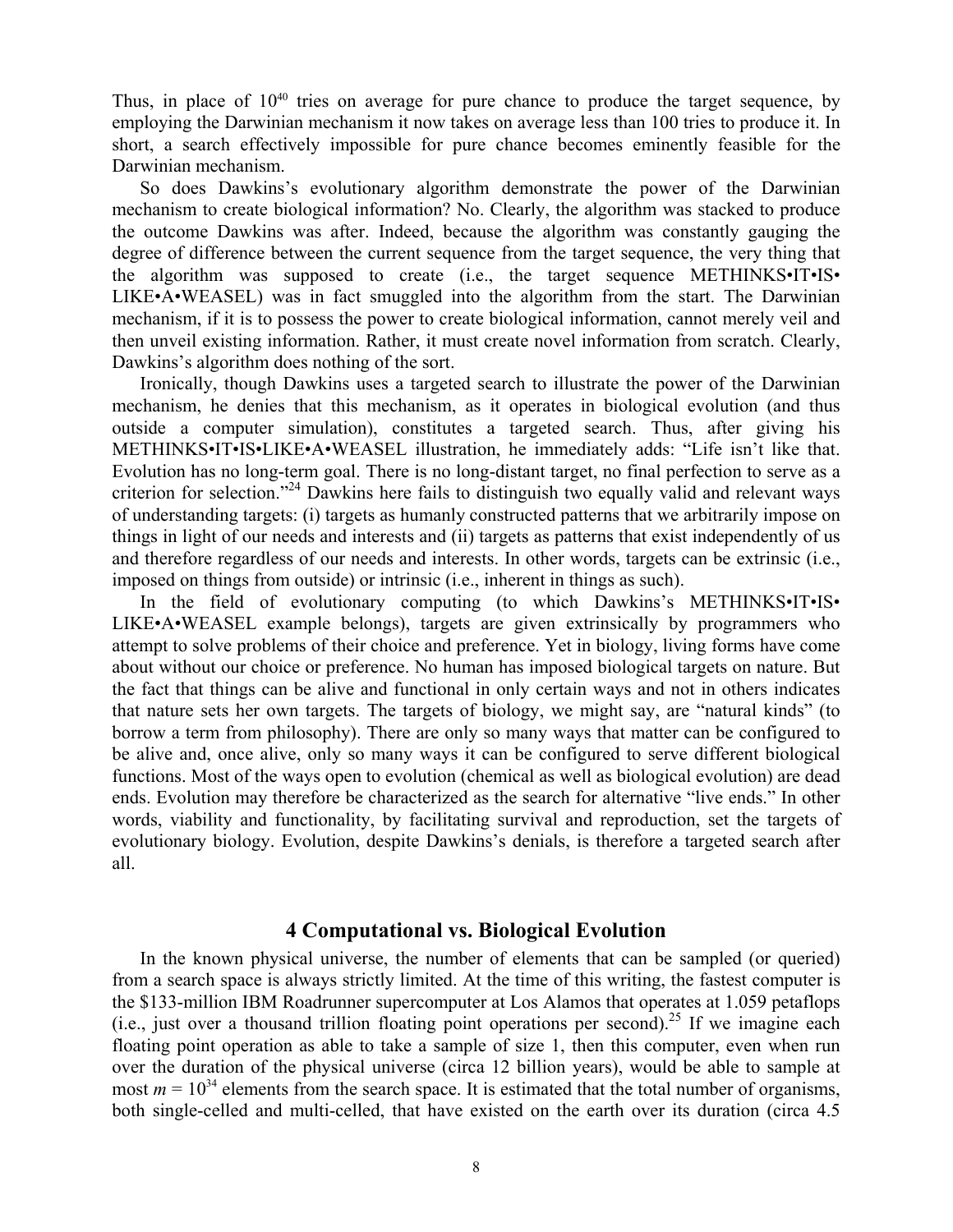Thus, in place of $10^{40}$ tries on average for pure chance to produce the target sequence, by employing the Darwinian mechanism it now takes on average less than 100 tries to produce it. In short, a search effectively impossible for pure chance becomes eminently feasible for the Darwinian mechanism.

So does Dawkins's evolutionary algorithm demonstrate the power of the Darwinian mechanism to create biological information? No. Clearly, the algorithm was stacked to produce the outcome Dawkins was after. Indeed, because the algorithm was constantly gauging the degree of difference between the current sequence from the target sequence, the very thing that the algorithm was supposed to create (i.e., the target sequence METHINKS•IT•IS•LIKE•A•WEASEL) was in fact smuggled into the algorithm from the start. The Darwinian mechanism, if it is to possess the power to create biological information, cannot merely veil and then unveil existing information. Rather, it must create novel information from scratch. Clearly, Dawkins's algorithm does nothing of the sort.

Ironically, though Dawkins uses a targeted search to illustrate the power of the Darwinian mechanism, he denies that this mechanism, as it operates in biological evolution (and thus outside a computer simulation), constitutes a targeted search. Thus, after giving his METHINKS•IT•IS•LIKE•A•WEASEL illustration, he immediately adds: "Life isn't like that. Evolution has no long-term goal. There is no long-distant target, no final perfection to serve as a criterion for selection."[24] Dawkins here fails to distinguish two equally valid and relevant ways of understanding targets: (i) targets as humanly constructed patterns that we arbitrarily impose on things in light of our needs and interests and (ii) targets as patterns that exist independently of us and therefore regardless of our needs and interests. In other words, targets can be extrinsic (i.e., imposed on things from outside) or intrinsic (i.e., inherent in things as such).

In the field of evolutionary computing (to which Dawkins's METHINKS•IT•IS•LIKE•A•WEASEL example belongs), targets are given extrinsically by programmers who attempt to solve problems of their choice and preference. Yet in biology, living forms have come about without our choice or preference. No human has imposed biological targets on nature. But the fact that things can be alive and functional in only certain ways and not in others indicates that nature sets her own targets. The targets of biology, we might say, are "natural kinds" (to borrow a term from philosophy). There are only so many ways that matter can be configured to be alive and, once alive, only so many ways it can be configured to serve different biological functions. Most of the ways open to evolution (chemical as well as biological evolution) are dead ends. Evolution may therefore be characterized as the search for alternative "live ends." In other words, viability and functionality, by facilitating survival and reproduction, set the targets of evolutionary biology. Evolution, despite Dawkins's denials, is therefore a targeted search after all.

## 4 Computational vs. Biological Evolution

In the known physical universe, the number of elements that can be sampled (or queried) from a search space is always strictly limited. At the time of this writing, the fastest computer is the \$133-million IBM Roadrunner supercomputer at Los Alamos that operates at 1.059 petaflops (i.e., just over a thousand trillion floating point operations per second).[25] If we imagine each floating point operation as able to take a sample of size 1, then this computer, even when run over the duration of the physical universe (circa 12 billion years), would be able to sample at most $m = 10^{34}$ elements from the search space. It is estimated that the total number of organisms, both single-celled and multi-celled, that have existed on the earth over its duration (circa 4.5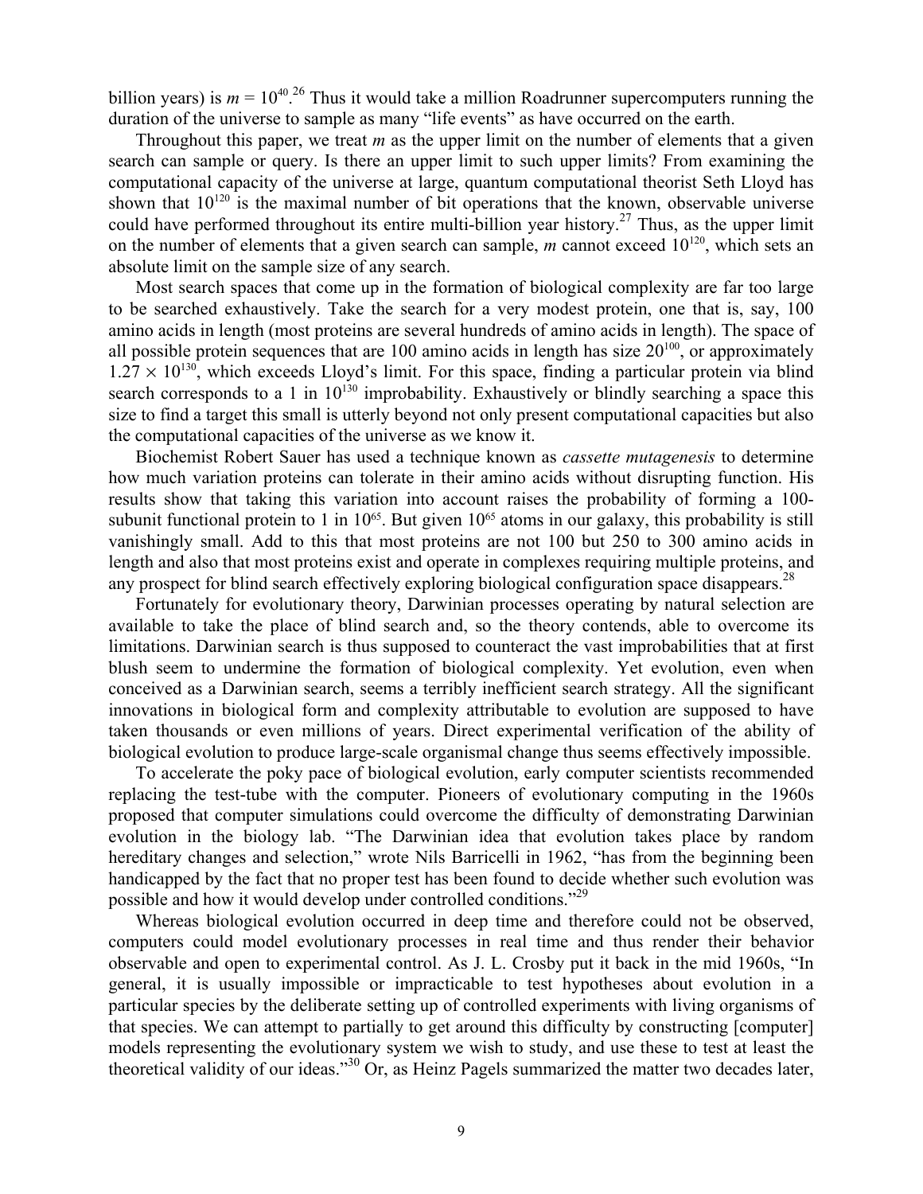billion years) is $m = 10^{40}$.[26] Thus it would take a million Roadrunner supercomputers running the duration of the universe to sample as many "life events" as have occurred on the earth.

Throughout this paper, we treat $m$ as the upper limit on the number of elements that a given search can sample or query. Is there an upper limit to such upper limits? From examining the computational capacity of the universe at large, quantum computational theorist Seth Lloyd has shown that $10^{120}$ is the maximal number of bit operations that the known, observable universe could have performed throughout its entire multi-billion year history.[27] Thus, as the upper limit on the number of elements that a given search can sample, $m$ cannot exceed $10^{120}$, which sets an absolute limit on the sample size of any search.

Most search spaces that come up in the formation of biological complexity are far too large to be searched exhaustively. Take the search for a very modest protein, one that is, say, 100 amino acids in length (most proteins are several hundreds of amino acids in length). The space of all possible protein sequences that are 100 amino acids in length has size $20^{100}$, or approximately $1.27 \times 10^{130}$, which exceeds Lloyd's limit. For this space, finding a particular protein via blind search corresponds to a 1 in $10^{130}$ improbability. Exhaustively or blindly searching a space this size to find a target this small is utterly beyond not only present computational capacities but also the computational capacities of the universe as we know it.

Biochemist Robert Sauer has used a technique known as *cassette mutagenesis* to determine how much variation proteins can tolerate in their amino acids without disrupting function. His results show that taking this variation into account raises the probability of forming a 100-subunit functional protein to 1 in $10^{65}$. But given $10^{65}$ atoms in our galaxy, this probability is still vanishingly small. Add to this that most proteins are not 100 but 250 to 300 amino acids in length and also that most proteins exist and operate in complexes requiring multiple proteins, and any prospect for blind search effectively exploring biological configuration space disappears.[28]

Fortunately for evolutionary theory, Darwinian processes operating by natural selection are available to take the place of blind search and, so the theory contends, able to overcome its limitations. Darwinian search is thus supposed to counteract the vast improbabilities that at first blush seem to undermine the formation of biological complexity. Yet evolution, even when conceived as a Darwinian search, seems a terribly inefficient search strategy. All the significant innovations in biological form and complexity attributable to evolution are supposed to have taken thousands or even millions of years. Direct experimental verification of the ability of biological evolution to produce large-scale organismal change thus seems effectively impossible.

To accelerate the poky pace of biological evolution, early computer scientists recommended replacing the test-tube with the computer. Pioneers of evolutionary computing in the 1960s proposed that computer simulations could overcome the difficulty of demonstrating Darwinian evolution in the biology lab. "The Darwinian idea that evolution takes place by random hereditary changes and selection," wrote Nils Barricelli in 1962, "has from the beginning been handicapped by the fact that no proper test has been found to decide whether such evolution was possible and how it would develop under controlled conditions."[29]

Whereas biological evolution occurred in deep time and therefore could not be observed, computers could model evolutionary processes in real time and thus render their behavior observable and open to experimental control. As J. L. Crosby put it back in the mid 1960s, "In general, it is usually impossible or impracticable to test hypotheses about evolution in a particular species by the deliberate setting up of controlled experiments with living organisms of that species. We can attempt to partially to get around this difficulty by constructing [computer] models representing the evolutionary system we wish to study, and use these to test at least the theoretical validity of our ideas."[30] Or, as Heinz Pagels summarized the matter two decades later,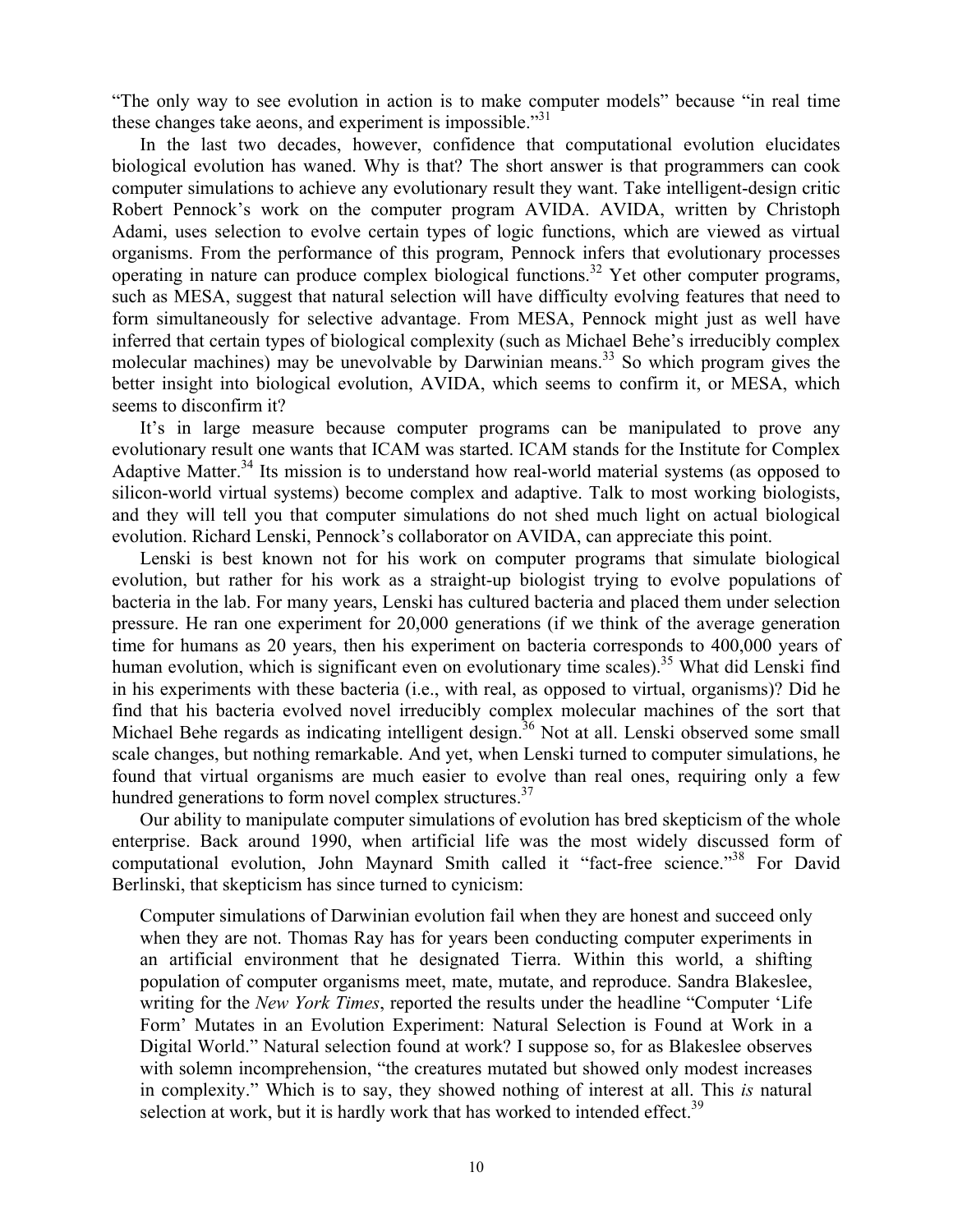"The only way to see evolution in action is to make computer models" because "in real time these changes take aeons, and experiment is impossible."[31]

In the last two decades, however, confidence that computational evolution elucidates biological evolution has waned. Why is that? The short answer is that programmers can cook computer simulations to achieve any evolutionary result they want. Take intelligent-design critic Robert Pennock's work on the computer program AVIDA. AVIDA, written by Christoph Adami, uses selection to evolve certain types of logic functions, which are viewed as virtual organisms. From the performance of this program, Pennock infers that evolutionary processes operating in nature can produce complex biological functions.[32] Yet other computer programs, such as MESA, suggest that natural selection will have difficulty evolving features that need to form simultaneously for selective advantage. From MESA, Pennock might just as well have inferred that certain types of biological complexity (such as Michael Behe's irreducibly complex molecular machines) may be unevolvable by Darwinian means.[33] So which program gives the better insight into biological evolution, AVIDA, which seems to confirm it, or MESA, which seems to disconfirm it?

It's in large measure because computer programs can be manipulated to prove any evolutionary result one wants that ICAM was started. ICAM stands for the Institute for Complex Adaptive Matter.[34] Its mission is to understand how real-world material systems (as opposed to silicon-world virtual systems) become complex and adaptive. Talk to most working biologists, and they will tell you that computer simulations do not shed much light on actual biological evolution. Richard Lenski, Pennock's collaborator on AVIDA, can appreciate this point.

Lenski is best known not for his work on computer programs that simulate biological evolution, but rather for his work as a straight-up biologist trying to evolve populations of bacteria in the lab. For many years, Lenski has cultured bacteria and placed them under selection pressure. He ran one experiment for 20,000 generations (if we think of the average generation time for humans as 20 years, then his experiment on bacteria corresponds to 400,000 years of human evolution, which is significant even on evolutionary time scales).[35] What did Lenski find in his experiments with these bacteria (i.e., with real, as opposed to virtual, organisms)? Did he find that his bacteria evolved novel irreducibly complex molecular machines of the sort that Michael Behe regards as indicating intelligent design.[36] Not at all. Lenski observed some small scale changes, but nothing remarkable. And yet, when Lenski turned to computer simulations, he found that virtual organisms are much easier to evolve than real ones, requiring only a few hundred generations to form novel complex structures.[37]

Our ability to manipulate computer simulations of evolution has bred skepticism of the whole enterprise. Back around 1990, when artificial life was the most widely discussed form of computational evolution, John Maynard Smith called it "fact-free science."[38] For David Berlinski, that skepticism has since turned to cynicism:

> Computer simulations of Darwinian evolution fail when they are honest and succeed only when they are not. Thomas Ray has for years been conducting computer experiments in an artificial environment that he designated Tierra. Within this world, a shifting population of computer organisms meet, mate, mutate, and reproduce. Sandra Blakeslee, writing for the *New York Times*, reported the results under the headline "Computer 'Life Form' Mutates in an Evolution Experiment: Natural Selection is Found at Work in a Digital World." Natural selection found at work? I suppose so, for as Blakeslee observes with solemn incomprehension, "the creatures mutated but showed only modest increases in complexity." Which is to say, they showed nothing of interest at all. This *is* natural selection at work, but it is hardly work that has worked to intended effect.[39]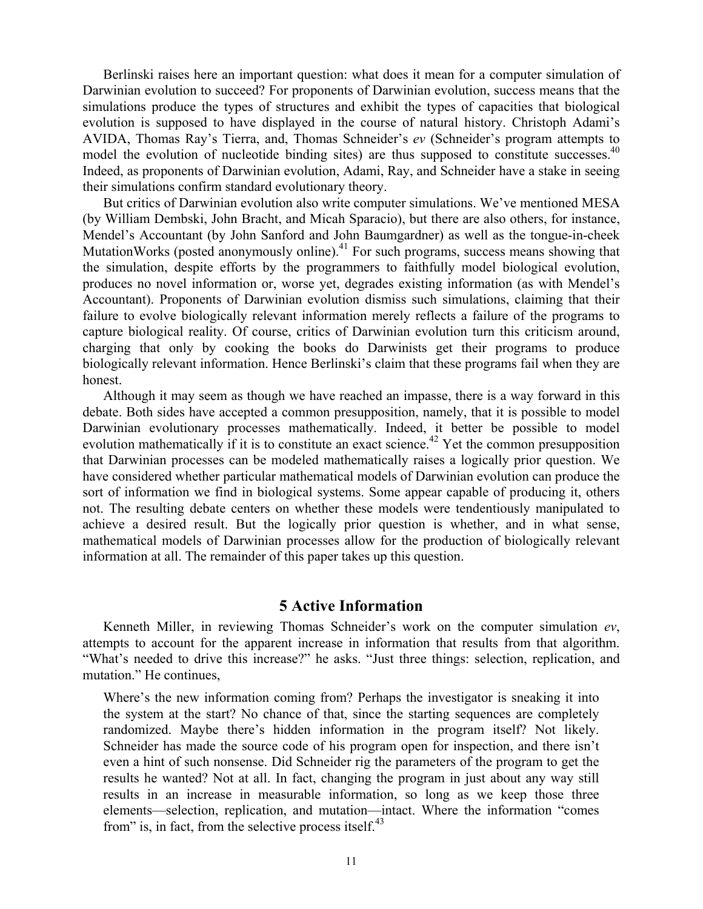Berlinski raises here an important question: what does it mean for a computer simulation of Darwinian evolution to succeed? For proponents of Darwinian evolution, success means that the simulations produce the types of structures and exhibit the types of capacities that biological evolution is supposed to have displayed in the course of natural history. Christoph Adami's AVIDA, Thomas Ray's Tierra, and, Thomas Schneider's *ev* (Schneider's program attempts to model the evolution of nucleotide binding sites) are thus supposed to constitute successes.[40] Indeed, as proponents of Darwinian evolution, Adami, Ray, and Schneider have a stake in seeing their simulations confirm standard evolutionary theory.

But critics of Darwinian evolution also write computer simulations. We've mentioned MESA (by William Dembski, John Bracht, and Micah Sparacio), but there are also others, for instance, Mendel's Accountant (by John Sanford and John Baumgardner) as well as the tongue-in-cheek MutationWorks (posted anonymously online).[41] For such programs, success means showing that the simulation, despite efforts by the programmers to faithfully model biological evolution, produces no novel information or, worse yet, degrades existing information (as with Mendel's Accountant). Proponents of Darwinian evolution dismiss such simulations, claiming that their failure to evolve biologically relevant information merely reflects a failure of the programs to capture biological reality. Of course, critics of Darwinian evolution turn this criticism around, charging that only by cooking the books do Darwinists get their programs to produce biologically relevant information. Hence Berlinski's claim that these programs fail when they are honest.

Although it may seem as though we have reached an impasse, there is a way forward in this debate. Both sides have accepted a common presupposition, namely, that it is possible to model Darwinian evolutionary processes mathematically. Indeed, it better be possible to model evolution mathematically if it is to constitute an exact science.[42] Yet the common presupposition that Darwinian processes can be modeled mathematically raises a logically prior question. We have considered whether particular mathematical models of Darwinian evolution can produce the sort of information we find in biological systems. Some appear capable of producing it, others not. The resulting debate centers on whether these models were tendentiously manipulated to achieve a desired result. But the logically prior question is whether, and in what sense, mathematical models of Darwinian processes allow for the production of biologically relevant information at all. The remainder of this paper takes up this question.

## 5 Active Information

Kenneth Miller, in reviewing Thomas Schneider's work on the computer simulation *ev*, attempts to account for the apparent increase in information that results from that algorithm. "What's needed to drive this increase?" he asks. "Just three things: selection, replication, and mutation." He continues,

> Where's the new information coming from? Perhaps the investigator is sneaking it into the system at the start? No chance of that, since the starting sequences are completely randomized. Maybe there's hidden information in the program itself? Not likely. Schneider has made the source code of his program open for inspection, and there isn't even a hint of such nonsense. Did Schneider rig the parameters of the program to get the results he wanted? Not at all. In fact, changing the program in just about any way still results in an increase in measurable information, so long as we keep those three elements—selection, replication, and mutation—intact. Where the information "comes from" is, in fact, from the selective process itself.[43]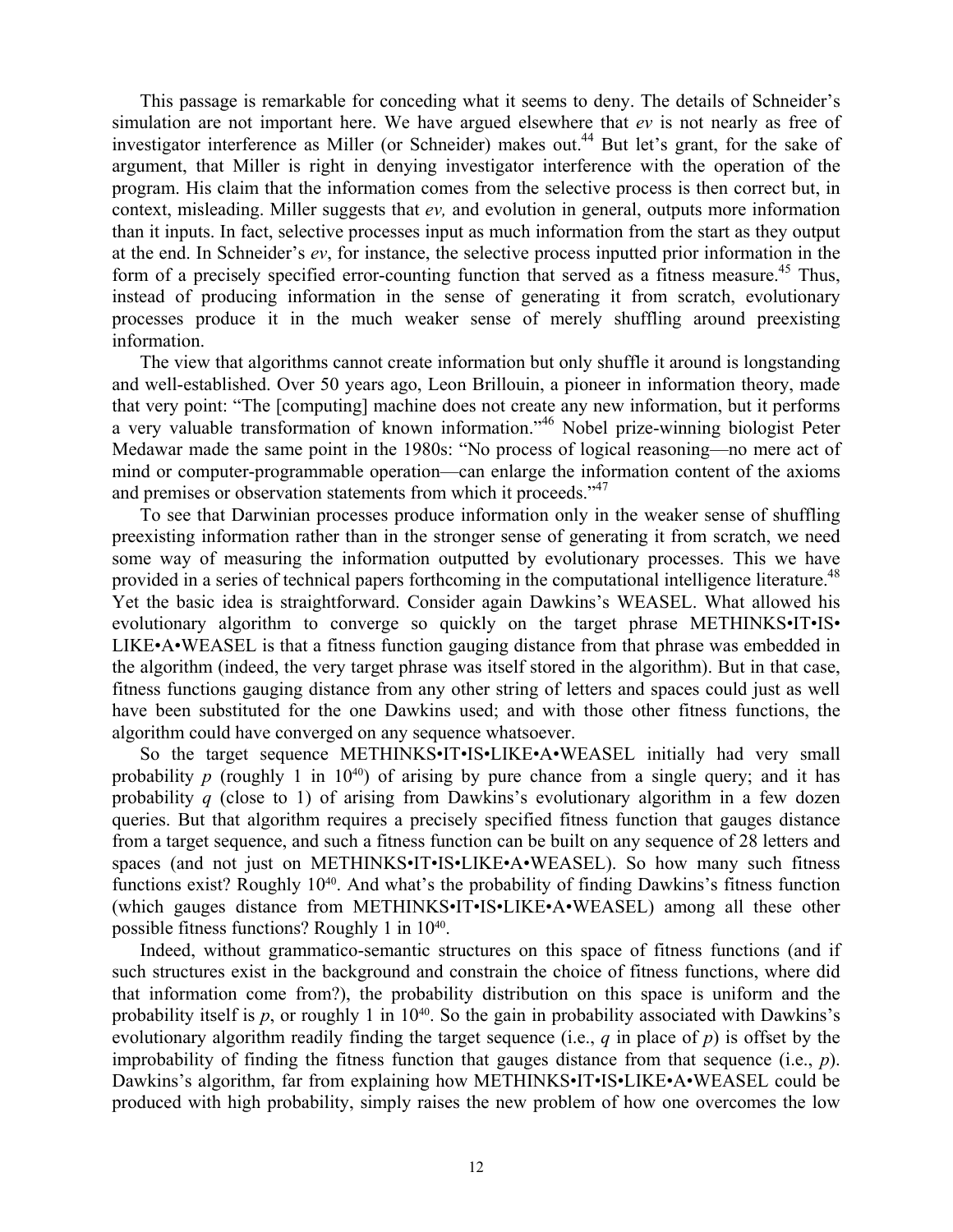This passage is remarkable for conceding what it seems to deny. The details of Schneider's simulation are not important here. We have argued elsewhere that *ev* is not nearly as free of investigator interference as Miller (or Schneider) makes out.[44] But let's grant, for the sake of argument, that Miller is right in denying investigator interference with the operation of the program. His claim that the information comes from the selective process is then correct but, in context, misleading. Miller suggests that *ev,* and evolution in general, outputs more information than it inputs. In fact, selective processes input as much information from the start as they output at the end. In Schneider's *ev*, for instance, the selective process inputted prior information in the form of a precisely specified error-counting function that served as a fitness measure.[45] Thus, instead of producing information in the sense of generating it from scratch, evolutionary processes produce it in the much weaker sense of merely shuffling around preexisting information.

The view that algorithms cannot create information but only shuffle it around is longstanding and well-established. Over 50 years ago, Leon Brillouin, a pioneer in information theory, made that very point: "The [computing] machine does not create any new information, but it performs a very valuable transformation of known information."[46] Nobel prize-winning biologist Peter Medawar made the same point in the 1980s: "No process of logical reasoning—no mere act of mind or computer-programmable operation—can enlarge the information content of the axioms and premises or observation statements from which it proceeds."[47]

To see that Darwinian processes produce information only in the weaker sense of shuffling preexisting information rather than in the stronger sense of generating it from scratch, we need some way of measuring the information outputted by evolutionary processes. This we have provided in a series of technical papers forthcoming in the computational intelligence literature.[48] Yet the basic idea is straightforward. Consider again Dawkins's WEASEL. What allowed his evolutionary algorithm to converge so quickly on the target phrase METHINKS•IT•IS•LIKE•A•WEASEL is that a fitness function gauging distance from that phrase was embedded in the algorithm (indeed, the very target phrase was itself stored in the algorithm). But in that case, fitness functions gauging distance from any other string of letters and spaces could just as well have been substituted for the one Dawkins used; and with those other fitness functions, the algorithm could have converged on any sequence whatsoever.

So the target sequence METHINKS•IT•IS•LIKE•A•WEASEL initially had very small probability $p$ (roughly 1 in $10^{40}$) of arising by pure chance from a single query; and it has probability $q$ (close to 1) of arising from Dawkins's evolutionary algorithm in a few dozen queries. But that algorithm requires a precisely specified fitness function that gauges distance from a target sequence, and such a fitness function can be built on any sequence of 28 letters and spaces (and not just on METHINKS•IT•IS•LIKE•A•WEASEL). So how many such fitness functions exist? Roughly $10^{40}$. And what's the probability of finding Dawkins's fitness function (which gauges distance from METHINKS•IT•IS•LIKE•A•WEASEL) among all these other possible fitness functions? Roughly 1 in $10^{40}$.

Indeed, without grammatico-semantic structures on this space of fitness functions (and if such structures exist in the background and constrain the choice of fitness functions, where did that information come from?), the probability distribution on this space is uniform and the probability itself is $p$, or roughly 1 in $10^{40}$. So the gain in probability associated with Dawkins's evolutionary algorithm readily finding the target sequence (i.e., $q$ in place of $p$) is offset by the improbability of finding the fitness function that gauges distance from that sequence (i.e., $p$). Dawkins's algorithm, far from explaining how METHINKS•IT•IS•LIKE•A•WEASEL could be produced with high probability, simply raises the new problem of how one overcomes the low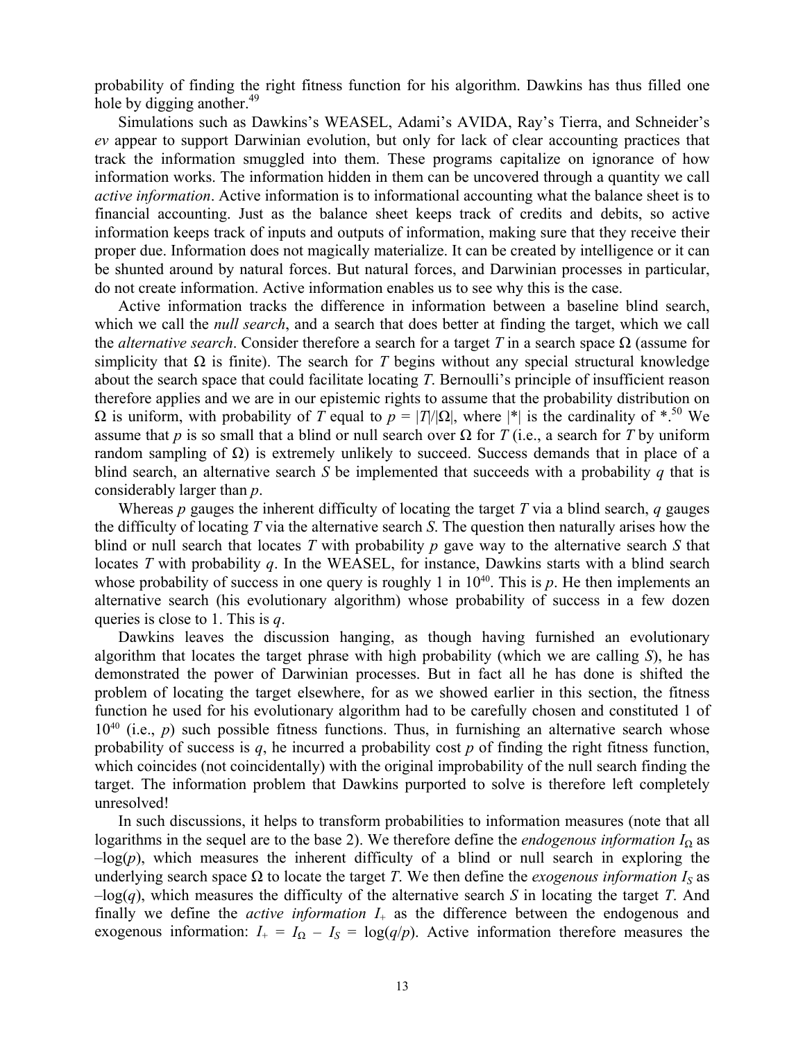probability of finding the right fitness function for his algorithm. Dawkins has thus filled one hole by digging another.[49]

Simulations such as Dawkins's WEASEL, Adami's AVIDA, Ray's Tierra, and Schneider's *ev* appear to support Darwinian evolution, but only for lack of clear accounting practices that track the information smuggled into them. These programs capitalize on ignorance of how information works. The information hidden in them can be uncovered through a quantity we call *active information*. Active information is to informational accounting what the balance sheet is to financial accounting. Just as the balance sheet keeps track of credits and debits, so active information keeps track of inputs and outputs of information, making sure that they receive their proper due. Information does not magically materialize. It can be created by intelligence or it can be shunted around by natural forces. But natural forces, and Darwinian processes in particular, do not create information. Active information enables us to see why this is the case.

Active information tracks the difference in information between a baseline blind search, which we call the *null search*, and a search that does better at finding the target, which we call the *alternative search*. Consider therefore a search for a target $T$ in a search space $\Omega$ (assume for simplicity that $\Omega$ is finite). The search for $T$ begins without any special structural knowledge about the search space that could facilitate locating $T$. Bernoulli's principle of insufficient reason therefore applies and we are in our epistemic rights to assume that the probability distribution on $\Omega$ is uniform, with probability of $T$ equal to $p = |T|/|\Omega|$, where $|*|$ is the cardinality of $*$.[50] We assume that $p$ is so small that a blind or null search over $\Omega$ for $T$ (i.e., a search for $T$ by uniform random sampling of $\Omega$) is extremely unlikely to succeed. Success demands that in place of a blind search, an alternative search $S$ be implemented that succeeds with a probability $q$ that is considerably larger than $p$.

Whereas $p$ gauges the inherent difficulty of locating the target $T$ via a blind search, $q$ gauges the difficulty of locating $T$ via the alternative search $S$. The question then naturally arises how the blind or null search that locates $T$ with probability $p$ gave way to the alternative search $S$ that locates $T$ with probability $q$. In the WEASEL, for instance, Dawkins starts with a blind search whose probability of success in one query is roughly 1 in $10^{40}$. This is $p$. He then implements an alternative search (his evolutionary algorithm) whose probability of success in a few dozen queries is close to 1. This is $q$.

Dawkins leaves the discussion hanging, as though having furnished an evolutionary algorithm that locates the target phrase with high probability (which we are calling $S$), he has demonstrated the power of Darwinian processes. But in fact all he has done is shifted the problem of locating the target elsewhere, for as we showed earlier in this section, the fitness function he used for his evolutionary algorithm had to be carefully chosen and constituted 1 of $10^{40}$ (i.e., $p$) such possible fitness functions. Thus, in furnishing an alternative search whose probability of success is $q$, he incurred a probability cost $p$ of finding the right fitness function, which coincides (not coincidentally) with the original improbability of the null search finding the target. The information problem that Dawkins purported to solve is therefore left completely unresolved!

In such discussions, it helps to transform probabilities to information measures (note that all logarithms in the sequel are to the base 2). We therefore define the *endogenous information* $I_\Omega$ as $-\log(p)$, which measures the inherent difficulty of a blind or null search in exploring the underlying search space $\Omega$ to locate the target $T$. We then define the *exogenous information* $I_S$ as $-\log(q)$, which measures the difficulty of the alternative search $S$ in locating the target $T$. And finally we define the *active information* $I_+$ as the difference between the endogenous and exogenous information: $I_+ = I_\Omega - I_S = \log(q/p)$. Active information therefore measures the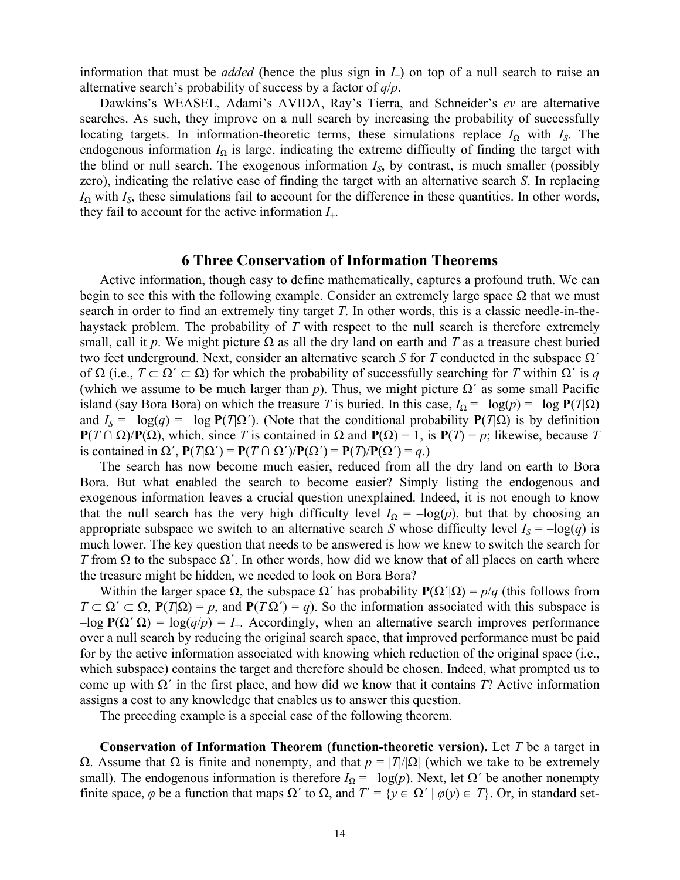information that must be *added* (hence the plus sign in $I_+$) on top of a null search to raise an alternative search's probability of success by a factor of $q/p$.

Dawkins's WEASEL, Adami's AVIDA, Ray's Tierra, and Schneider's *ev* are alternative searches. As such, they improve on a null search by increasing the probability of successfully locating targets. In information-theoretic terms, these simulations replace $I_\Omega$ with $I_S$. The endogenous information $I_\Omega$ is large, indicating the extreme difficulty of finding the target with the blind or null search. The exogenous information $I_S$, by contrast, is much smaller (possibly zero), indicating the relative ease of finding the target with an alternative search $S$. In replacing $I_\Omega$ with $I_S$, these simulations fail to account for the difference in these quantities. In other words, they fail to account for the active information $I_+$.

## 6 Three Conservation of Information Theorems

Active information, though easy to define mathematically, captures a profound truth. We can begin to see this with the following example. Consider an extremely large space $\Omega$ that we must search in order to find an extremely tiny target $T$. In other words, this is a classic needle-in-the-haystack problem. The probability of $T$ with respect to the null search is therefore extremely small, call it $p$. We might picture $\Omega$ as all the dry land on earth and $T$ as a treasure chest buried two feet underground. Next, consider an alternative search $S$ for $T$ conducted in the subspace $\Omega'$ of $\Omega$ (i.e., $T \subset \Omega' \subset \Omega$) for which the probability of successfully searching for $T$ within $\Omega'$ is $q$ (which we assume to be much larger than $p$). Thus, we might picture $\Omega'$ as some small Pacific island (say Bora Bora) on which the treasure $T$ is buried. In this case, $I_\Omega = -\log(p) = -\log \mathbf{P}(T|\Omega)$ and $I_S = -\log(q) = -\log \mathbf{P}(T|\Omega')$. (Note that the conditional probability $\mathbf{P}(T|\Omega)$ is by definition $\mathbf{P}(T \cap \Omega)/\mathbf{P}(\Omega)$, which, since $T$ is contained in $\Omega$ and $\mathbf{P}(\Omega) = 1$, is $\mathbf{P}(T) = p$; likewise, because $T$ is contained in $\Omega'$, $\mathbf{P}(T|\Omega') = \mathbf{P}(T \cap \Omega')/\mathbf{P}(\Omega') = \mathbf{P}(T)/\mathbf{P}(\Omega') = q$.)

The search has now become much easier, reduced from all the dry land on earth to Bora Bora. But what enabled the search to become easier? Simply listing the endogenous and exogenous information leaves a crucial question unexplained. Indeed, it is not enough to know that the null search has the very high difficulty level $I_\Omega = -\log(p)$, but that by choosing an appropriate subspace we switch to an alternative search $S$ whose difficulty level $I_S = -\log(q)$ is much lower. The key question that needs to be answered is how we knew to switch the search for $T$ from $\Omega$ to the subspace $\Omega'$. In other words, how did we know that of all places on earth where the treasure might be hidden, we needed to look on Bora Bora?

Within the larger space $\Omega$, the subspace $\Omega'$ has probability $\mathbf{P}(\Omega'|\Omega) = p/q$ (this follows from $T \subset \Omega' \subset \Omega$, $\mathbf{P}(T|\Omega) = p$, and $\mathbf{P}(T|\Omega') = q$). So the information associated with this subspace is $-\log \mathbf{P}(\Omega'|\Omega) = \log(q/p) = I_+$. Accordingly, when an alternative search improves performance over a null search by reducing the original search space, that improved performance must be paid for by the active information associated with knowing which reduction of the original space (i.e., which subspace) contains the target and therefore should be chosen. Indeed, what prompted us to come up with $\Omega'$ in the first place, and how did we know that it contains $T$? Active information assigns a cost to any knowledge that enables us to answer this question.

The preceding example is a special case of the following theorem.

**Conservation of Information Theorem (function-theoretic version).** Let $T$ be a target in $\Omega$. Assume that $\Omega$ is finite and nonempty, and that $p = |T|/|\Omega|$ (which we take to be extremely small). The endogenous information is therefore $I_\Omega = -\log(p)$. Next, let $\Omega'$ be another nonempty finite space, $\varphi$ be a function that maps $\Omega'$ to $\Omega$, and $T' = \{y \in \Omega' \mid \varphi(y) \in T\}$. Or, in standard set-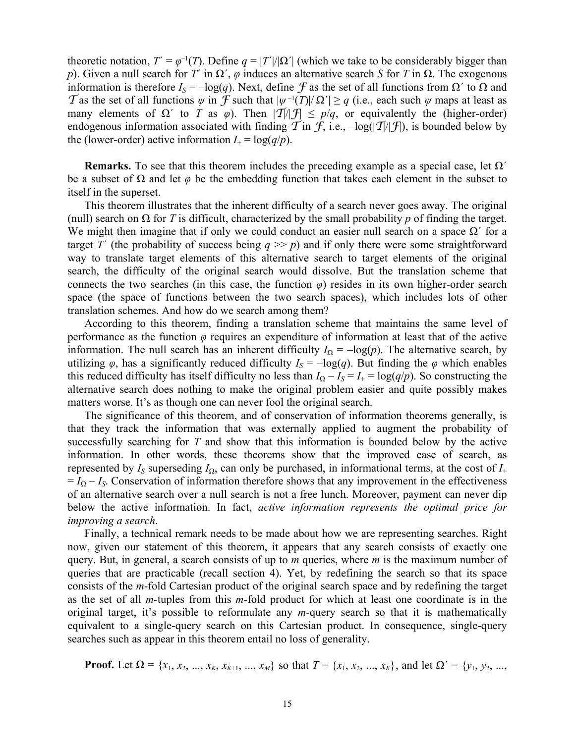theoretic notation, $T' = \varphi^{-1}(T)$. Define $q = |T'|/|\Omega'|$ (which we take to be considerably bigger than $p$). Given a null search for $T'$ in $\Omega'$, $\varphi$ induces an alternative search $S$ for $T$ in $\Omega$. The exogenous information is therefore $I_S = -\log(q)$. Next, define $\mathcal{F}$ as the set of all functions from $\Omega'$ to $\Omega$ and $\mathcal{T}$ as the set of all functions $\psi$ in $\mathcal{F}$ such that $|\psi^{-1}(T)|/|\Omega'| \geq q$ (i.e., each such $\psi$ maps at least as many elements of $\Omega'$ to $T$ as $\varphi$). Then $|\mathcal{T}|/|\mathcal{F}| \leq p/q$, or equivalently the (higher-order) endogenous information associated with finding $\mathcal{T}$ in $\mathcal{F}$, i.e., $-\log(|\mathcal{T}|/|\mathcal{F}|)$, is bounded below by the (lower-order) active information $I_+ = \log(q/p)$.

**Remarks.** To see that this theorem includes the preceding example as a special case, let $\Omega'$ be a subset of $\Omega$ and let $\varphi$ be the embedding function that takes each element in the subset to itself in the superset.

This theorem illustrates that the inherent difficulty of a search never goes away. The original (null) search on $\Omega$ for $T$ is difficult, characterized by the small probability $p$ of finding the target. We might then imagine that if only we could conduct an easier null search on a space $\Omega'$ for a target $T'$ (the probability of success being $q >> p$) and if only there were some straightforward way to translate target elements of this alternative search to target elements of the original search, the difficulty of the original search would dissolve. But the translation scheme that connects the two searches (in this case, the function $\varphi$) resides in its own higher-order search space (the space of functions between the two search spaces), which includes lots of other translation schemes. And how do we search among them?

According to this theorem, finding a translation scheme that maintains the same level of performance as the function $\varphi$ requires an expenditure of information at least that of the active information. The null search has an inherent difficulty $I_\Omega = -\log(p)$. The alternative search, by utilizing $\varphi$, has a significantly reduced difficulty $I_S = -\log(q)$. But finding the $\varphi$ which enables this reduced difficulty has itself difficulty no less than $I_\Omega - I_S = I_+ = \log(q/p)$. So constructing the alternative search does nothing to make the original problem easier and quite possibly makes matters worse. It's as though one can never fool the original search.

The significance of this theorem, and of conservation of information theorems generally, is that they track the information that was externally applied to augment the probability of successfully searching for $T$ and show that this information is bounded below by the active information. In other words, these theorems show that the improved ease of search, as represented by $I_S$ superseding $I_\Omega$, can only be purchased, in informational terms, at the cost of $I_+ = I_\Omega - I_S$. Conservation of information therefore shows that any improvement in the effectiveness of an alternative search over a null search is not a free lunch. Moreover, payment can never dip below the active information. In fact, *active information represents the optimal price for improving a search*.

Finally, a technical remark needs to be made about how we are representing searches. Right now, given our statement of this theorem, it appears that any search consists of exactly one query. But, in general, a search consists of up to $m$ queries, where $m$ is the maximum number of queries that are practicable (recall section 4). Yet, by redefining the search so that its space consists of the $m$-fold Cartesian product of the original search space and by redefining the target as the set of all $m$-tuples from this $m$-fold product for which at least one coordinate is in the original target, it's possible to reformulate any $m$-query search so that it is mathematically equivalent to a single-query search on this Cartesian product. In consequence, single-query searches such as appear in this theorem entail no loss of generality.

**Proof.** Let $\Omega = \{x_1, x_2, ..., x_K, x_{K+1}, ..., x_M\}$ so that $T = \{x_1, x_2, ..., x_K\}$, and let $\Omega' = \{y_1, y_2, ...,$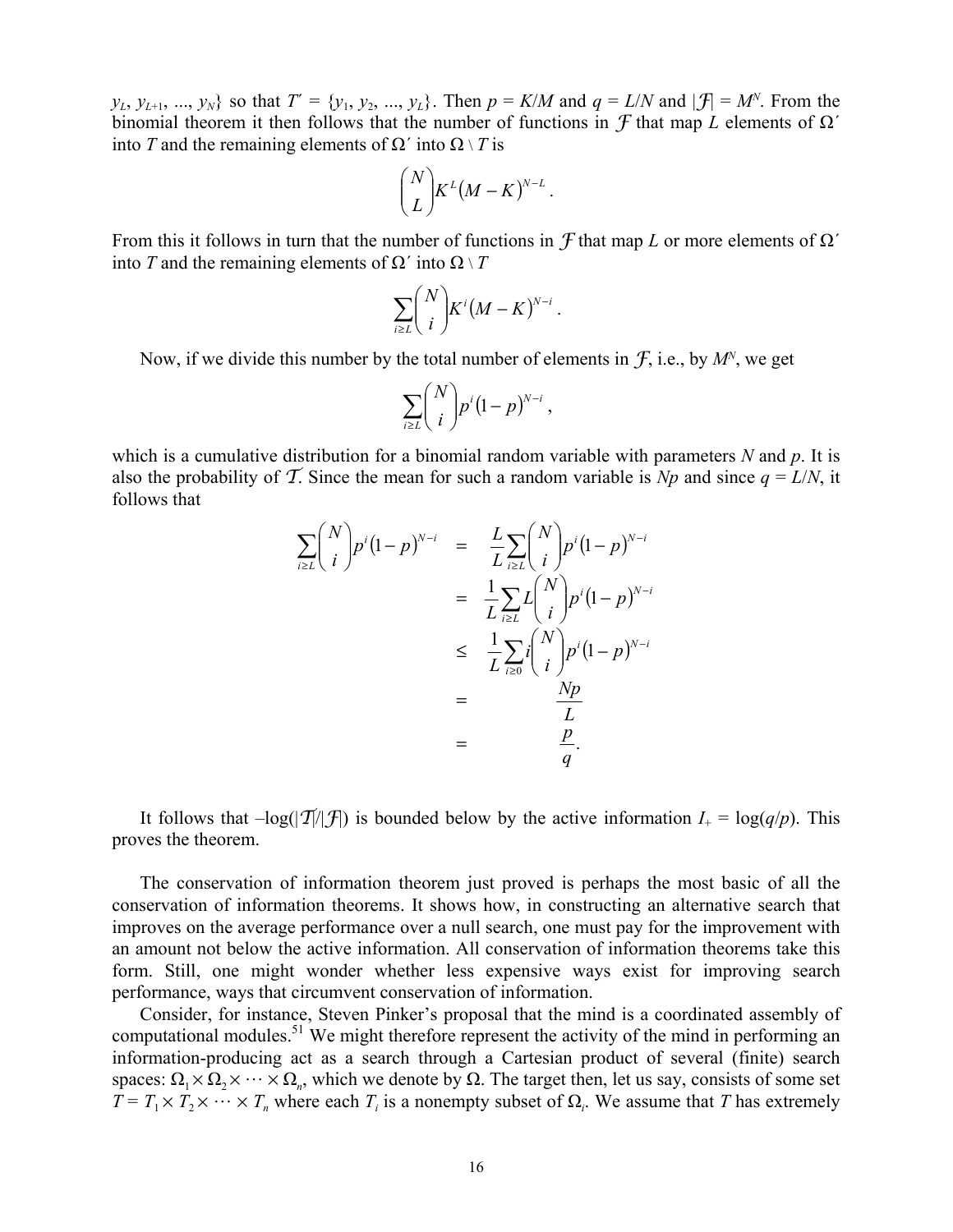$y_L, y_{L+1}, ..., y_N\}$ so that $T' = \{y_1, y_2, ..., y_L\}$. Then $p = K/M$ and $q = L/N$ and $|\mathcal{F}| = M^N$. From the binomial theorem it then follows that the number of functions in $\mathcal{F}$ that map $L$ elements of $\Omega'$ into $T$ and the remaining elements of $\Omega'$ into $\Omega \setminus T$ is

$$\binom{N}{L} K^L (M-K)^{N-L}.$$

From this it follows in turn that the number of functions in $\mathcal{F}$ that map $L$ or more elements of $\Omega'$ into $T$ and the remaining elements of $\Omega'$ into $\Omega \setminus T$

$$\sum_{i \geq L} \binom{N}{i} K^i (M-K)^{N-i}.$$

Now, if we divide this number by the total number of elements in $\mathcal{F}$, i.e., by $M^N$, we get

$$\sum_{i \geq L} \binom{N}{i} p^i (1-p)^{N-i},$$

which is a cumulative distribution for a binomial random variable with parameters $N$ and $p$. It is also the probability of $\mathcal{T}$. Since the mean for such a random variable is $Np$ and since $q = L/N$, it follows that

$$\begin{aligned}
\sum_{i \geq L} \binom{N}{i} p^i (1-p)^{N-i} &= \frac{L}{L} \sum_{i \geq L} \binom{N}{i} p^i (1-p)^{N-i} \\
&= \frac{1}{L} \sum_{i \geq L} L \binom{N}{i} p^i (1-p)^{N-i} \\
&\leq \frac{1}{L} \sum_{i \geq 0} i \binom{N}{i} p^i (1-p)^{N-i} \\
&= \frac{Np}{L} \\
&= \frac{p}{q}.
\end{aligned}$$

It follows that $-\log(|\mathcal{T}|/|\mathcal{F}|)$ is bounded below by the active information $I_+ = \log(q/p)$. This proves the theorem.

The conservation of information theorem just proved is perhaps the most basic of all the conservation of information theorems. It shows how, in constructing an alternative search that improves on the average performance over a null search, one must pay for the improvement with an amount not below the active information. All conservation of information theorems take this form. Still, one might wonder whether less expensive ways exist for improving search performance, ways that circumvent conservation of information.

Consider, for instance, Steven Pinker's proposal that the mind is a coordinated assembly of computational modules.[51] We might therefore represent the activity of the mind in performing an information-producing act as a search through a Cartesian product of several (finite) search spaces: $\Omega_1 \times \Omega_2 \times \cdots \times \Omega_n$, which we denote by $\Omega$. The target then, let us say, consists of some set $T = T_1 \times T_2 \times \cdots \times T_n$ where each $T_i$ is a nonempty subset of $\Omega_i$. We assume that $T$ has extremely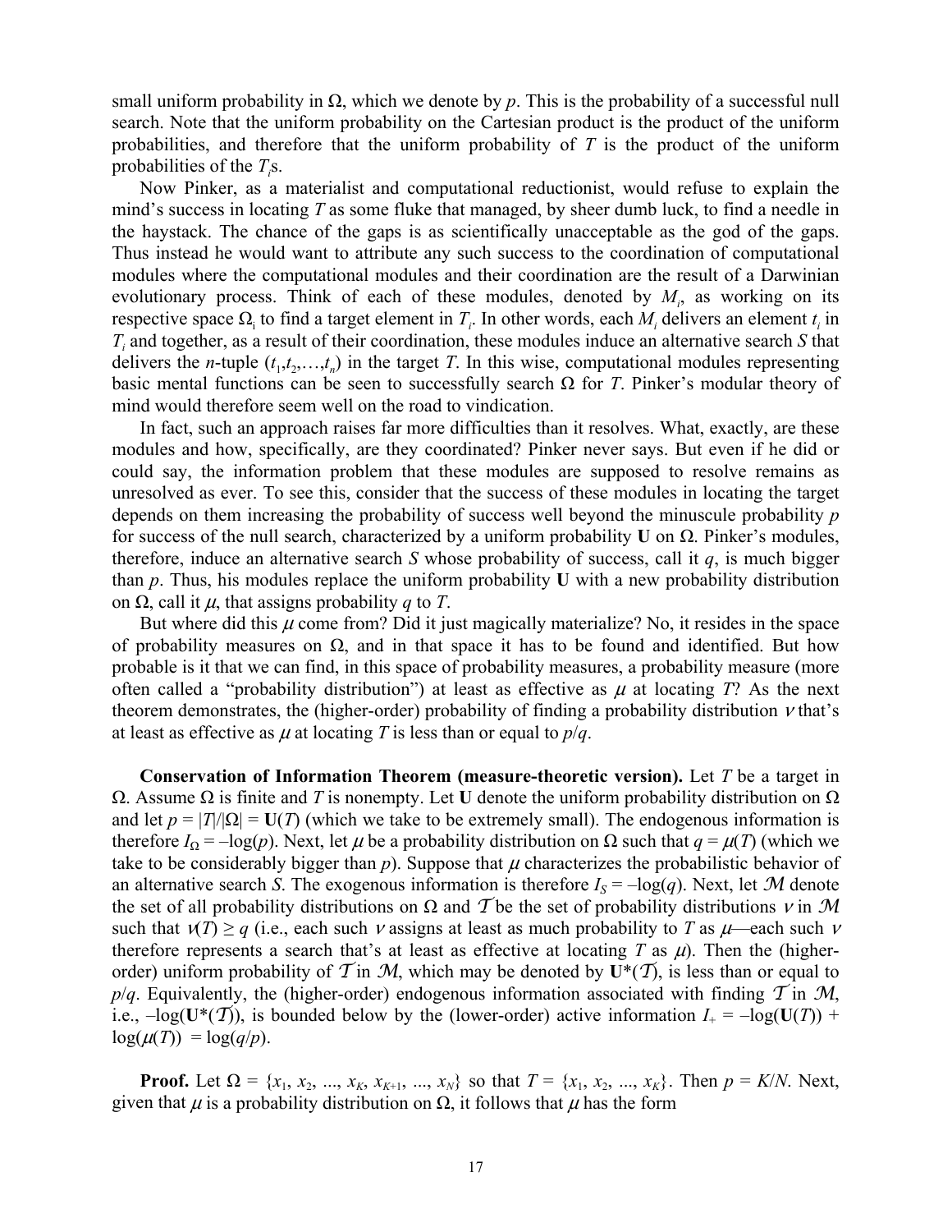small uniform probability in $\Omega$, which we denote by $p$. This is the probability of a successful null search. Note that the uniform probability on the Cartesian product is the product of the uniform probabilities, and therefore that the uniform probability of $T$ is the product of the uniform probabilities of the $T_i$s.

Now Pinker, as a materialist and computational reductionist, would refuse to explain the mind's success in locating $T$ as some fluke that managed, by sheer dumb luck, to find a needle in the haystack. The chance of the gaps is as scientifically unacceptable as the god of the gaps. Thus instead he would want to attribute any such success to the coordination of computational modules where the computational modules and their coordination are the result of a Darwinian evolutionary process. Think of each of these modules, denoted by $M_i$, as working on its respective space $\Omega_i$ to find a target element in $T_i$. In other words, each $M_i$ delivers an element $t_i$ in $T_i$ and together, as a result of their coordination, these modules induce an alternative search $S$ that delivers the $n$-tuple $(t_1,t_2,\ldots,t_n)$ in the target $T$. In this wise, computational modules representing basic mental functions can be seen to successfully search $\Omega$ for $T$. Pinker's modular theory of mind would therefore seem well on the road to vindication.

In fact, such an approach raises far more difficulties than it resolves. What, exactly, are these modules and how, specifically, are they coordinated? Pinker never says. But even if he did or could say, the information problem that these modules are supposed to resolve remains as unresolved as ever. To see this, consider that the success of these modules in locating the target depends on them increasing the probability of success well beyond the minuscule probability $p$ for success of the null search, characterized by a uniform probability $\mathbf{U}$ on $\Omega$. Pinker's modules, therefore, induce an alternative search $S$ whose probability of success, call it $q$, is much bigger than $p$. Thus, his modules replace the uniform probability $\mathbf{U}$ with a new probability distribution on $\Omega$, call it $\mu$, that assigns probability $q$ to $T$.

But where did this $\mu$ come from? Did it just magically materialize? No, it resides in the space of probability measures on $\Omega$, and in that space it has to be found and identified. But how probable is it that we can find, in this space of probability measures, a probability measure (more often called a "probability distribution") at least as effective as $\mu$ at locating $T$? As the next theorem demonstrates, the (higher-order) probability of finding a probability distribution $\nu$ that's at least as effective as $\mu$ at locating $T$ is less than or equal to $p/q$.

**Conservation of Information Theorem (measure-theoretic version).** Let $T$ be a target in $\Omega$. Assume $\Omega$ is finite and $T$ is nonempty. Let $\mathbf{U}$ denote the uniform probability distribution on $\Omega$ and let $p = |T|/|\Omega| = \mathbf{U}(T)$ (which we take to be extremely small). The endogenous information is therefore $I_\Omega = -\log(p)$. Next, let $\mu$ be a probability distribution on $\Omega$ such that $q = \mu(T)$ (which we take to be considerably bigger than $p$). Suppose that $\mu$ characterizes the probabilistic behavior of an alternative search $S$. The exogenous information is therefore $I_S = -\log(q)$. Next, let $\mathcal{M}$ denote the set of all probability distributions on $\Omega$ and $\mathcal{T}$ be the set of probability distributions $\nu$ in $\mathcal{M}$ such that $\nu(T) \geq q$ (i.e., each such $\nu$ assigns at least as much probability to $T$ as $\mu$—each such $\nu$ therefore represents a search that's at least as effective at locating $T$ as $\mu$). Then the (higher-order) uniform probability of $\mathcal{T}$ in $\mathcal{M}$, which may be denoted by $\mathbf{U}^*(\mathcal{T})$, is less than or equal to $p/q$. Equivalently, the (higher-order) endogenous information associated with finding $\mathcal{T}$ in $\mathcal{M}$, i.e., $-\log(\mathbf{U}^*(\mathcal{T}))$, is bounded below by the (lower-order) active information $I_+ = -\log(\mathbf{U}(T)) + \log(\mu(T)) = \log(q/p)$.

**Proof.** Let $\Omega = \{x_1, x_2, \ldots, x_K, x_{K+1}, \ldots, x_N\}$ so that $T = \{x_1, x_2, \ldots, x_K\}$. Then $p = K/N$. Next, given that $\mu$ is a probability distribution on $\Omega$, it follows that $\mu$ has the form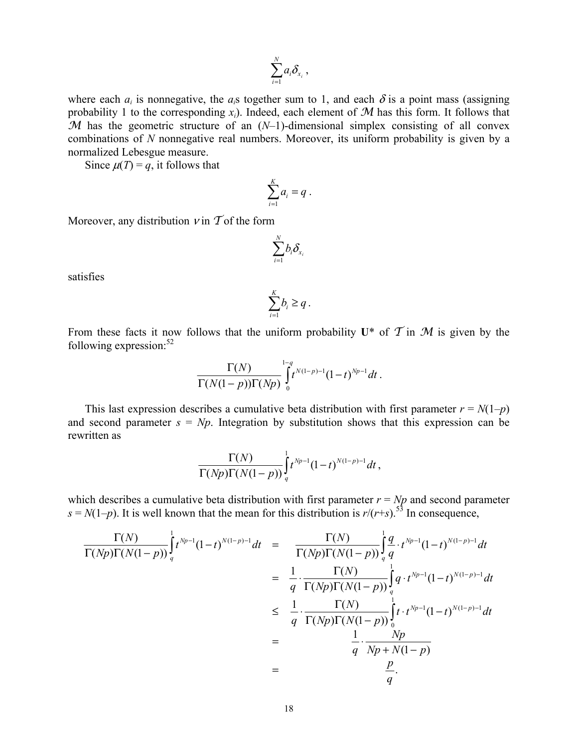$$\sum_{i=1}^{N} a_i \delta_{x_i} ,$$

where each $a_i$ is nonnegative, the $a_i$s together sum to 1, and each $\delta$ is a point mass (assigning probability 1 to the corresponding $x_i$). Indeed, each element of $\mathcal{M}$ has this form. It follows that $\mathcal{M}$ has the geometric structure of an ($N$–1)-dimensional simplex consisting of all convex combinations of $N$ nonnegative real numbers. Moreover, its uniform probability is given by a normalized Lebesgue measure.

Since $\mu(T) = q$, it follows that

$$\sum_{i=1}^{K} a_i = q .$$

Moreover, any distribution $\nu$ in $\mathcal{T}$ of the form

$$\sum_{i=1}^{N} b_i \delta_{x_i}$$

satisfies

$$\sum_{i=1}^{K} b_i \geq q .$$

From these facts it now follows that the uniform probability $\mathbf{U}^*$ of $\mathcal{T}$ in $\mathcal{M}$ is given by the following expression:[52]

$$\frac{\Gamma(N)}{\Gamma(N(1-p))\Gamma(Np)} \int_0^{1-q} t^{N(1-p)-1}(1-t)^{Np-1} dt .$$

This last expression describes a cumulative beta distribution with first parameter $r = N(1–p)$ and second parameter $s = Np$. Integration by substitution shows that this expression can be rewritten as

$$\frac{\Gamma(N)}{\Gamma(Np)\Gamma(N(1-p))} \int_q^{1} t^{Np-1}(1-t)^{N(1-p)-1} dt ,$$

which describes a cumulative beta distribution with first parameter $r = Np$ and second parameter $s = N(1–p)$. It is well known that the mean for this distribution is $r/(r+s)$.[53] In consequence,

$$\begin{aligned}
\frac{\Gamma(N)}{\Gamma(Np)\Gamma(N(1-p))} \int_q^{1} t^{Np-1}(1-t)^{N(1-p)-1} dt &= \frac{\Gamma(N)}{\Gamma(Np)\Gamma(N(1-p))} \int_q^{1} \frac{q}{q} \cdot t^{Np-1}(1-t)^{N(1-p)-1} dt \\
&= \frac{1}{q} \cdot \frac{\Gamma(N)}{\Gamma(Np)\Gamma(N(1-p))} \int_q^{1} q \cdot t^{Np-1}(1-t)^{N(1-p)-1} dt \\
&\leq \frac{1}{q} \cdot \frac{\Gamma(N)}{\Gamma(Np)\Gamma(N(1-p))} \int_0^{1} t \cdot t^{Np-1}(1-t)^{N(1-p)-1} dt \\
&= \frac{1}{q} \cdot \frac{Np}{Np + N(1-p)} \\
&= \frac{p}{q}.
\end{aligned}$$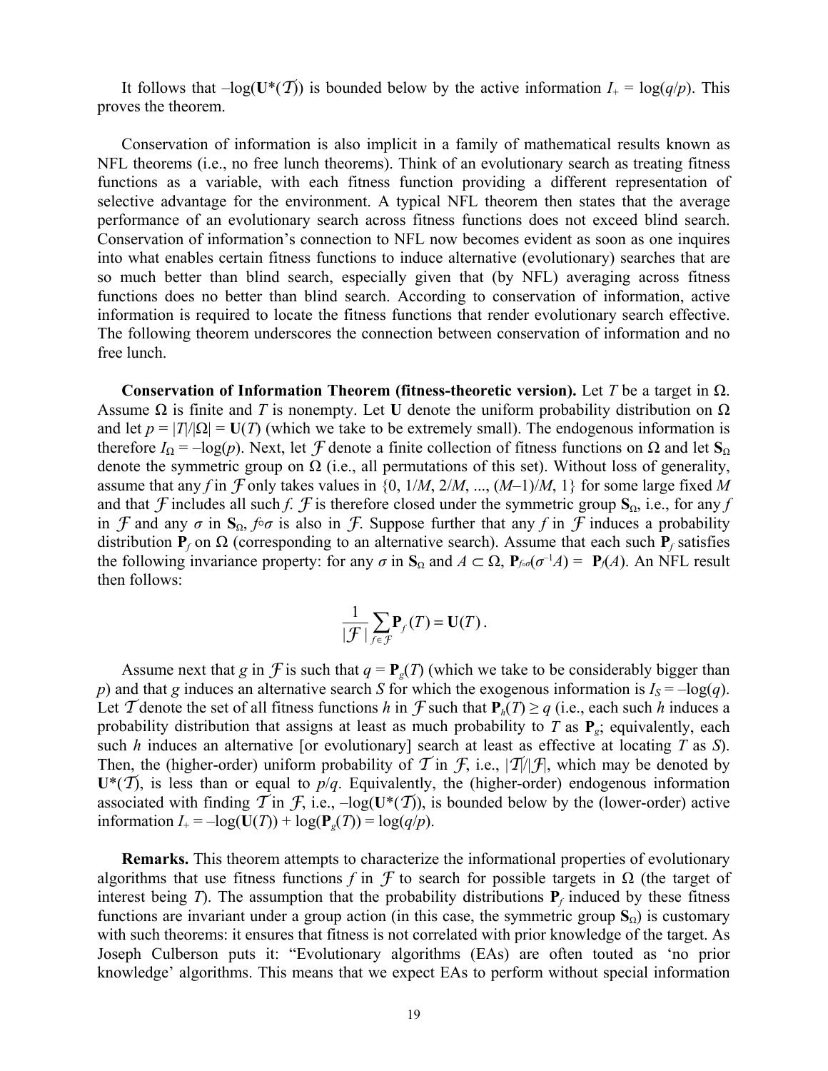It follows that $-\log(\mathbf{U}^*(\mathcal{T}))$ is bounded below by the active information $I_+ = \log(q/p)$. This proves the theorem.

Conservation of information is also implicit in a family of mathematical results known as NFL theorems (i.e., no free lunch theorems). Think of an evolutionary search as treating fitness functions as a variable, with each fitness function providing a different representation of selective advantage for the environment. A typical NFL theorem then states that the average performance of an evolutionary search across fitness functions does not exceed blind search. Conservation of information's connection to NFL now becomes evident as soon as one inquires into what enables certain fitness functions to induce alternative (evolutionary) searches that are so much better than blind search, especially given that (by NFL) averaging across fitness functions does no better than blind search. According to conservation of information, active information is required to locate the fitness functions that render evolutionary search effective. The following theorem underscores the connection between conservation of information and no free lunch.

**Conservation of Information Theorem (fitness-theoretic version).** Let $T$ be a target in $\Omega$. Assume $\Omega$ is finite and $T$ is nonempty. Let $\mathbf{U}$ denote the uniform probability distribution on $\Omega$ and let $p = |T|/|\Omega| = \mathbf{U}(T)$ (which we take to be extremely small). The endogenous information is therefore $I_\Omega = -\log(p)$. Next, let $\mathcal{F}$ denote a finite collection of fitness functions on $\Omega$ and let $\mathbf{S}_\Omega$ denote the symmetric group on $\Omega$ (i.e., all permutations of this set). Without loss of generality, assume that any $f$ in $\mathcal{F}$ only takes values in $\{0, 1/M, 2/M, ..., (M-1)/M, 1\}$ for some large fixed $M$ and that $\mathcal{F}$ includes all such $f$. $\mathcal{F}$ is therefore closed under the symmetric group $\mathbf{S}_\Omega$, i.e., for any $f$ in $\mathcal{F}$ and any $\sigma$ in $\mathbf{S}_\Omega$, $f \circ \sigma$ is also in $\mathcal{F}$. Suppose further that any $f$ in $\mathcal{F}$ induces a probability distribution $\mathbf{P}_f$ on $\Omega$ (corresponding to an alternative search). Assume that each such $\mathbf{P}_f$ satisfies the following invariance property: for any $\sigma$ in $\mathbf{S}_\Omega$ and $A \subset \Omega$, $\mathbf{P}_{f\circ\sigma}(\sigma^{-1}A) = \mathbf{P}_f(A)$. An NFL result then follows:

$$\frac{1}{|\mathcal{F}|}\sum_{f\in\mathcal{F}}\mathbf{P}_f(T) = \mathbf{U}(T)\,.$$

Assume next that $g$ in $\mathcal{F}$ is such that $q = \mathbf{P}_g(T)$ (which we take to be considerably bigger than $p$) and that $g$ induces an alternative search $S$ for which the exogenous information is $I_S = -\log(q)$. Let $\mathcal{T}$ denote the set of all fitness functions $h$ in $\mathcal{F}$ such that $\mathbf{P}_h(T) \geq q$ (i.e., each such $h$ induces a probability distribution that assigns at least as much probability to $T$ as $\mathbf{P}_g$; equivalently, each such $h$ induces an alternative [or evolutionary] search at least as effective at locating $T$ as $S$). Then, the (higher-order) uniform probability of $\mathcal{T}$ in $\mathcal{F}$, i.e., $|\mathcal{T}|/|\mathcal{F}|$, which may be denoted by $\mathbf{U}^*(\mathcal{T})$, is less than or equal to $p/q$. Equivalently, the (higher-order) endogenous information associated with finding $\mathcal{T}$ in $\mathcal{F}$, i.e., $-\log(\mathbf{U}^*(\mathcal{T}))$, is bounded below by the (lower-order) active information $I_+ = -\log(\mathbf{U}(T)) + \log(\mathbf{P}_g(T)) = \log(q/p)$.

**Remarks.** This theorem attempts to characterize the informational properties of evolutionary algorithms that use fitness functions $f$ in $\mathcal{F}$ to search for possible targets in $\Omega$ (the target of interest being $T$). The assumption that the probability distributions $\mathbf{P}_f$ induced by these fitness functions are invariant under a group action (in this case, the symmetric group $\mathbf{S}_\Omega$) is customary with such theorems: it ensures that fitness is not correlated with prior knowledge of the target. As Joseph Culberson puts it: "Evolutionary algorithms (EAs) are often touted as 'no prior knowledge' algorithms. This means that we expect EAs to perform without special information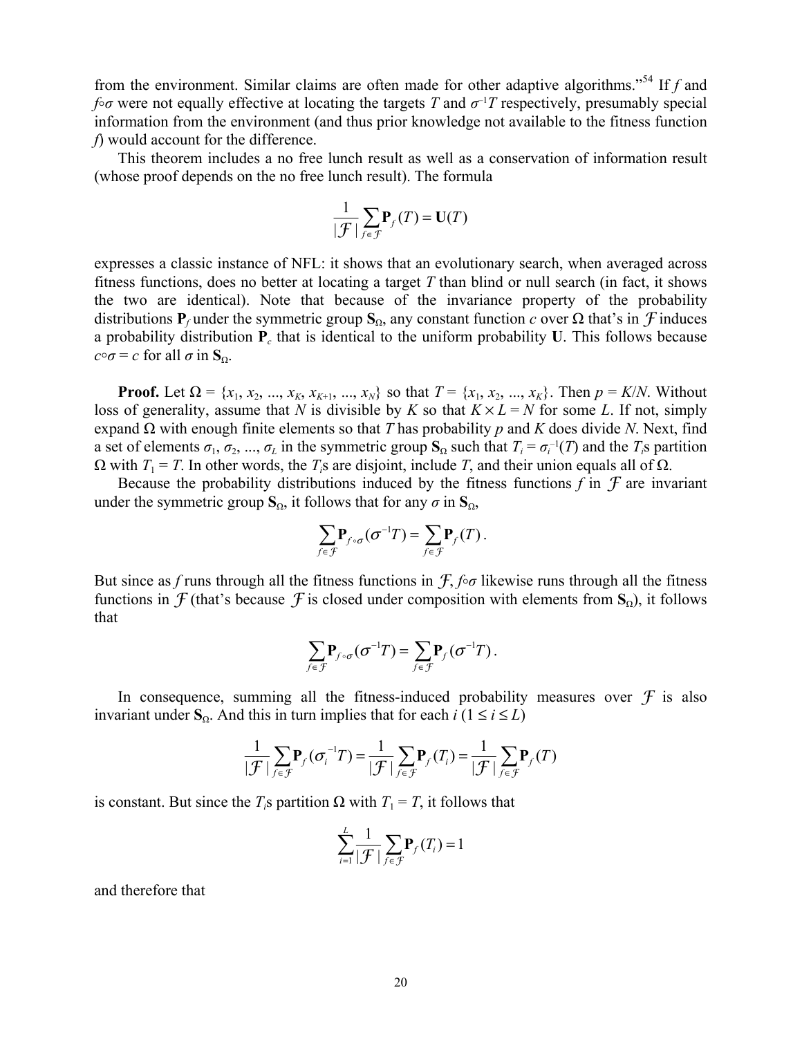from the environment. Similar claims are often made for other adaptive algorithms."[54] If $f$ and $f \circ \sigma$ were not equally effective at locating the targets $T$ and $\sigma^{-1}T$ respectively, presumably special information from the environment (and thus prior knowledge not available to the fitness function $f$) would account for the difference.

This theorem includes a no free lunch result as well as a conservation of information result (whose proof depends on the no free lunch result). The formula

$$\frac{1}{|\mathcal{F}|}\sum_{f \in \mathcal{F}} \mathbf{P}_f(T) = \mathbf{U}(T)$$

expresses a classic instance of NFL: it shows that an evolutionary search, when averaged across fitness functions, does no better at locating a target $T$ than blind or null search (in fact, it shows the two are identical). Note that because of the invariance property of the probability distributions $\mathbf{P}_f$ under the symmetric group $\mathbf{S}_\Omega$, any constant function $c$ over $\Omega$ that's in $\mathcal{F}$ induces a probability distribution $\mathbf{P}_c$ that is identical to the uniform probability $\mathbf{U}$. This follows because $c \circ \sigma = c$ for all $\sigma$ in $\mathbf{S}_\Omega$.

**Proof.** Let $\Omega = \{x_1, x_2, ..., x_K, x_{K+1}, ..., x_N\}$ so that $T = \{x_1, x_2, ..., x_K\}$. Then $p = K/N$. Without loss of generality, assume that $N$ is divisible by $K$ so that $K \times L = N$ for some $L$. If not, simply expand $\Omega$ with enough finite elements so that $T$ has probability $p$ and $K$ does divide $N$. Next, find a set of elements $\sigma_1, \sigma_2, ..., \sigma_L$ in the symmetric group $\mathbf{S}_\Omega$ such that $T_i = \sigma_i^{-1}(T)$ and the $T_i$s partition $\Omega$ with $T_1 = T$. In other words, the $T_i$s are disjoint, include $T$, and their union equals all of $\Omega$.

Because the probability distributions induced by the fitness functions $f$ in $\mathcal{F}$ are invariant under the symmetric group $\mathbf{S}_\Omega$, it follows that for any $\sigma$ in $\mathbf{S}_\Omega$,

$$\sum_{f \in \mathcal{F}} \mathbf{P}_{f \circ \sigma}(\sigma^{-1}T) = \sum_{f \in \mathcal{F}} \mathbf{P}_f(T).$$

But since as $f$ runs through all the fitness functions in $\mathcal{F}$, $f \circ \sigma$ likewise runs through all the fitness functions in $\mathcal{F}$ (that's because $\mathcal{F}$ is closed under composition with elements from $\mathbf{S}_\Omega$), it follows that

$$\sum_{f \in \mathcal{F}} \mathbf{P}_{f \circ \sigma}(\sigma^{-1}T) = \sum_{f \in \mathcal{F}} \mathbf{P}_f(\sigma^{-1}T).$$

In consequence, summing all the fitness-induced probability measures over $\mathcal{F}$ is also invariant under $\mathbf{S}_\Omega$. And this in turn implies that for each $i$ ($1 \leq i \leq L$)

$$\frac{1}{|\mathcal{F}|}\sum_{f \in \mathcal{F}} \mathbf{P}_f(\sigma_i^{-1}T) = \frac{1}{|\mathcal{F}|}\sum_{f \in \mathcal{F}} \mathbf{P}_f(T_i) = \frac{1}{|\mathcal{F}|}\sum_{f \in \mathcal{F}} \mathbf{P}_f(T)$$

is constant. But since the $T_i$s partition $\Omega$ with $T_1 = T$, it follows that

$$\sum_{i=1}^{L} \frac{1}{|\mathcal{F}|}\sum_{f \in \mathcal{F}} \mathbf{P}_f(T_i) = 1$$

and therefore that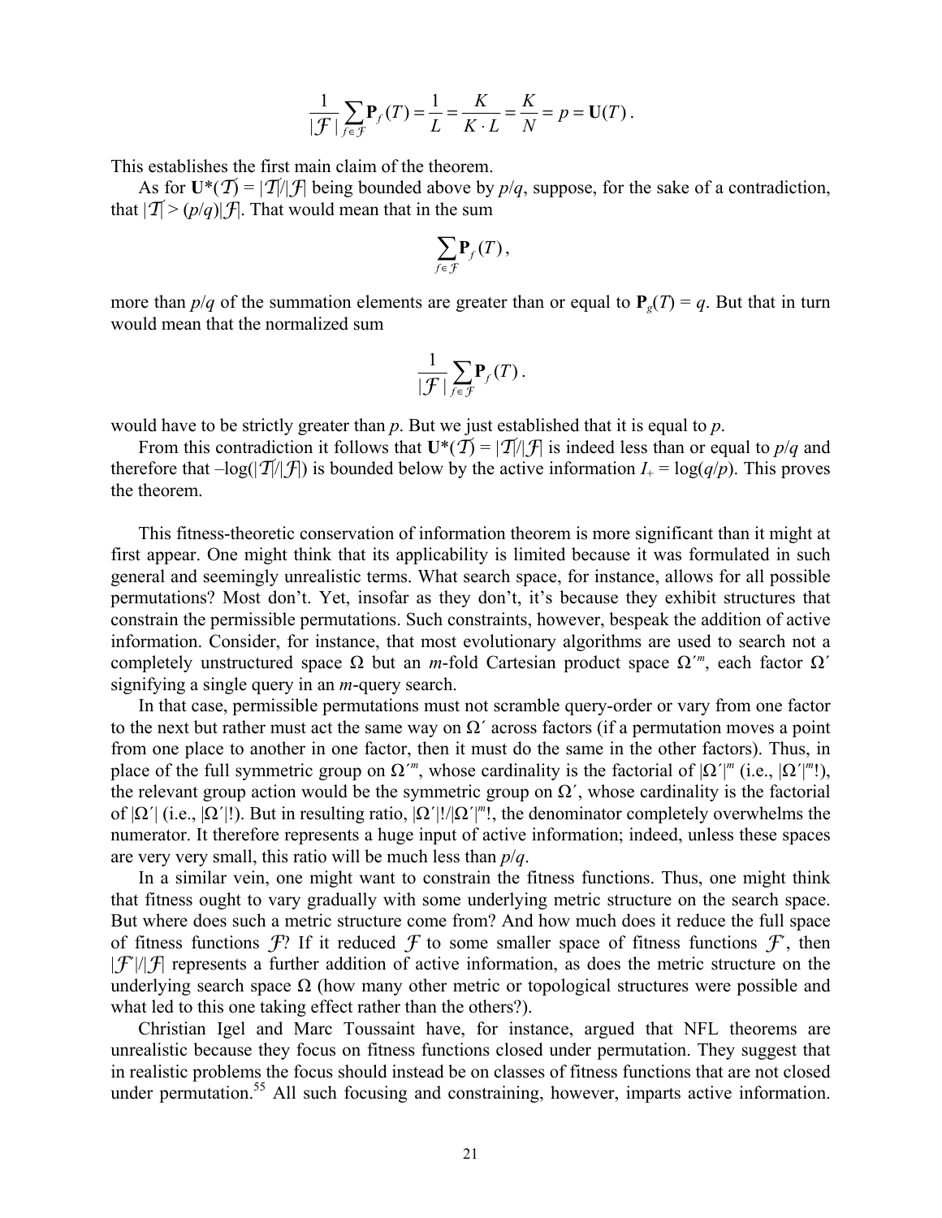$$\frac{1}{|\mathcal{F}|}\sum_{f\in\mathcal{F}}\mathbf{P}_f(T) = \frac{1}{L} = \frac{K}{K\cdot L} = \frac{K}{N} = p = \mathbf{U}(T)\,.$$

This establishes the first main claim of the theorem.

As for $\mathbf{U}^*(\mathcal{T}) = |\mathcal{T}|/|\mathcal{F}|$ being bounded above by $p/q$, suppose, for the sake of a contradiction, that $|\mathcal{T}| > (p/q)|\mathcal{F}|$. That would mean that in the sum

$$\sum_{f\in\mathcal{F}}\mathbf{P}_f(T)\,,$$

more than $p/q$ of the summation elements are greater than or equal to $\mathbf{P}_g(T) = q$. But that in turn would mean that the normalized sum

$$\frac{1}{|\mathcal{F}|}\sum_{f\in\mathcal{F}}\mathbf{P}_f(T)\,.$$

would have to be strictly greater than $p$. But we just established that it is equal to $p$.

From this contradiction it follows that $\mathbf{U}^*(\mathcal{T}) = |\mathcal{T}|/|\mathcal{F}|$ is indeed less than or equal to $p/q$ and therefore that $-\log(|\mathcal{T}|/|\mathcal{F}|)$ is bounded below by the active information $I_+ = \log(q/p)$. This proves the theorem.

This fitness-theoretic conservation of information theorem is more significant than it might at first appear. One might think that its applicability is limited because it was formulated in such general and seemingly unrealistic terms. What search space, for instance, allows for all possible permutations? Most don't. Yet, insofar as they don't, it's because they exhibit structures that constrain the permissible permutations. Such constraints, however, bespeak the addition of active information. Consider, for instance, that most evolutionary algorithms are used to search not a completely unstructured space $\Omega$ but an $m$-fold Cartesian product space $\Omega'^m$, each factor $\Omega'$ signifying a single query in an $m$-query search.

In that case, permissible permutations must not scramble query-order or vary from one factor to the next but rather must act the same way on $\Omega'$ across factors (if a permutation moves a point from one place to another in one factor, then it must do the same in the other factors). Thus, in place of the full symmetric group on $\Omega'^m$, whose cardinality is the factorial of $|\Omega'|^m$ (i.e., $|\Omega'|^m!$), the relevant group action would be the symmetric group on $\Omega'$, whose cardinality is the factorial of $|\Omega'|$ (i.e., $|\Omega'|!$). But in resulting ratio, $|\Omega'|!/|\Omega'|^m!$, the denominator completely overwhelms the numerator. It therefore represents a huge input of active information; indeed, unless these spaces are very very small, this ratio will be much less than $p/q$.

In a similar vein, one might want to constrain the fitness functions. Thus, one might think that fitness ought to vary gradually with some underlying metric structure on the search space. But where does such a metric structure come from? And how much does it reduce the full space of fitness functions $\mathcal{F}$? If it reduced $\mathcal{F}$ to some smaller space of fitness functions $\mathcal{F}'$, then $|\mathcal{F}'|/|\mathcal{F}|$ represents a further addition of active information, as does the metric structure on the underlying search space $\Omega$ (how many other metric or topological structures were possible and what led to this one taking effect rather than the others?).

Christian Igel and Marc Toussaint have, for instance, argued that NFL theorems are unrealistic because they focus on fitness functions closed under permutation. They suggest that in realistic problems the focus should instead be on classes of fitness functions that are not closed under permutation.[55] All such focusing and constraining, however, imparts active information.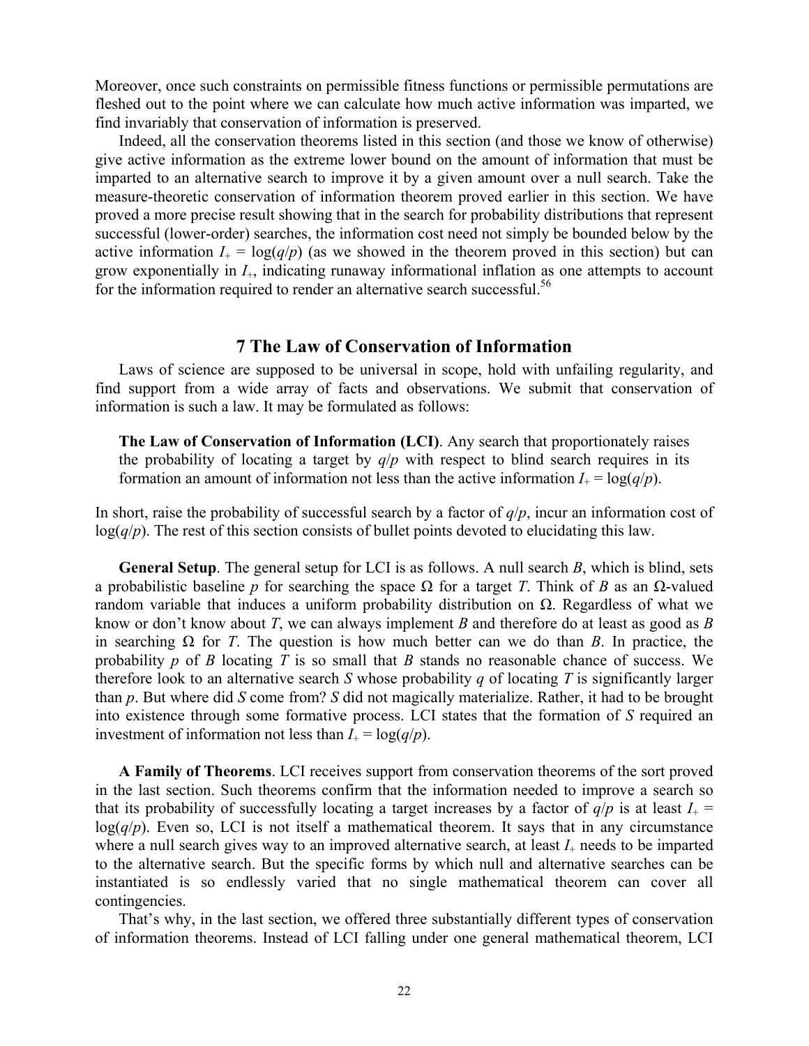Moreover, once such constraints on permissible fitness functions or permissible permutations are fleshed out to the point where we can calculate how much active information was imparted, we find invariably that conservation of information is preserved.

Indeed, all the conservation theorems listed in this section (and those we know of otherwise) give active information as the extreme lower bound on the amount of information that must be imparted to an alternative search to improve it by a given amount over a null search. Take the measure-theoretic conservation of information theorem proved earlier in this section. We have proved a more precise result showing that in the search for probability distributions that represent successful (lower-order) searches, the information cost need not simply be bounded below by the active information $I_+ = \log(q/p)$ (as we showed in the theorem proved in this section) but can grow exponentially in $I_+$, indicating runaway informational inflation as one attempts to account for the information required to render an alternative search successful.[56]

## 7 The Law of Conservation of Information

Laws of science are supposed to be universal in scope, hold with unfailing regularity, and find support from a wide array of facts and observations. We submit that conservation of information is such a law. It may be formulated as follows:

> **The Law of Conservation of Information (LCI)**. Any search that proportionately raises the probability of locating a target by $q/p$ with respect to blind search requires in its formation an amount of information not less than the active information $I_+ = \log(q/p)$.

In short, raise the probability of successful search by a factor of $q/p$, incur an information cost of $\log(q/p)$. The rest of this section consists of bullet points devoted to elucidating this law.

**General Setup**. The general setup for LCI is as follows. A null search $B$, which is blind, sets a probabilistic baseline $p$ for searching the space $\Omega$ for a target $T$. Think of $B$ as an $\Omega$-valued random variable that induces a uniform probability distribution on $\Omega$. Regardless of what we know or don't know about $T$, we can always implement $B$ and therefore do at least as good as $B$ in searching $\Omega$ for $T$. The question is how much better can we do than $B$. In practice, the probability $p$ of $B$ locating $T$ is so small that $B$ stands no reasonable chance of success. We therefore look to an alternative search $S$ whose probability $q$ of locating $T$ is significantly larger than $p$. But where did $S$ come from? $S$ did not magically materialize. Rather, it had to be brought into existence through some formative process. LCI states that the formation of $S$ required an investment of information not less than $I_+ = \log(q/p)$.

**A Family of Theorems**. LCI receives support from conservation theorems of the sort proved in the last section. Such theorems confirm that the information needed to improve a search so that its probability of successfully locating a target increases by a factor of $q/p$ is at least $I_+ = \log(q/p)$. Even so, LCI is not itself a mathematical theorem. It says that in any circumstance where a null search gives way to an improved alternative search, at least $I_+$ needs to be imparted to the alternative search. But the specific forms by which null and alternative searches can be instantiated is so endlessly varied that no single mathematical theorem can cover all contingencies.

That's why, in the last section, we offered three substantially different types of conservation of information theorems. Instead of LCI falling under one general mathematical theorem, LCI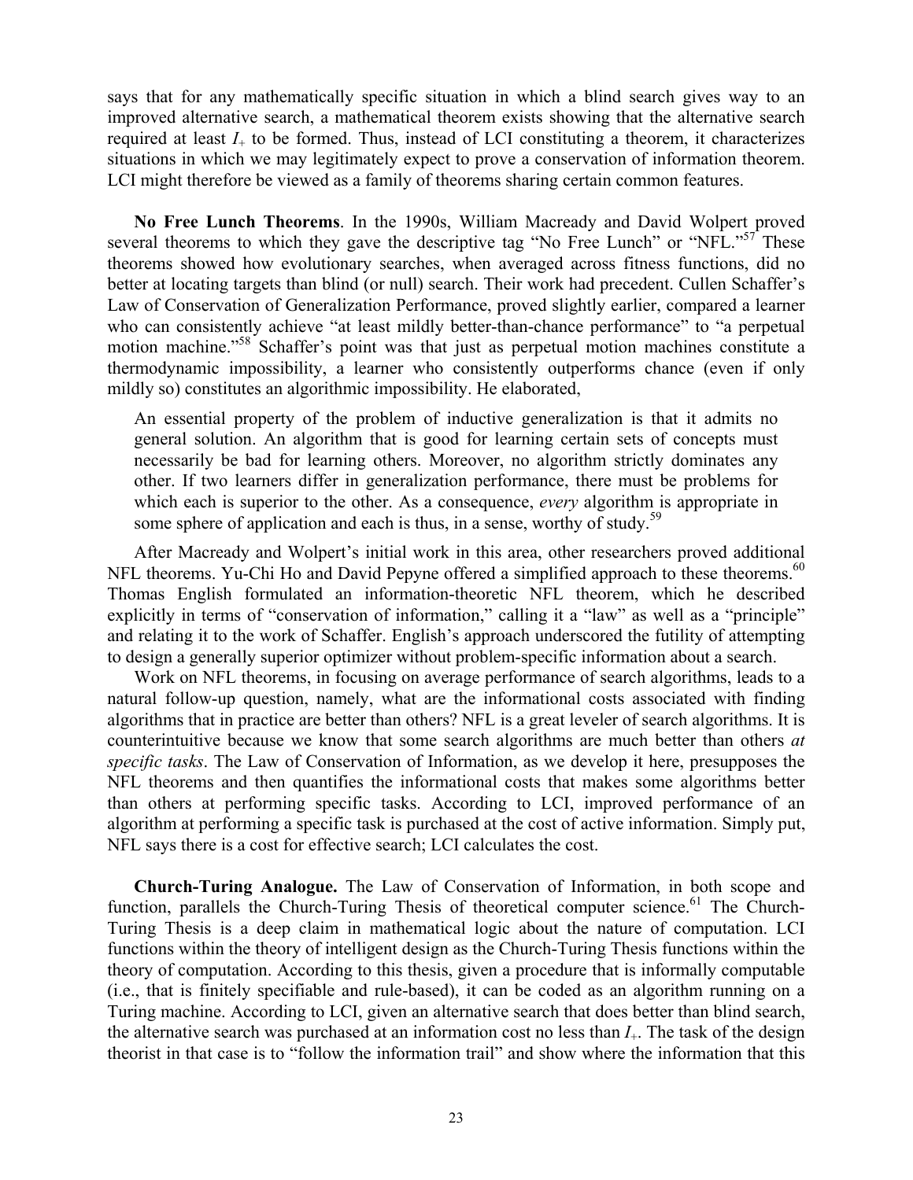says that for any mathematically specific situation in which a blind search gives way to an improved alternative search, a mathematical theorem exists showing that the alternative search required at least $I_+$ to be formed. Thus, instead of LCI constituting a theorem, it characterizes situations in which we may legitimately expect to prove a conservation of information theorem. LCI might therefore be viewed as a family of theorems sharing certain common features.

**No Free Lunch Theorems**. In the 1990s, William Macready and David Wolpert proved several theorems to which they gave the descriptive tag "No Free Lunch" or "NFL."[57] These theorems showed how evolutionary searches, when averaged across fitness functions, did no better at locating targets than blind (or null) search. Their work had precedent. Cullen Schaffer's Law of Conservation of Generalization Performance, proved slightly earlier, compared a learner who can consistently achieve "at least mildly better-than-chance performance" to "a perpetual motion machine."[58] Schaffer's point was that just as perpetual motion machines constitute a thermodynamic impossibility, a learner who consistently outperforms chance (even if only mildly so) constitutes an algorithmic impossibility. He elaborated,

> An essential property of the problem of inductive generalization is that it admits no general solution. An algorithm that is good for learning certain sets of concepts must necessarily be bad for learning others. Moreover, no algorithm strictly dominates any other. If two learners differ in generalization performance, there must be problems for which each is superior to the other. As a consequence, *every* algorithm is appropriate in some sphere of application and each is thus, in a sense, worthy of study.[59]

After Macready and Wolpert's initial work in this area, other researchers proved additional NFL theorems. Yu-Chi Ho and David Pepyne offered a simplified approach to these theorems.[60] Thomas English formulated an information-theoretic NFL theorem, which he described explicitly in terms of "conservation of information," calling it a "law" as well as a "principle" and relating it to the work of Schaffer. English's approach underscored the futility of attempting to design a generally superior optimizer without problem-specific information about a search.

Work on NFL theorems, in focusing on average performance of search algorithms, leads to a natural follow-up question, namely, what are the informational costs associated with finding algorithms that in practice are better than others? NFL is a great leveler of search algorithms. It is counterintuitive because we know that some search algorithms are much better than others *at specific tasks*. The Law of Conservation of Information, as we develop it here, presupposes the NFL theorems and then quantifies the informational costs that makes some algorithms better than others at performing specific tasks. According to LCI, improved performance of an algorithm at performing a specific task is purchased at the cost of active information. Simply put, NFL says there is a cost for effective search; LCI calculates the cost.

**Church-Turing Analogue.** The Law of Conservation of Information, in both scope and function, parallels the Church-Turing Thesis of theoretical computer science.[61] The Church-Turing Thesis is a deep claim in mathematical logic about the nature of computation. LCI functions within the theory of intelligent design as the Church-Turing Thesis functions within the theory of computation. According to this thesis, given a procedure that is informally computable (i.e., that is finitely specifiable and rule-based), it can be coded as an algorithm running on a Turing machine. According to LCI, given an alternative search that does better than blind search, the alternative search was purchased at an information cost no less than $I_+$. The task of the design theorist in that case is to "follow the information trail" and show where the information that this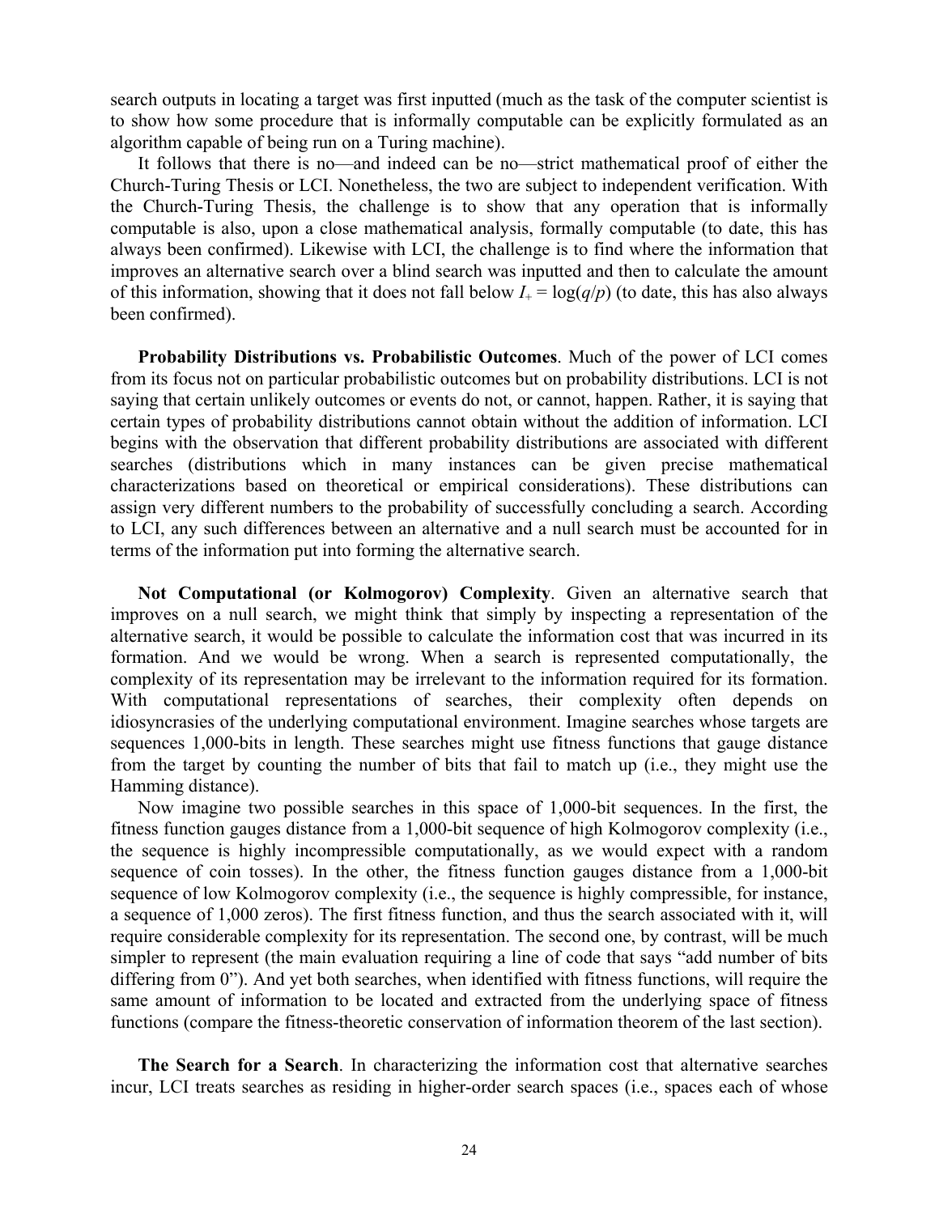search outputs in locating a target was first inputted (much as the task of the computer scientist is to show how some procedure that is informally computable can be explicitly formulated as an algorithm capable of being run on a Turing machine).

It follows that there is no—and indeed can be no—strict mathematical proof of either the Church-Turing Thesis or LCI. Nonetheless, the two are subject to independent verification. With the Church-Turing Thesis, the challenge is to show that any operation that is informally computable is also, upon a close mathematical analysis, formally computable (to date, this has always been confirmed). Likewise with LCI, the challenge is to find where the information that improves an alternative search over a blind search was inputted and then to calculate the amount of this information, showing that it does not fall below $I_+ = \log(q/p)$ (to date, this has also always been confirmed).

**Probability Distributions vs. Probabilistic Outcomes**. Much of the power of LCI comes from its focus not on particular probabilistic outcomes but on probability distributions. LCI is not saying that certain unlikely outcomes or events do not, or cannot, happen. Rather, it is saying that certain types of probability distributions cannot obtain without the addition of information. LCI begins with the observation that different probability distributions are associated with different searches (distributions which in many instances can be given precise mathematical characterizations based on theoretical or empirical considerations). These distributions can assign very different numbers to the probability of successfully concluding a search. According to LCI, any such differences between an alternative and a null search must be accounted for in terms of the information put into forming the alternative search.

**Not Computational (or Kolmogorov) Complexity**. Given an alternative search that improves on a null search, we might think that simply by inspecting a representation of the alternative search, it would be possible to calculate the information cost that was incurred in its formation. And we would be wrong. When a search is represented computationally, the complexity of its representation may be irrelevant to the information required for its formation. With computational representations of searches, their complexity often depends on idiosyncrasies of the underlying computational environment. Imagine searches whose targets are sequences 1,000-bits in length. These searches might use fitness functions that gauge distance from the target by counting the number of bits that fail to match up (i.e., they might use the Hamming distance).

Now imagine two possible searches in this space of 1,000-bit sequences. In the first, the fitness function gauges distance from a 1,000-bit sequence of high Kolmogorov complexity (i.e., the sequence is highly incompressible computationally, as we would expect with a random sequence of coin tosses). In the other, the fitness function gauges distance from a 1,000-bit sequence of low Kolmogorov complexity (i.e., the sequence is highly compressible, for instance, a sequence of 1,000 zeros). The first fitness function, and thus the search associated with it, will require considerable complexity for its representation. The second one, by contrast, will be much simpler to represent (the main evaluation requiring a line of code that says "add number of bits differing from 0"). And yet both searches, when identified with fitness functions, will require the same amount of information to be located and extracted from the underlying space of fitness functions (compare the fitness-theoretic conservation of information theorem of the last section).

**The Search for a Search**. In characterizing the information cost that alternative searches incur, LCI treats searches as residing in higher-order search spaces (i.e., spaces each of whose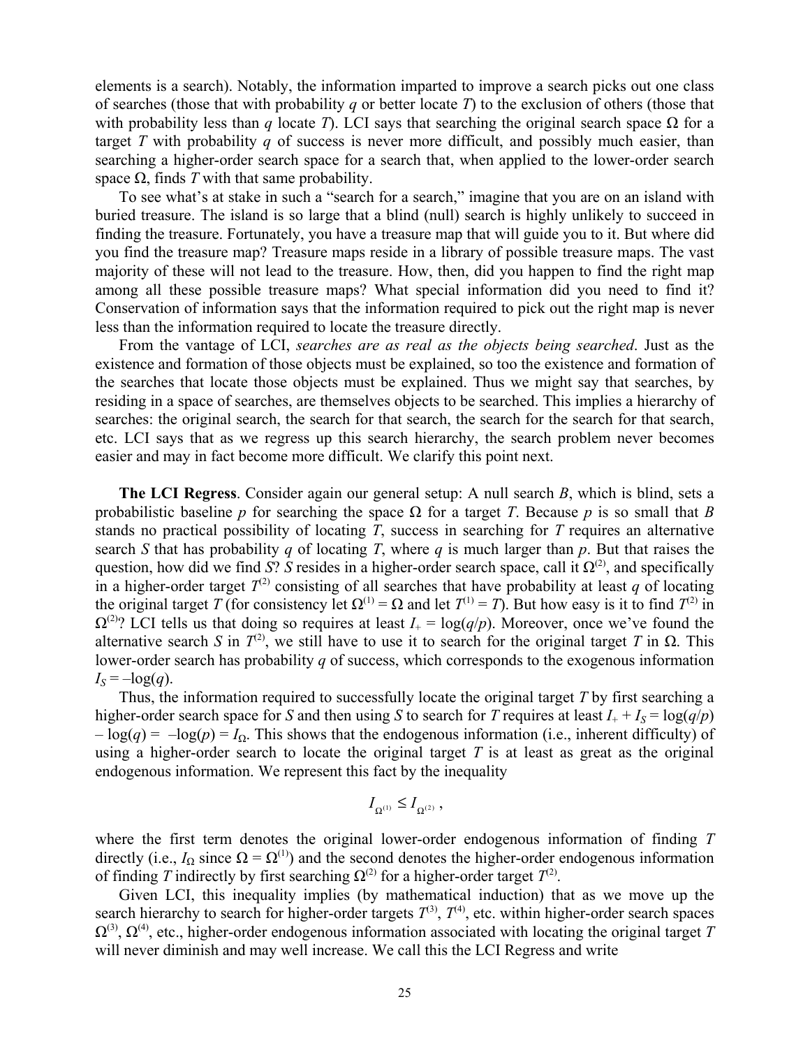elements is a search). Notably, the information imparted to improve a search picks out one class of searches (those that with probability $q$ or better locate $T$) to the exclusion of others (those that with probability less than $q$ locate $T$). LCI says that searching the original search space $\Omega$ for a target $T$ with probability $q$ of success is never more difficult, and possibly much easier, than searching a higher-order search space for a search that, when applied to the lower-order search space $\Omega$, finds $T$ with that same probability.

To see what's at stake in such a "search for a search," imagine that you are on an island with buried treasure. The island is so large that a blind (null) search is highly unlikely to succeed in finding the treasure. Fortunately, you have a treasure map that will guide you to it. But where did you find the treasure map? Treasure maps reside in a library of possible treasure maps. The vast majority of these will not lead to the treasure. How, then, did you happen to find the right map among all these possible treasure maps? What special information did you need to find it? Conservation of information says that the information required to pick out the right map is never less than the information required to locate the treasure directly.

From the vantage of LCI, *searches are as real as the objects being searched*. Just as the existence and formation of those objects must be explained, so too the existence and formation of the searches that locate those objects must be explained. Thus we might say that searches, by residing in a space of searches, are themselves objects to be searched. This implies a hierarchy of searches: the original search, the search for that search, the search for the search for that search, etc. LCI says that as we regress up this search hierarchy, the search problem never becomes easier and may in fact become more difficult. We clarify this point next.

**The LCI Regress**. Consider again our general setup: A null search $B$, which is blind, sets a probabilistic baseline $p$ for searching the space $\Omega$ for a target $T$. Because $p$ is so small that $B$ stands no practical possibility of locating $T$, success in searching for $T$ requires an alternative search $S$ that has probability $q$ of locating $T$, where $q$ is much larger than $p$. But that raises the question, how did we find $S$? $S$ resides in a higher-order search space, call it $\Omega^{(2)}$, and specifically in a higher-order target $T^{(2)}$ consisting of all searches that have probability at least $q$ of locating the original target $T$ (for consistency let $\Omega^{(1)} = \Omega$ and let $T^{(1)} = T$). But how easy is it to find $T^{(2)}$ in $\Omega^{(2)}$? LCI tells us that doing so requires at least $I_+ = \log(q/p)$. Moreover, once we've found the alternative search $S$ in $T^{(2)}$, we still have to use it to search for the original target $T$ in $\Omega$. This lower-order search has probability $q$ of success, which corresponds to the exogenous information $I_S = -\log(q)$.

Thus, the information required to successfully locate the original target $T$ by first searching a higher-order search space for $S$ and then using $S$ to search for $T$ requires at least $I_+ + I_S = \log(q/p) - \log(q) = -\log(p) = I_\Omega$. This shows that the endogenous information (i.e., inherent difficulty) of using a higher-order search to locate the original target $T$ is at least as great as the original endogenous information. We represent this fact by the inequality

$$I_{\Omega^{(1)}} \leq I_{\Omega^{(2)}} \,,$$

where the first term denotes the original lower-order endogenous information of finding $T$ directly (i.e., $I_\Omega$ since $\Omega = \Omega^{(1)}$) and the second denotes the higher-order endogenous information of finding $T$ indirectly by first searching $\Omega^{(2)}$ for a higher-order target $T^{(2)}$.

Given LCI, this inequality implies (by mathematical induction) that as we move up the search hierarchy to search for higher-order targets $T^{(3)}$, $T^{(4)}$, etc. within higher-order search spaces $\Omega^{(3)}$, $\Omega^{(4)}$, etc., higher-order endogenous information associated with locating the original target $T$ will never diminish and may well increase. We call this the LCI Regress and write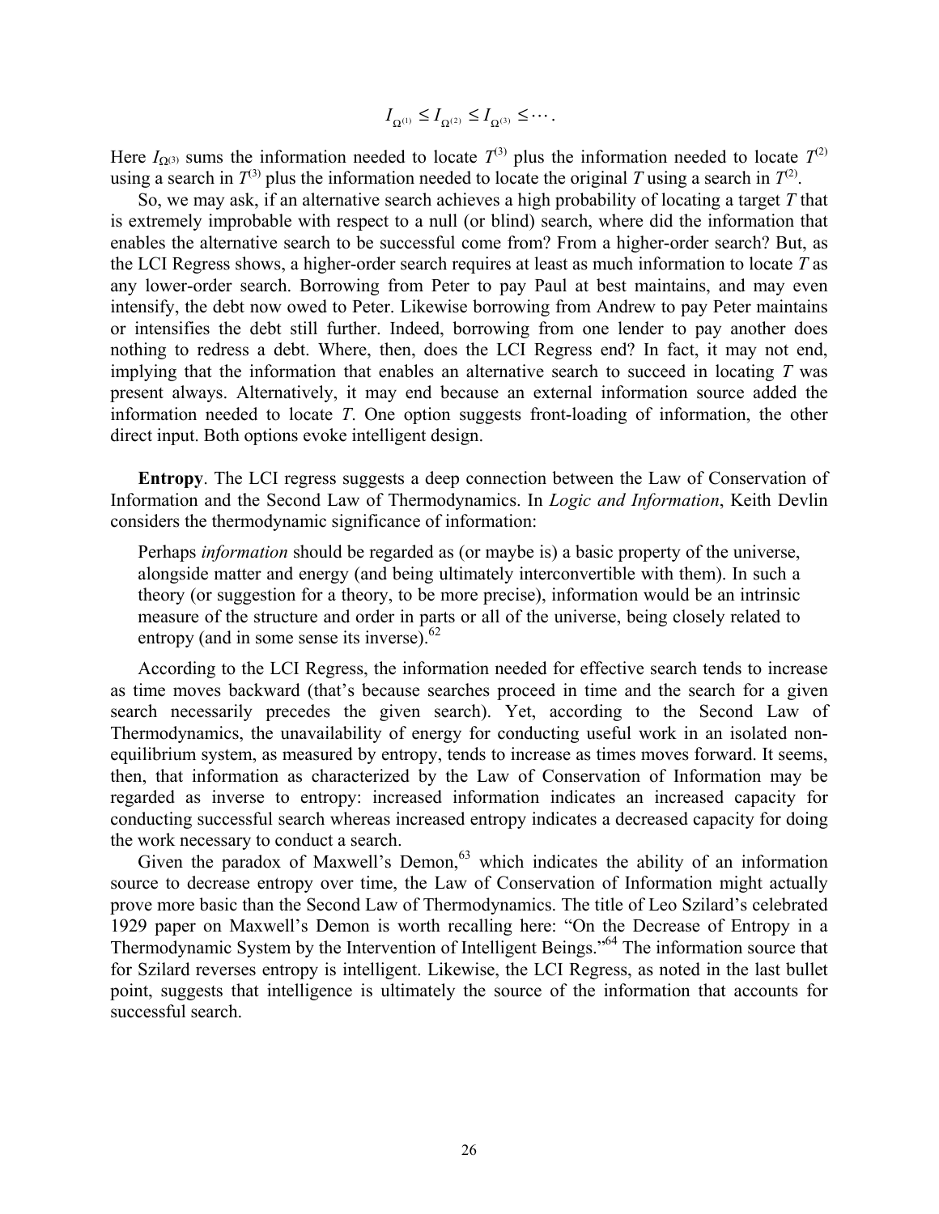$$I_{\Omega^{(1)}} \leq I_{\Omega^{(2)}} \leq I_{\Omega^{(3)}} \leq \cdots .$$

Here $I_{\Omega^{(3)}}$ sums the information needed to locate $T^{(3)}$ plus the information needed to locate $T^{(2)}$ using a search in $T^{(3)}$ plus the information needed to locate the original $T$ using a search in $T^{(2)}$.

So, we may ask, if an alternative search achieves a high probability of locating a target $T$ that is extremely improbable with respect to a null (or blind) search, where did the information that enables the alternative search to be successful come from? From a higher-order search? But, as the LCI Regress shows, a higher-order search requires at least as much information to locate $T$ as any lower-order search. Borrowing from Peter to pay Paul at best maintains, and may even intensify, the debt now owed to Peter. Likewise borrowing from Andrew to pay Peter maintains or intensifies the debt still further. Indeed, borrowing from one lender to pay another does nothing to redress a debt. Where, then, does the LCI Regress end? In fact, it may not end, implying that the information that enables an alternative search to succeed in locating $T$ was present always. Alternatively, it may end because an external information source added the information needed to locate $T$. One option suggests front-loading of information, the other direct input. Both options evoke intelligent design.

**Entropy**. The LCI regress suggests a deep connection between the Law of Conservation of Information and the Second Law of Thermodynamics. In *Logic and Information*, Keith Devlin considers the thermodynamic significance of information:

> Perhaps *information* should be regarded as (or maybe is) a basic property of the universe, alongside matter and energy (and being ultimately interconvertible with them). In such a theory (or suggestion for a theory, to be more precise), information would be an intrinsic measure of the structure and order in parts or all of the universe, being closely related to entropy (and in some sense its inverse).[62]

According to the LCI Regress, the information needed for effective search tends to increase as time moves backward (that's because searches proceed in time and the search for a given search necessarily precedes the given search). Yet, according to the Second Law of Thermodynamics, the unavailability of energy for conducting useful work in an isolated non-equilibrium system, as measured by entropy, tends to increase as times moves forward. It seems, then, that information as characterized by the Law of Conservation of Information may be regarded as inverse to entropy: increased information indicates an increased capacity for conducting successful search whereas increased entropy indicates a decreased capacity for doing the work necessary to conduct a search.

Given the paradox of Maxwell's Demon,[63] which indicates the ability of an information source to decrease entropy over time, the Law of Conservation of Information might actually prove more basic than the Second Law of Thermodynamics. The title of Leo Szilard's celebrated 1929 paper on Maxwell's Demon is worth recalling here: "On the Decrease of Entropy in a Thermodynamic System by the Intervention of Intelligent Beings."[64] The information source that for Szilard reverses entropy is intelligent. Likewise, the LCI Regress, as noted in the last bullet point, suggests that intelligence is ultimately the source of the information that accounts for successful search.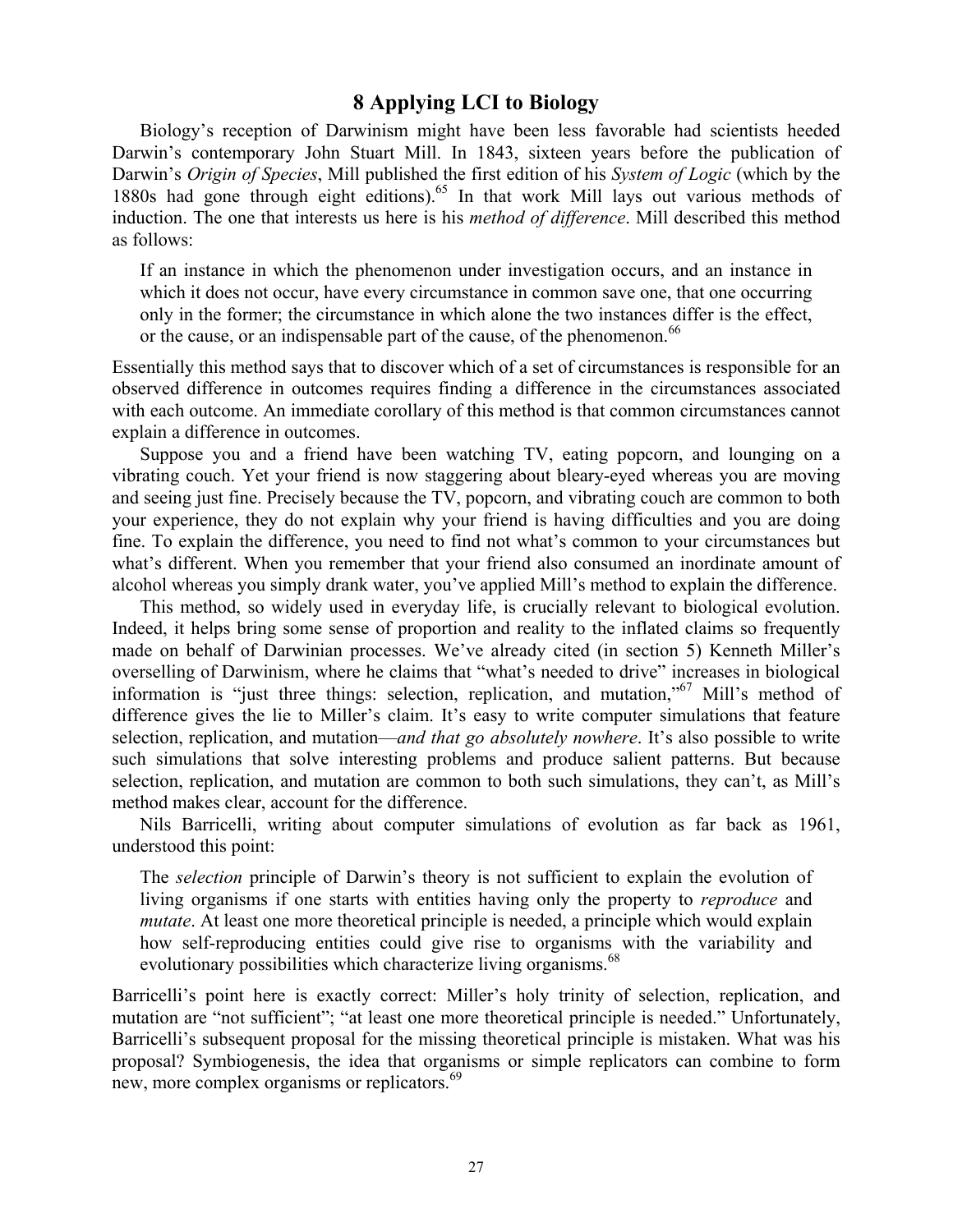## 8 Applying LCI to Biology

Biology's reception of Darwinism might have been less favorable had scientists heeded Darwin's contemporary John Stuart Mill. In 1843, sixteen years before the publication of Darwin's *Origin of Species*, Mill published the first edition of his *System of Logic* (which by the 1880s had gone through eight editions).[65] In that work Mill lays out various methods of induction. The one that interests us here is his *method of difference*. Mill described this method as follows:

> If an instance in which the phenomenon under investigation occurs, and an instance in which it does not occur, have every circumstance in common save one, that one occurring only in the former; the circumstance in which alone the two instances differ is the effect, or the cause, or an indispensable part of the cause, of the phenomenon.[66]

Essentially this method says that to discover which of a set of circumstances is responsible for an observed difference in outcomes requires finding a difference in the circumstances associated with each outcome. An immediate corollary of this method is that common circumstances cannot explain a difference in outcomes.

Suppose you and a friend have been watching TV, eating popcorn, and lounging on a vibrating couch. Yet your friend is now staggering about bleary-eyed whereas you are moving and seeing just fine. Precisely because the TV, popcorn, and vibrating couch are common to both your experience, they do not explain why your friend is having difficulties and you are doing fine. To explain the difference, you need to find not what's common to your circumstances but what's different. When you remember that your friend also consumed an inordinate amount of alcohol whereas you simply drank water, you've applied Mill's method to explain the difference.

This method, so widely used in everyday life, is crucially relevant to biological evolution. Indeed, it helps bring some sense of proportion and reality to the inflated claims so frequently made on behalf of Darwinian processes. We've already cited (in section 5) Kenneth Miller's overselling of Darwinism, where he claims that "what's needed to drive" increases in biological information is "just three things: selection, replication, and mutation,"[67] Mill's method of difference gives the lie to Miller's claim. It's easy to write computer simulations that feature selection, replication, and mutation—*and that go absolutely nowhere*. It's also possible to write such simulations that solve interesting problems and produce salient patterns. But because selection, replication, and mutation are common to both such simulations, they can't, as Mill's method makes clear, account for the difference.

Nils Barricelli, writing about computer simulations of evolution as far back as 1961, understood this point:

> The *selection* principle of Darwin's theory is not sufficient to explain the evolution of living organisms if one starts with entities having only the property to *reproduce* and *mutate*. At least one more theoretical principle is needed, a principle which would explain how self-reproducing entities could give rise to organisms with the variability and evolutionary possibilities which characterize living organisms.[68]

Barricelli's point here is exactly correct: Miller's holy trinity of selection, replication, and mutation are "not sufficient"; "at least one more theoretical principle is needed." Unfortunately, Barricelli's subsequent proposal for the missing theoretical principle is mistaken. What was his proposal? Symbiogenesis, the idea that organisms or simple replicators can combine to form new, more complex organisms or replicators.[69]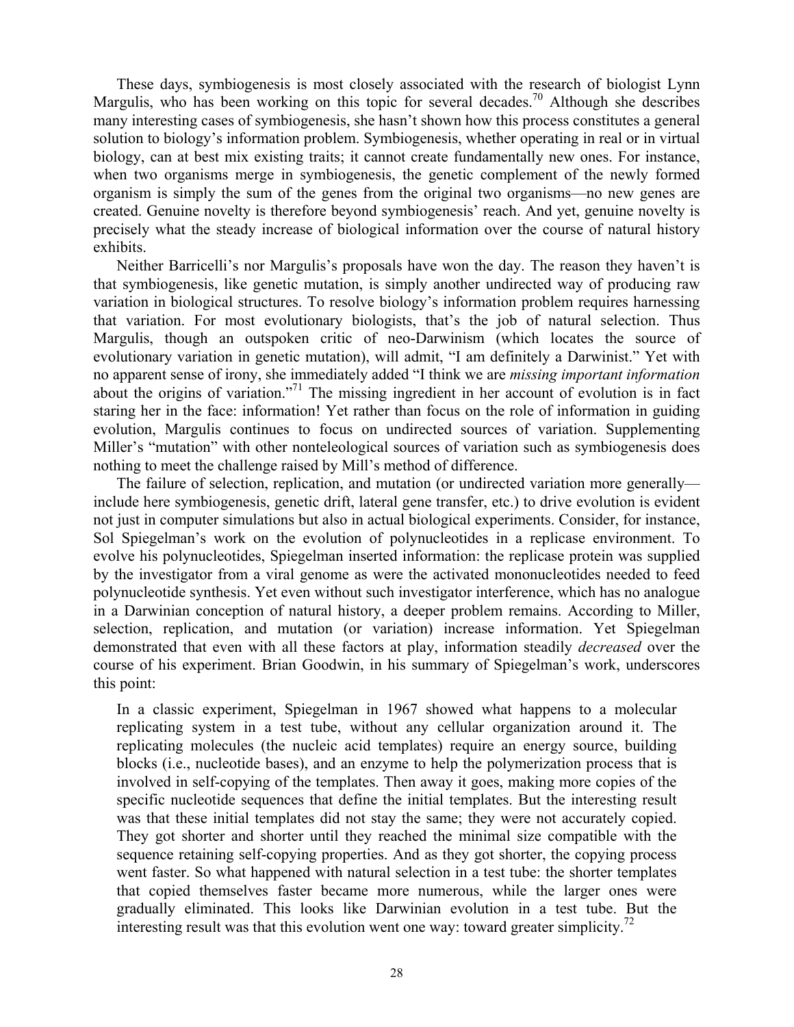These days, symbiogenesis is most closely associated with the research of biologist Lynn Margulis, who has been working on this topic for several decades.[70] Although she describes many interesting cases of symbiogenesis, she hasn't shown how this process constitutes a general solution to biology's information problem. Symbiogenesis, whether operating in real or in virtual biology, can at best mix existing traits; it cannot create fundamentally new ones. For instance, when two organisms merge in symbiogenesis, the genetic complement of the newly formed organism is simply the sum of the genes from the original two organisms—no new genes are created. Genuine novelty is therefore beyond symbiogenesis' reach. And yet, genuine novelty is precisely what the steady increase of biological information over the course of natural history exhibits.

Neither Barricelli's nor Margulis's proposals have won the day. The reason they haven't is that symbiogenesis, like genetic mutation, is simply another undirected way of producing raw variation in biological structures. To resolve biology's information problem requires harnessing that variation. For most evolutionary biologists, that's the job of natural selection. Thus Margulis, though an outspoken critic of neo-Darwinism (which locates the source of evolutionary variation in genetic mutation), will admit, "I am definitely a Darwinist." Yet with no apparent sense of irony, she immediately added "I think we are *missing important information* about the origins of variation."[71] The missing ingredient in her account of evolution is in fact staring her in the face: information! Yet rather than focus on the role of information in guiding evolution, Margulis continues to focus on undirected sources of variation. Supplementing Miller's "mutation" with other nonteleological sources of variation such as symbiogenesis does nothing to meet the challenge raised by Mill's method of difference.

The failure of selection, replication, and mutation (or undirected variation more generally—include here symbiogenesis, genetic drift, lateral gene transfer, etc.) to drive evolution is evident not just in computer simulations but also in actual biological experiments. Consider, for instance, Sol Spiegelman's work on the evolution of polynucleotides in a replicase environment. To evolve his polynucleotides, Spiegelman inserted information: the replicase protein was supplied by the investigator from a viral genome as were the activated mononucleotides needed to feed polynucleotide synthesis. Yet even without such investigator interference, which has no analogue in a Darwinian conception of natural history, a deeper problem remains. According to Miller, selection, replication, and mutation (or variation) increase information. Yet Spiegelman demonstrated that even with all these factors at play, information steadily *decreased* over the course of his experiment. Brian Goodwin, in his summary of Spiegelman's work, underscores this point:

> In a classic experiment, Spiegelman in 1967 showed what happens to a molecular replicating system in a test tube, without any cellular organization around it. The replicating molecules (the nucleic acid templates) require an energy source, building blocks (i.e., nucleotide bases), and an enzyme to help the polymerization process that is involved in self-copying of the templates. Then away it goes, making more copies of the specific nucleotide sequences that define the initial templates. But the interesting result was that these initial templates did not stay the same; they were not accurately copied. They got shorter and shorter until they reached the minimal size compatible with the sequence retaining self-copying properties. And as they got shorter, the copying process went faster. So what happened with natural selection in a test tube: the shorter templates that copied themselves faster became more numerous, while the larger ones were gradually eliminated. This looks like Darwinian evolution in a test tube. But the interesting result was that this evolution went one way: toward greater simplicity.[72]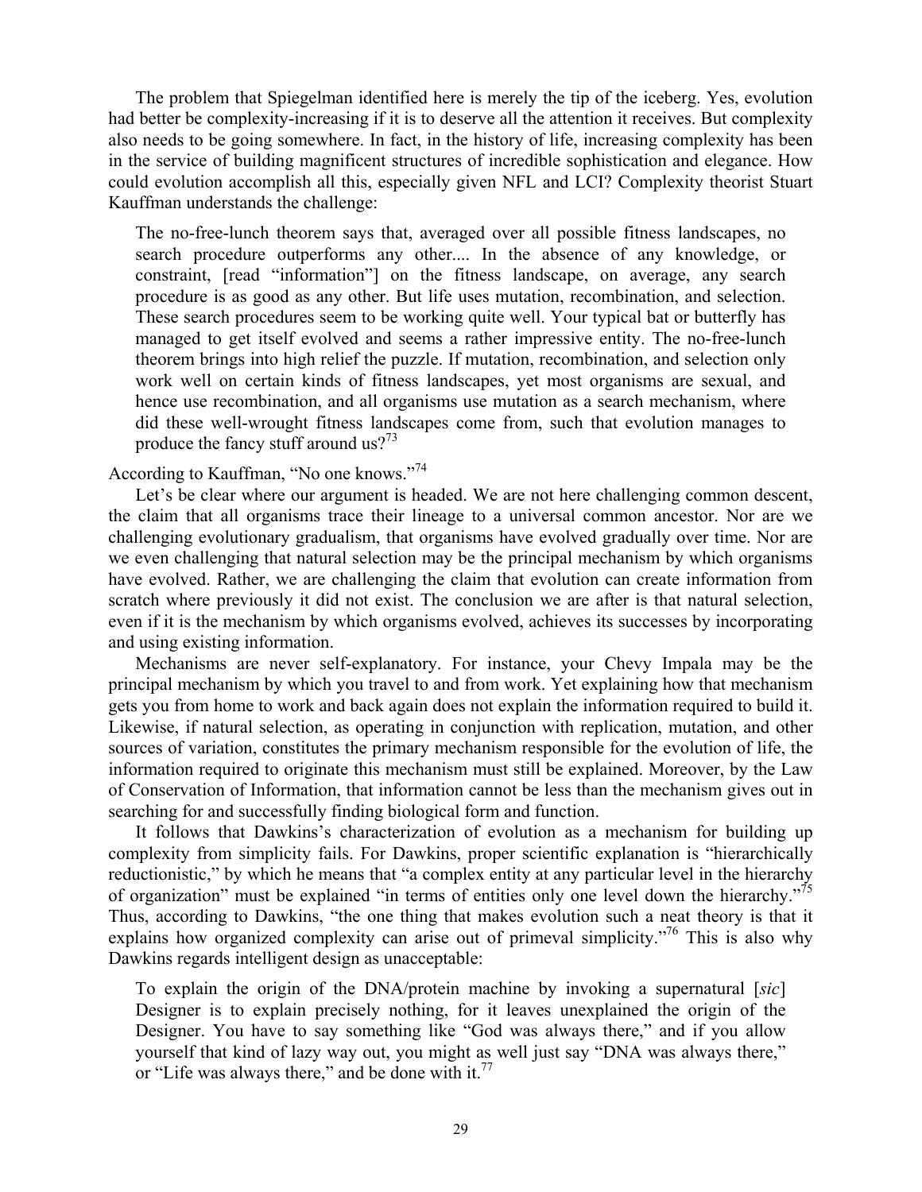The problem that Spiegelman identified here is merely the tip of the iceberg. Yes, evolution had better be complexity-increasing if it is to deserve all the attention it receives. But complexity also needs to be going somewhere. In fact, in the history of life, increasing complexity has been in the service of building magnificent structures of incredible sophistication and elegance. How could evolution accomplish all this, especially given NFL and LCI? Complexity theorist Stuart Kauffman understands the challenge:

> The no-free-lunch theorem says that, averaged over all possible fitness landscapes, no search procedure outperforms any other.... In the absence of any knowledge, or constraint, [read "information"] on the fitness landscape, on average, any search procedure is as good as any other. But life uses mutation, recombination, and selection. These search procedures seem to be working quite well. Your typical bat or butterfly has managed to get itself evolved and seems a rather impressive entity. The no-free-lunch theorem brings into high relief the puzzle. If mutation, recombination, and selection only work well on certain kinds of fitness landscapes, yet most organisms are sexual, and hence use recombination, and all organisms use mutation as a search mechanism, where did these well-wrought fitness landscapes come from, such that evolution manages to produce the fancy stuff around us?[73]

According to Kauffman, "No one knows."[74]

Let's be clear where our argument is headed. We are not here challenging common descent, the claim that all organisms trace their lineage to a universal common ancestor. Nor are we challenging evolutionary gradualism, that organisms have evolved gradually over time. Nor are we even challenging that natural selection may be the principal mechanism by which organisms have evolved. Rather, we are challenging the claim that evolution can create information from scratch where previously it did not exist. The conclusion we are after is that natural selection, even if it is the mechanism by which organisms evolved, achieves its successes by incorporating and using existing information.

Mechanisms are never self-explanatory. For instance, your Chevy Impala may be the principal mechanism by which you travel to and from work. Yet explaining how that mechanism gets you from home to work and back again does not explain the information required to build it. Likewise, if natural selection, as operating in conjunction with replication, mutation, and other sources of variation, constitutes the primary mechanism responsible for the evolution of life, the information required to originate this mechanism must still be explained. Moreover, by the Law of Conservation of Information, that information cannot be less than the mechanism gives out in searching for and successfully finding biological form and function.

It follows that Dawkins's characterization of evolution as a mechanism for building up complexity from simplicity fails. For Dawkins, proper scientific explanation is "hierarchically reductionistic," by which he means that "a complex entity at any particular level in the hierarchy of organization" must be explained "in terms of entities only one level down the hierarchy."[75] Thus, according to Dawkins, "the one thing that makes evolution such a neat theory is that it explains how organized complexity can arise out of primeval simplicity."[76] This is also why Dawkins regards intelligent design as unacceptable:

> To explain the origin of the DNA/protein machine by invoking a supernatural [*sic*] Designer is to explain precisely nothing, for it leaves unexplained the origin of the Designer. You have to say something like "God was always there," and if you allow yourself that kind of lazy way out, you might as well just say "DNA was always there," or "Life was always there," and be done with it.[77]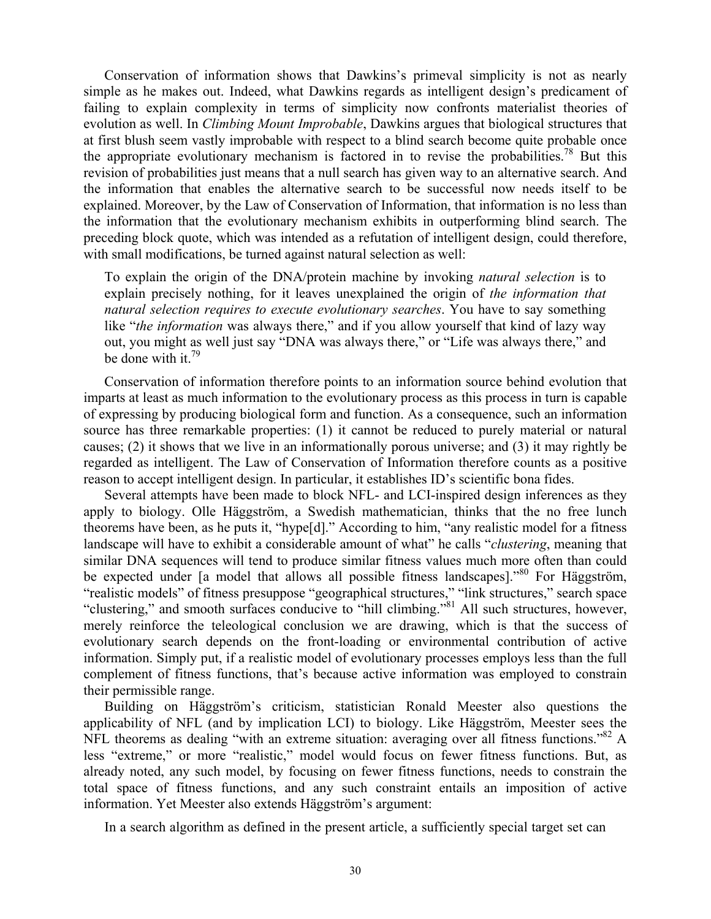Conservation of information shows that Dawkins's primeval simplicity is not as nearly simple as he makes out. Indeed, what Dawkins regards as intelligent design's predicament of failing to explain complexity in terms of simplicity now confronts materialist theories of evolution as well. In *Climbing Mount Improbable*, Dawkins argues that biological structures that at first blush seem vastly improbable with respect to a blind search become quite probable once the appropriate evolutionary mechanism is factored in to revise the probabilities.[78] But this revision of probabilities just means that a null search has given way to an alternative search. And the information that enables the alternative search to be successful now needs itself to be explained. Moreover, by the Law of Conservation of Information, that information is no less than the information that the evolutionary mechanism exhibits in outperforming blind search. The preceding block quote, which was intended as a refutation of intelligent design, could therefore, with small modifications, be turned against natural selection as well:

> To explain the origin of the DNA/protein machine by invoking *natural selection* is to explain precisely nothing, for it leaves unexplained the origin of *the information that natural selection requires to execute evolutionary searches*. You have to say something like "*the information* was always there," and if you allow yourself that kind of lazy way out, you might as well just say "DNA was always there," or "Life was always there," and be done with it.[79]

Conservation of information therefore points to an information source behind evolution that imparts at least as much information to the evolutionary process as this process in turn is capable of expressing by producing biological form and function. As a consequence, such an information source has three remarkable properties: (1) it cannot be reduced to purely material or natural causes; (2) it shows that we live in an informationally porous universe; and (3) it may rightly be regarded as intelligent. The Law of Conservation of Information therefore counts as a positive reason to accept intelligent design. In particular, it establishes ID's scientific bona fides.

Several attempts have been made to block NFL- and LCI-inspired design inferences as they apply to biology. Olle Häggström, a Swedish mathematician, thinks that the no free lunch theorems have been, as he puts it, "hype[d]." According to him, "any realistic model for a fitness landscape will have to exhibit a considerable amount of what" he calls "*clustering*, meaning that similar DNA sequences will tend to produce similar fitness values much more often than could be expected under [a model that allows all possible fitness landscapes]."[80] For Häggström, "realistic models" of fitness presuppose "geographical structures," "link structures," search space "clustering," and smooth surfaces conducive to "hill climbing."[81] All such structures, however, merely reinforce the teleological conclusion we are drawing, which is that the success of evolutionary search depends on the front-loading or environmental contribution of active information. Simply put, if a realistic model of evolutionary processes employs less than the full complement of fitness functions, that's because active information was employed to constrain their permissible range.

Building on Häggström's criticism, statistician Ronald Meester also questions the applicability of NFL (and by implication LCI) to biology. Like Häggström, Meester sees the NFL theorems as dealing "with an extreme situation: averaging over all fitness functions."[82] A less "extreme," or more "realistic," model would focus on fewer fitness functions. But, as already noted, any such model, by focusing on fewer fitness functions, needs to constrain the total space of fitness functions, and any such constraint entails an imposition of active information. Yet Meester also extends Häggström's argument:

> In a search algorithm as defined in the present article, a sufficiently special target set can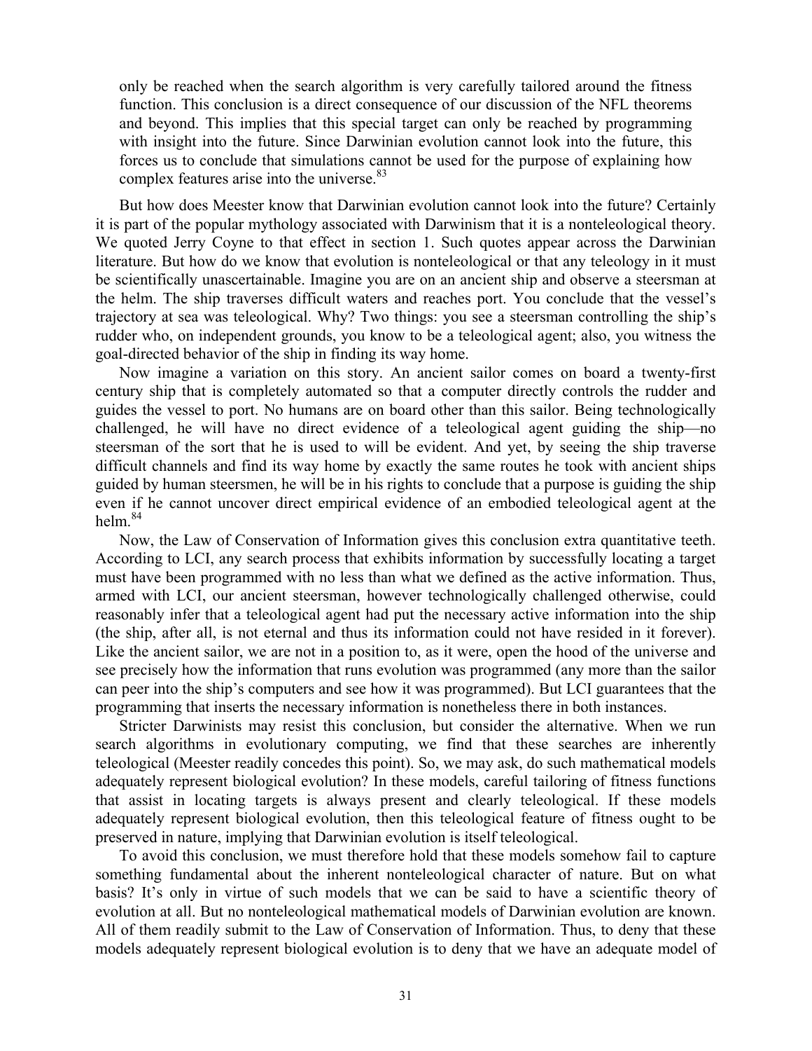only be reached when the search algorithm is very carefully tailored around the fitness function. This conclusion is a direct consequence of our discussion of the NFL theorems and beyond. This implies that this special target can only be reached by programming with insight into the future. Since Darwinian evolution cannot look into the future, this forces us to conclude that simulations cannot be used for the purpose of explaining how complex features arise into the universe.[83]

But how does Meester know that Darwinian evolution cannot look into the future? Certainly it is part of the popular mythology associated with Darwinism that it is a nonteleological theory. We quoted Jerry Coyne to that effect in section 1. Such quotes appear across the Darwinian literature. But how do we know that evolution is nonteleological or that any teleology in it must be scientifically unascertainable. Imagine you are on an ancient ship and observe a steersman at the helm. The ship traverses difficult waters and reaches port. You conclude that the vessel's trajectory at sea was teleological. Why? Two things: you see a steersman controlling the ship's rudder who, on independent grounds, you know to be a teleological agent; also, you witness the goal-directed behavior of the ship in finding its way home.

Now imagine a variation on this story. An ancient sailor comes on board a twenty-first century ship that is completely automated so that a computer directly controls the rudder and guides the vessel to port. No humans are on board other than this sailor. Being technologically challenged, he will have no direct evidence of a teleological agent guiding the ship—no steersman of the sort that he is used to will be evident. And yet, by seeing the ship traverse difficult channels and find its way home by exactly the same routes he took with ancient ships guided by human steersmen, he will be in his rights to conclude that a purpose is guiding the ship even if he cannot uncover direct empirical evidence of an embodied teleological agent at the helm.[84]

Now, the Law of Conservation of Information gives this conclusion extra quantitative teeth. According to LCI, any search process that exhibits information by successfully locating a target must have been programmed with no less than what we defined as the active information. Thus, armed with LCI, our ancient steersman, however technologically challenged otherwise, could reasonably infer that a teleological agent had put the necessary active information into the ship (the ship, after all, is not eternal and thus its information could not have resided in it forever). Like the ancient sailor, we are not in a position to, as it were, open the hood of the universe and see precisely how the information that runs evolution was programmed (any more than the sailor can peer into the ship's computers and see how it was programmed). But LCI guarantees that the programming that inserts the necessary information is nonetheless there in both instances.

Stricter Darwinists may resist this conclusion, but consider the alternative. When we run search algorithms in evolutionary computing, we find that these searches are inherently teleological (Meester readily concedes this point). So, we may ask, do such mathematical models adequately represent biological evolution? In these models, careful tailoring of fitness functions that assist in locating targets is always present and clearly teleological. If these models adequately represent biological evolution, then this teleological feature of fitness ought to be preserved in nature, implying that Darwinian evolution is itself teleological.

To avoid this conclusion, we must therefore hold that these models somehow fail to capture something fundamental about the inherent nonteleological character of nature. But on what basis? It's only in virtue of such models that we can be said to have a scientific theory of evolution at all. But no nonteleological mathematical models of Darwinian evolution are known. All of them readily submit to the Law of Conservation of Information. Thus, to deny that these models adequately represent biological evolution is to deny that we have an adequate model of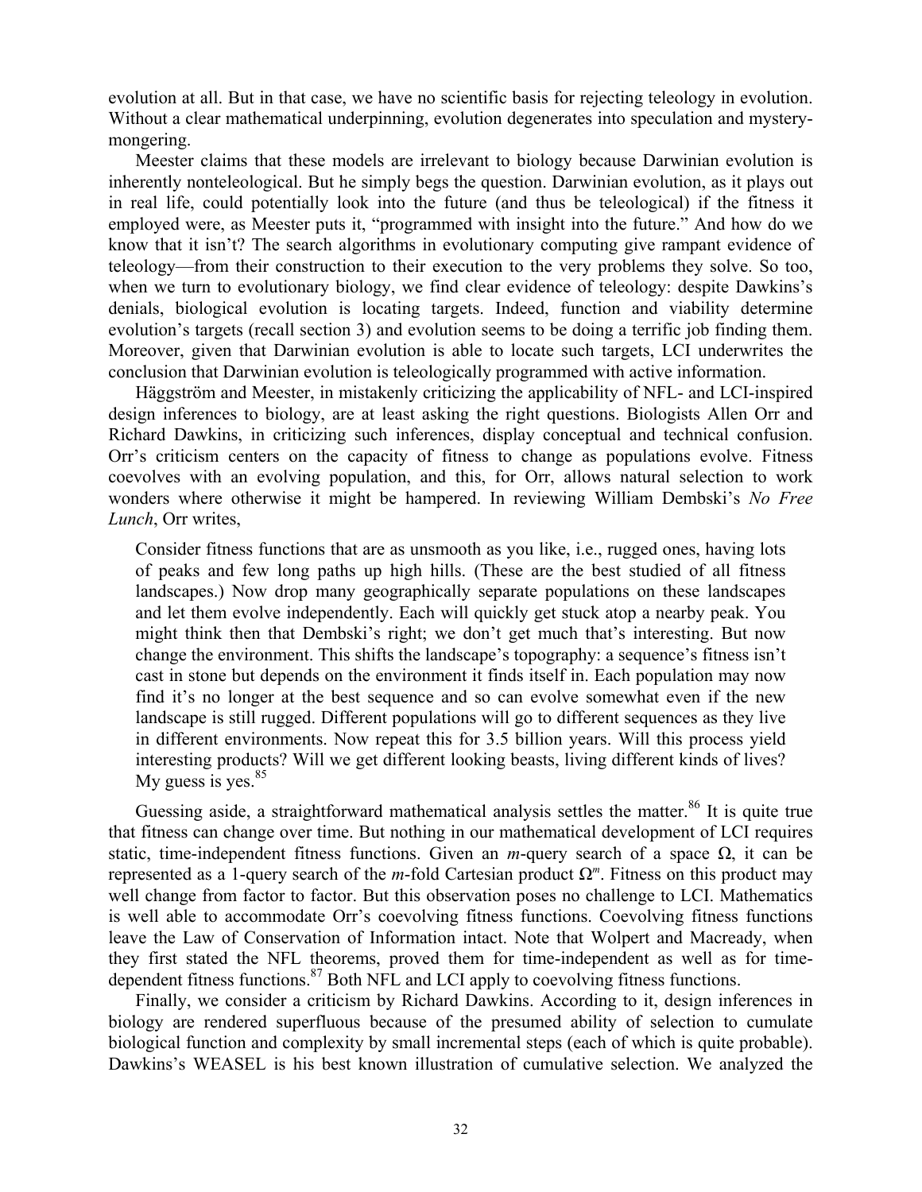evolution at all. But in that case, we have no scientific basis for rejecting teleology in evolution. Without a clear mathematical underpinning, evolution degenerates into speculation and mystery-mongering.

Meester claims that these models are irrelevant to biology because Darwinian evolution is inherently nonteleological. But he simply begs the question. Darwinian evolution, as it plays out in real life, could potentially look into the future (and thus be teleological) if the fitness it employed were, as Meester puts it, "programmed with insight into the future." And how do we know that it isn't? The search algorithms in evolutionary computing give rampant evidence of teleology—from their construction to their execution to the very problems they solve. So too, when we turn to evolutionary biology, we find clear evidence of teleology: despite Dawkins's denials, biological evolution is locating targets. Indeed, function and viability determine evolution's targets (recall section 3) and evolution seems to be doing a terrific job finding them. Moreover, given that Darwinian evolution is able to locate such targets, LCI underwrites the conclusion that Darwinian evolution is teleologically programmed with active information.

Häggström and Meester, in mistakenly criticizing the applicability of NFL- and LCI-inspired design inferences to biology, are at least asking the right questions. Biologists Allen Orr and Richard Dawkins, in criticizing such inferences, display conceptual and technical confusion. Orr's criticism centers on the capacity of fitness to change as populations evolve. Fitness coevolves with an evolving population, and this, for Orr, allows natural selection to work wonders where otherwise it might be hampered. In reviewing William Dembski's *No Free Lunch*, Orr writes,

> Consider fitness functions that are as unsmooth as you like, i.e., rugged ones, having lots of peaks and few long paths up high hills. (These are the best studied of all fitness landscapes.) Now drop many geographically separate populations on these landscapes and let them evolve independently. Each will quickly get stuck atop a nearby peak. You might think then that Dembski's right; we don't get much that's interesting. But now change the environment. This shifts the landscape's topography: a sequence's fitness isn't cast in stone but depends on the environment it finds itself in. Each population may now find it's no longer at the best sequence and so can evolve somewhat even if the new landscape is still rugged. Different populations will go to different sequences as they live in different environments. Now repeat this for 3.5 billion years. Will this process yield interesting products? Will we get different looking beasts, living different kinds of lives? My guess is yes.[85]

Guessing aside, a straightforward mathematical analysis settles the matter.[86] It is quite true that fitness can change over time. But nothing in our mathematical development of LCI requires static, time-independent fitness functions. Given an $m$-query search of a space $\Omega$, it can be represented as a 1-query search of the $m$-fold Cartesian product $\Omega^m$. Fitness on this product may well change from factor to factor. But this observation poses no challenge to LCI. Mathematics is well able to accommodate Orr's coevolving fitness functions. Coevolving fitness functions leave the Law of Conservation of Information intact. Note that Wolpert and Macready, when they first stated the NFL theorems, proved them for time-independent as well as for time-dependent fitness functions.[87] Both NFL and LCI apply to coevolving fitness functions.

Finally, we consider a criticism by Richard Dawkins. According to it, design inferences in biology are rendered superfluous because of the presumed ability of selection to cumulate biological function and complexity by small incremental steps (each of which is quite probable). Dawkins's WEASEL is his best known illustration of cumulative selection. We analyzed the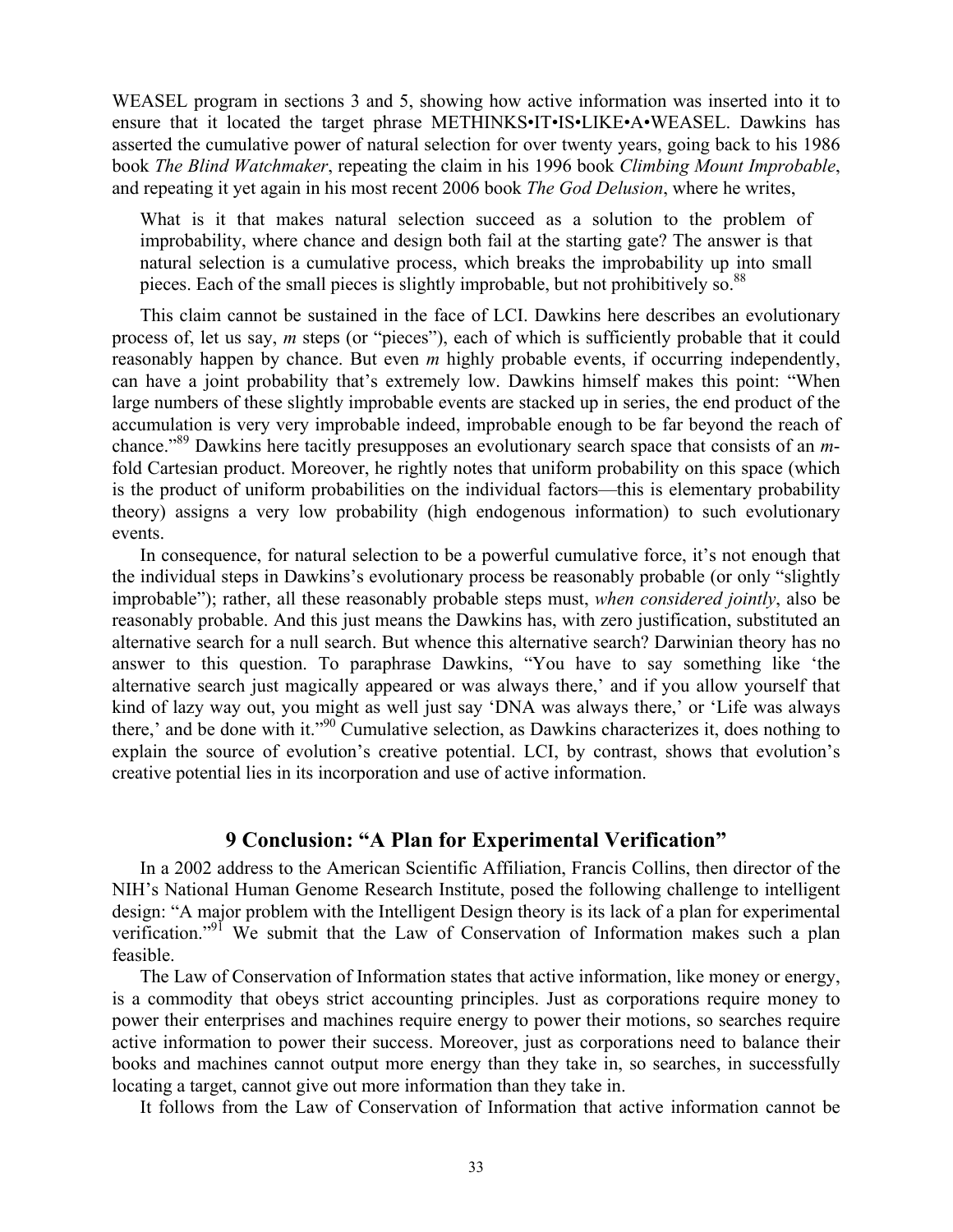WEASEL program in sections 3 and 5, showing how active information was inserted into it to ensure that it located the target phrase METHINKS•IT•IS•LIKE•A•WEASEL. Dawkins has asserted the cumulative power of natural selection for over twenty years, going back to his 1986 book *The Blind Watchmaker*, repeating the claim in his 1996 book *Climbing Mount Improbable*, and repeating it yet again in his most recent 2006 book *The God Delusion*, where he writes,

> What is it that makes natural selection succeed as a solution to the problem of improbability, where chance and design both fail at the starting gate? The answer is that natural selection is a cumulative process, which breaks the improbability up into small pieces. Each of the small pieces is slightly improbable, but not prohibitively so.[88]

This claim cannot be sustained in the face of LCI. Dawkins here describes an evolutionary process of, let us say, $m$ steps (or "pieces"), each of which is sufficiently probable that it could reasonably happen by chance. But even $m$ highly probable events, if occurring independently, can have a joint probability that's extremely low. Dawkins himself makes this point: "When large numbers of these slightly improbable events are stacked up in series, the end product of the accumulation is very very improbable indeed, improbable enough to be far beyond the reach of chance."[89] Dawkins here tacitly presupposes an evolutionary search space that consists of an $m$-fold Cartesian product. Moreover, he rightly notes that uniform probability on this space (which is the product of uniform probabilities on the individual factors—this is elementary probability theory) assigns a very low probability (high endogenous information) to such evolutionary events.

In consequence, for natural selection to be a powerful cumulative force, it's not enough that the individual steps in Dawkins's evolutionary process be reasonably probable (or only "slightly improbable"); rather, all these reasonably probable steps must, *when considered jointly*, also be reasonably probable. And this just means the Dawkins has, with zero justification, substituted an alternative search for a null search. But whence this alternative search? Darwinian theory has no answer to this question. To paraphrase Dawkins, "You have to say something like 'the alternative search just magically appeared or was always there,' and if you allow yourself that kind of lazy way out, you might as well just say 'DNA was always there,' or 'Life was always there,' and be done with it."[90] Cumulative selection, as Dawkins characterizes it, does nothing to explain the source of evolution's creative potential. LCI, by contrast, shows that evolution's creative potential lies in its incorporation and use of active information.

## 9 Conclusion: "A Plan for Experimental Verification"

In a 2002 address to the American Scientific Affiliation, Francis Collins, then director of the NIH's National Human Genome Research Institute, posed the following challenge to intelligent design: "A major problem with the Intelligent Design theory is its lack of a plan for experimental verification."[91] We submit that the Law of Conservation of Information makes such a plan feasible.

The Law of Conservation of Information states that active information, like money or energy, is a commodity that obeys strict accounting principles. Just as corporations require money to power their enterprises and machines require energy to power their motions, so searches require active information to power their success. Moreover, just as corporations need to balance their books and machines cannot output more energy than they take in, so searches, in successfully locating a target, cannot give out more information than they take in.

It follows from the Law of Conservation of Information that active information cannot be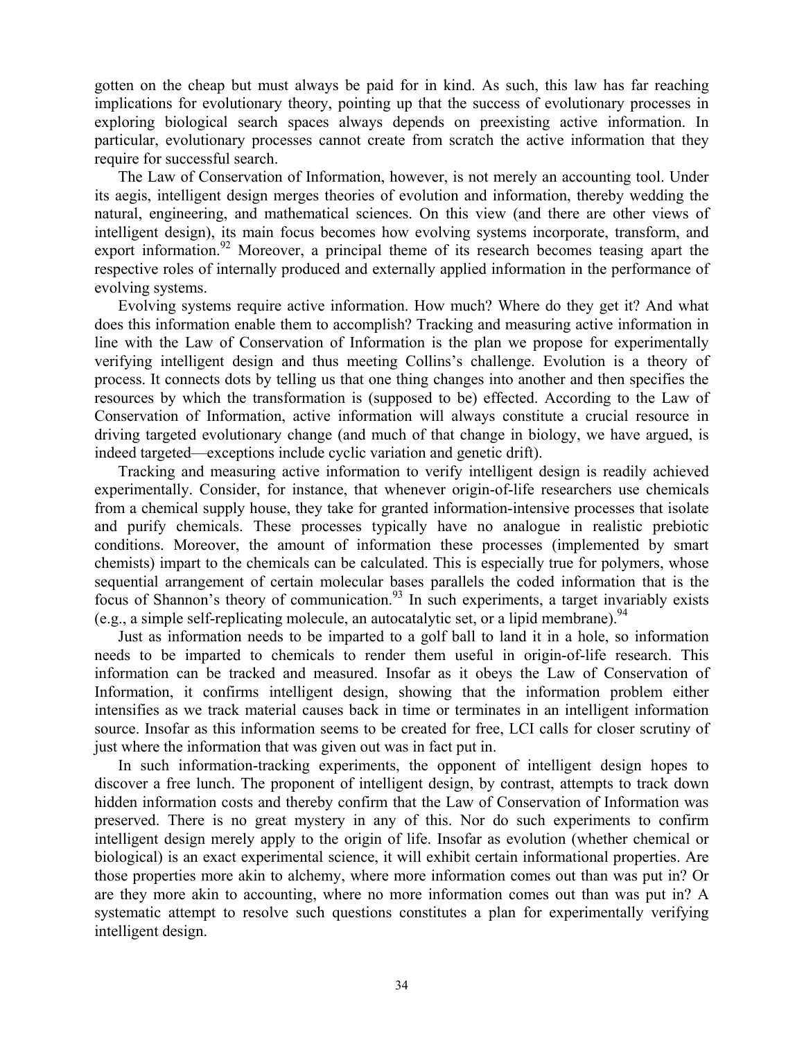gotten on the cheap but must always be paid for in kind. As such, this law has far reaching implications for evolutionary theory, pointing up that the success of evolutionary processes in exploring biological search spaces always depends on preexisting active information. In particular, evolutionary processes cannot create from scratch the active information that they require for successful search.

The Law of Conservation of Information, however, is not merely an accounting tool. Under its aegis, intelligent design merges theories of evolution and information, thereby wedding the natural, engineering, and mathematical sciences. On this view (and there are other views of intelligent design), its main focus becomes how evolving systems incorporate, transform, and export information.[92] Moreover, a principal theme of its research becomes teasing apart the respective roles of internally produced and externally applied information in the performance of evolving systems.

Evolving systems require active information. How much? Where do they get it? And what does this information enable them to accomplish? Tracking and measuring active information in line with the Law of Conservation of Information is the plan we propose for experimentally verifying intelligent design and thus meeting Collins's challenge. Evolution is a theory of process. It connects dots by telling us that one thing changes into another and then specifies the resources by which the transformation is (supposed to be) effected. According to the Law of Conservation of Information, active information will always constitute a crucial resource in driving targeted evolutionary change (and much of that change in biology, we have argued, is indeed targeted—exceptions include cyclic variation and genetic drift).

Tracking and measuring active information to verify intelligent design is readily achieved experimentally. Consider, for instance, that whenever origin-of-life researchers use chemicals from a chemical supply house, they take for granted information-intensive processes that isolate and purify chemicals. These processes typically have no analogue in realistic prebiotic conditions. Moreover, the amount of information these processes (implemented by smart chemists) impart to the chemicals can be calculated. This is especially true for polymers, whose sequential arrangement of certain molecular bases parallels the coded information that is the focus of Shannon's theory of communication.[93] In such experiments, a target invariably exists (e.g., a simple self-replicating molecule, an autocatalytic set, or a lipid membrane).[94]

Just as information needs to be imparted to a golf ball to land it in a hole, so information needs to be imparted to chemicals to render them useful in origin-of-life research. This information can be tracked and measured. Insofar as it obeys the Law of Conservation of Information, it confirms intelligent design, showing that the information problem either intensifies as we track material causes back in time or terminates in an intelligent information source. Insofar as this information seems to be created for free, LCI calls for closer scrutiny of just where the information that was given out was in fact put in.

In such information-tracking experiments, the opponent of intelligent design hopes to discover a free lunch. The proponent of intelligent design, by contrast, attempts to track down hidden information costs and thereby confirm that the Law of Conservation of Information was preserved. There is no great mystery in any of this. Nor do such experiments to confirm intelligent design merely apply to the origin of life. Insofar as evolution (whether chemical or biological) is an exact experimental science, it will exhibit certain informational properties. Are those properties more akin to alchemy, where more information comes out than was put in? Or are they more akin to accounting, where no more information comes out than was put in? A systematic attempt to resolve such questions constitutes a plan for experimentally verifying intelligent design.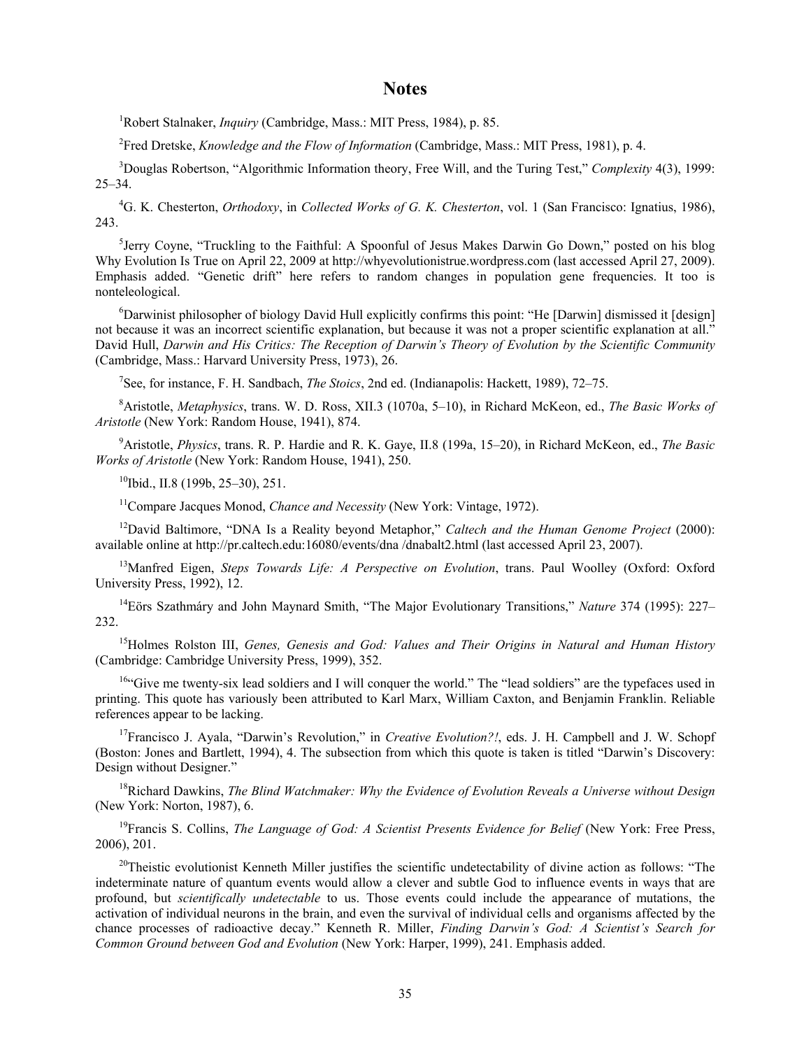# Notes

[1]Robert Stalnaker, *Inquiry* (Cambridge, Mass.: MIT Press, 1984), p. 85.

[2]Fred Dretske, *Knowledge and the Flow of Information* (Cambridge, Mass.: MIT Press, 1981), p. 4.

[3]Douglas Robertson, "Algorithmic Information theory, Free Will, and the Turing Test," *Complexity* 4(3), 1999: 25–34.

[4]G. K. Chesterton, *Orthodoxy*, in *Collected Works of G. K. Chesterton*, vol. 1 (San Francisco: Ignatius, 1986), 243.

[5]Jerry Coyne, "Truckling to the Faithful: A Spoonful of Jesus Makes Darwin Go Down," posted on his blog Why Evolution Is True on April 22, 2009 at http://whyevolutionistrue.wordpress.com (last accessed April 27, 2009). Emphasis added. "Genetic drift" here refers to random changes in population gene frequencies. It too is nonteleological.

[6]Darwinist philosopher of biology David Hull explicitly confirms this point: "He [Darwin] dismissed it [design] not because it was an incorrect scientific explanation, but because it was not a proper scientific explanation at all." David Hull, *Darwin and His Critics: The Reception of Darwin's Theory of Evolution by the Scientific Community* (Cambridge, Mass.: Harvard University Press, 1973), 26.

[7]See, for instance, F. H. Sandbach, *The Stoics*, 2nd ed. (Indianapolis: Hackett, 1989), 72–75.

[8]Aristotle, *Metaphysics*, trans. W. D. Ross, XII.3 (1070a, 5–10), in Richard McKeon, ed., *The Basic Works of Aristotle* (New York: Random House, 1941), 874.

[9]Aristotle, *Physics*, trans. R. P. Hardie and R. K. Gaye, II.8 (199a, 15–20), in Richard McKeon, ed., *The Basic Works of Aristotle* (New York: Random House, 1941), 250.

[10]Ibid., II.8 (199b, 25–30), 251.

[11]Compare Jacques Monod, *Chance and Necessity* (New York: Vintage, 1972).

[12]David Baltimore, "DNA Is a Reality beyond Metaphor," *Caltech and the Human Genome Project* (2000): available online at http://pr.caltech.edu:16080/events/dna /dnabalt2.html (last accessed April 23, 2007).

[13]Manfred Eigen, *Steps Towards Life: A Perspective on Evolution*, trans. Paul Woolley (Oxford: Oxford University Press, 1992), 12.

[14]Eörs Szathmáry and John Maynard Smith, "The Major Evolutionary Transitions," *Nature* 374 (1995): 227–232.

[15]Holmes Rolston III, *Genes, Genesis and God: Values and Their Origins in Natural and Human History* (Cambridge: Cambridge University Press, 1999), 352.

[16]"Give me twenty-six lead soldiers and I will conquer the world." The "lead soldiers" are the typefaces used in printing. This quote has variously been attributed to Karl Marx, William Caxton, and Benjamin Franklin. Reliable references appear to be lacking.

[17]Francisco J. Ayala, "Darwin's Revolution," in *Creative Evolution?!*, eds. J. H. Campbell and J. W. Schopf (Boston: Jones and Bartlett, 1994), 4. The subsection from which this quote is taken is titled "Darwin's Discovery: Design without Designer."

[18]Richard Dawkins, *The Blind Watchmaker: Why the Evidence of Evolution Reveals a Universe without Design* (New York: Norton, 1987), 6.

[19]Francis S. Collins, *The Language of God: A Scientist Presents Evidence for Belief* (New York: Free Press, 2006), 201.

[20]Theistic evolutionist Kenneth Miller justifies the scientific undetectability of divine action as follows: "The indeterminate nature of quantum events would allow a clever and subtle God to influence events in ways that are profound, but *scientifically undetectable* to us. Those events could include the appearance of mutations, the activation of individual neurons in the brain, and even the survival of individual cells and organisms affected by the chance processes of radioactive decay." Kenneth R. Miller, *Finding Darwin's God: A Scientist's Search for Common Ground between God and Evolution* (New York: Harper, 1999), 241. Emphasis added.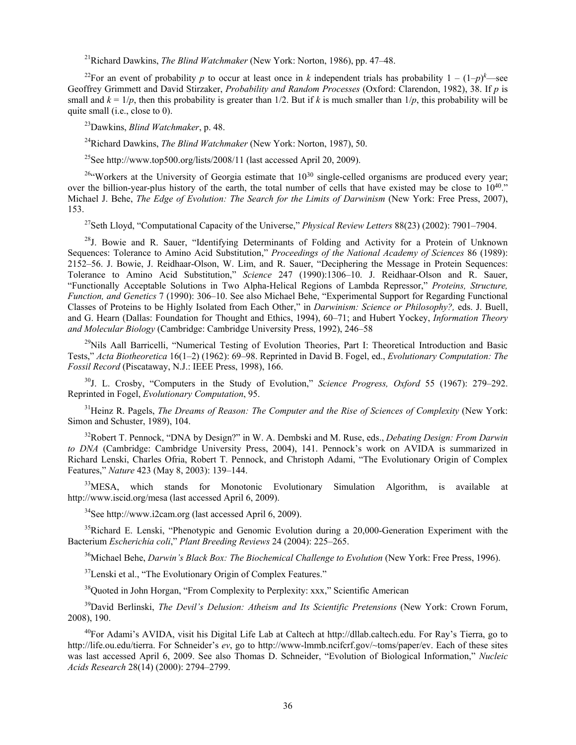[21]Richard Dawkins, *The Blind Watchmaker* (New York: Norton, 1986), pp. 47–48.

[22]For an event of probability $p$ to occur at least once in $k$ independent trials has probability $1 - (1-p)^k$—see Geoffrey Grimmett and David Stirzaker, *Probability and Random Processes* (Oxford: Clarendon, 1982), 38. If $p$ is small and $k = 1/p$, then this probability is greater than 1/2. But if $k$ is much smaller than $1/p$, this probability will be quite small (i.e., close to 0).

[23]Dawkins, *Blind Watchmaker*, p. 48.

[24]Richard Dawkins, *The Blind Watchmaker* (New York: Norton, 1987), 50.

[25]See http://www.top500.org/lists/2008/11 (last accessed April 20, 2009).

[26]"Workers at the University of Georgia estimate that $10^{30}$ single-celled organisms are produced every year; over the billion-year-plus history of the earth, the total number of cells that have existed may be close to $10^{40}$." Michael J. Behe, *The Edge of Evolution: The Search for the Limits of Darwinism* (New York: Free Press, 2007), 153.

[27]Seth Lloyd, "Computational Capacity of the Universe," *Physical Review Letters* 88(23) (2002): 7901–7904.

[28]J. Bowie and R. Sauer, "Identifying Determinants of Folding and Activity for a Protein of Unknown Sequences: Tolerance to Amino Acid Substitution," *Proceedings of the National Academy of Sciences* 86 (1989): 2152–56. J. Bowie, J. Reidhaar-Olson, W. Lim, and R. Sauer, "Deciphering the Message in Protein Sequences: Tolerance to Amino Acid Substitution," *Science* 247 (1990):1306–10. J. Reidhaar-Olson and R. Sauer, "Functionally Acceptable Solutions in Two Alpha-Helical Regions of Lambda Repressor," *Proteins, Structure, Function, and Genetics* 7 (1990): 306–10. See also Michael Behe, "Experimental Support for Regarding Functional Classes of Proteins to be Highly Isolated from Each Other," in *Darwinism: Science or Philosophy?,* eds. J. Buell, and G. Hearn (Dallas: Foundation for Thought and Ethics, 1994), 60–71; and Hubert Yockey, *Information Theory and Molecular Biology* (Cambridge: Cambridge University Press, 1992), 246–58

[29]Nils Aall Barricelli, "Numerical Testing of Evolution Theories, Part I: Theoretical Introduction and Basic Tests," *Acta Biotheoretica* 16(1–2) (1962): 69–98. Reprinted in David B. Fogel, ed., *Evolutionary Computation: The Fossil Record* (Piscataway, N.J.: IEEE Press, 1998), 166.

[30]J. L. Crosby, "Computers in the Study of Evolution," *Science Progress, Oxford* 55 (1967): 279–292. Reprinted in Fogel, *Evolutionary Computation*, 95.

[31]Heinz R. Pagels, *The Dreams of Reason: The Computer and the Rise of Sciences of Complexity* (New York: Simon and Schuster, 1989), 104.

[32]Robert T. Pennock, "DNA by Design?" in W. A. Dembski and M. Ruse, eds., *Debating Design: From Darwin to DNA* (Cambridge: Cambridge University Press, 2004), 141. Pennock's work on AVIDA is summarized in Richard Lenski, Charles Ofria, Robert T. Pennock, and Christoph Adami, "The Evolutionary Origin of Complex Features," *Nature* 423 (May 8, 2003): 139–144.

[33]MESA, which stands for Monotonic Evolutionary Simulation Algorithm, is available at http://www.iscid.org/mesa (last accessed April 6, 2009).

[34]See http://www.i2cam.org (last accessed April 6, 2009).

[35]Richard E. Lenski, "Phenotypic and Genomic Evolution during a 20,000-Generation Experiment with the Bacterium *Escherichia coli*," *Plant Breeding Reviews* 24 (2004): 225–265.

[36]Michael Behe, *Darwin's Black Box: The Biochemical Challenge to Evolution* (New York: Free Press, 1996).

[37]Lenski et al., "The Evolutionary Origin of Complex Features."

[38]Quoted in John Horgan, "From Complexity to Perplexity: xxx," Scientific American

[39]David Berlinski, *The Devil's Delusion: Atheism and Its Scientific Pretensions* (New York: Crown Forum, 2008), 190.

[40]For Adami's AVIDA, visit his Digital Life Lab at Caltech at http://dllab.caltech.edu. For Ray's Tierra, go to http://life.ou.edu/tierra. For Schneider's *ev*, go to http://www-lmmb.ncifcrf.gov/~toms/paper/ev. Each of these sites was last accessed April 6, 2009. See also Thomas D. Schneider, "Evolution of Biological Information," *Nucleic Acids Research* 28(14) (2000): 2794–2799.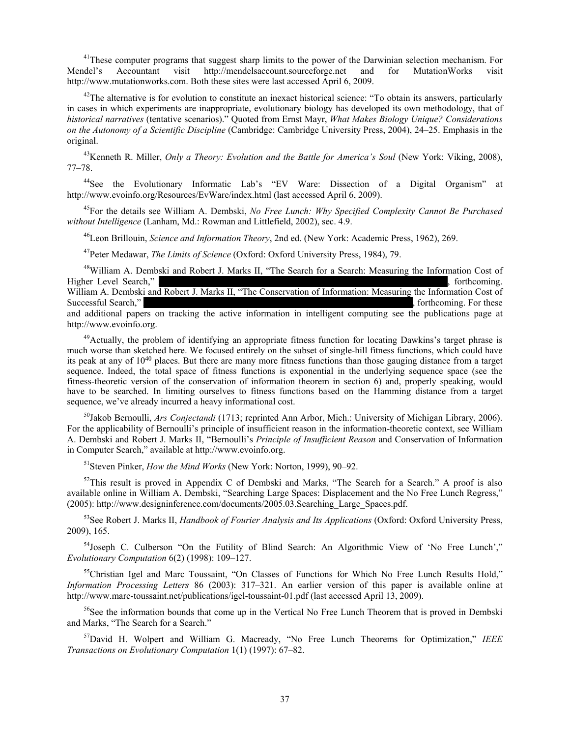[41]These computer programs that suggest sharp limits to the power of the Darwinian selection mechanism. For Mendel's Accountant visit http://mendelsaccount.sourceforge.net and for MutationWorks visit http://www.mutationworks.com. Both these sites were last accessed April 6, 2009.

[42]The alternative is for evolution to constitute an inexact historical science: "To obtain its answers, particularly in cases in which experiments are inappropriate, evolutionary biology has developed its own methodology, that of *historical narratives* (tentative scenarios)." Quoted from Ernst Mayr, *What Makes Biology Unique? Considerations on the Autonomy of a Scientific Discipline* (Cambridge: Cambridge University Press, 2004), 24–25. Emphasis in the original.

[43]Kenneth R. Miller, *Only a Theory: Evolution and the Battle for America's Soul* (New York: Viking, 2008), 77–78.

[44]See the Evolutionary Informatic Lab's "EV Ware: Dissection of a Digital Organism" at http://www.evoinfo.org/Resources/EvWare/index.html (last accessed April 6, 2009).

[45]For the details see William A. Dembski, *No Free Lunch: Why Specified Complexity Cannot Be Purchased without Intelligence* (Lanham, Md.: Rowman and Littlefield, 2002), sec. 4.9.

[46]Leon Brillouin, *Science and Information Theory*, 2nd ed. (New York: Academic Press, 1962), 269.

[47]Peter Medawar, *The Limits of Science* (Oxford: Oxford University Press, 1984), 79.

[48]William A. Dembski and Robert J. Marks II, "The Search for a Search: Measuring the Information Cost of Higher Level Search," , forthcoming. William A. Dembski and Robert J. Marks II, "The Conservation of Information: Measuring the Information Cost of Successful Search," , forthcoming. For these and additional papers on tracking the active information in intelligent computing see the publications page at http://www.evoinfo.org.

[49]Actually, the problem of identifying an appropriate fitness function for locating Dawkins's target phrase is much worse than sketched here. We focused entirely on the subset of single-hill fitness functions, which could have its peak at any of $10^{40}$ places. But there are many more fitness functions than those gauging distance from a target sequence. Indeed, the total space of fitness functions is exponential in the underlying sequence space (see the fitness-theoretic version of the conservation of information theorem in section 6) and, properly speaking, would have to be searched. In limiting ourselves to fitness functions based on the Hamming distance from a target sequence, we've already incurred a heavy informational cost.

[50]Jakob Bernoulli, *Ars Conjectandi* (1713; reprinted Ann Arbor, Mich.: University of Michigan Library, 2006). For the applicability of Bernoulli's principle of insufficient reason in the information-theoretic context, see William A. Dembski and Robert J. Marks II, "Bernoulli's *Principle of Insufficient Reason* and Conservation of Information in Computer Search," available at http://www.evoinfo.org.

[51]Steven Pinker, *How the Mind Works* (New York: Norton, 1999), 90–92.

[52]This result is proved in Appendix C of Dembski and Marks, "The Search for a Search." A proof is also available online in William A. Dembski, "Searching Large Spaces: Displacement and the No Free Lunch Regress," (2005): http://www.designinference.com/documents/2005.03.Searching_Large_Spaces.pdf.

[53]See Robert J. Marks II, *Handbook of Fourier Analysis and Its Applications* (Oxford: Oxford University Press, 2009), 165.

[54]Joseph C. Culberson "On the Futility of Blind Search: An Algorithmic View of 'No Free Lunch'," *Evolutionary Computation* 6(2) (1998): 109–127.

[55]Christian Igel and Marc Toussaint, "On Classes of Functions for Which No Free Lunch Results Hold," *Information Processing Letters* 86 (2003): 317–321. An earlier version of this paper is available online at http://www.marc-toussaint.net/publications/igel-toussaint-01.pdf (last accessed April 13, 2009).

[56]See the information bounds that come up in the Vertical No Free Lunch Theorem that is proved in Dembski and Marks, "The Search for a Search."

[57]David H. Wolpert and William G. Macready, "No Free Lunch Theorems for Optimization," *IEEE Transactions on Evolutionary Computation* 1(1) (1997): 67–82.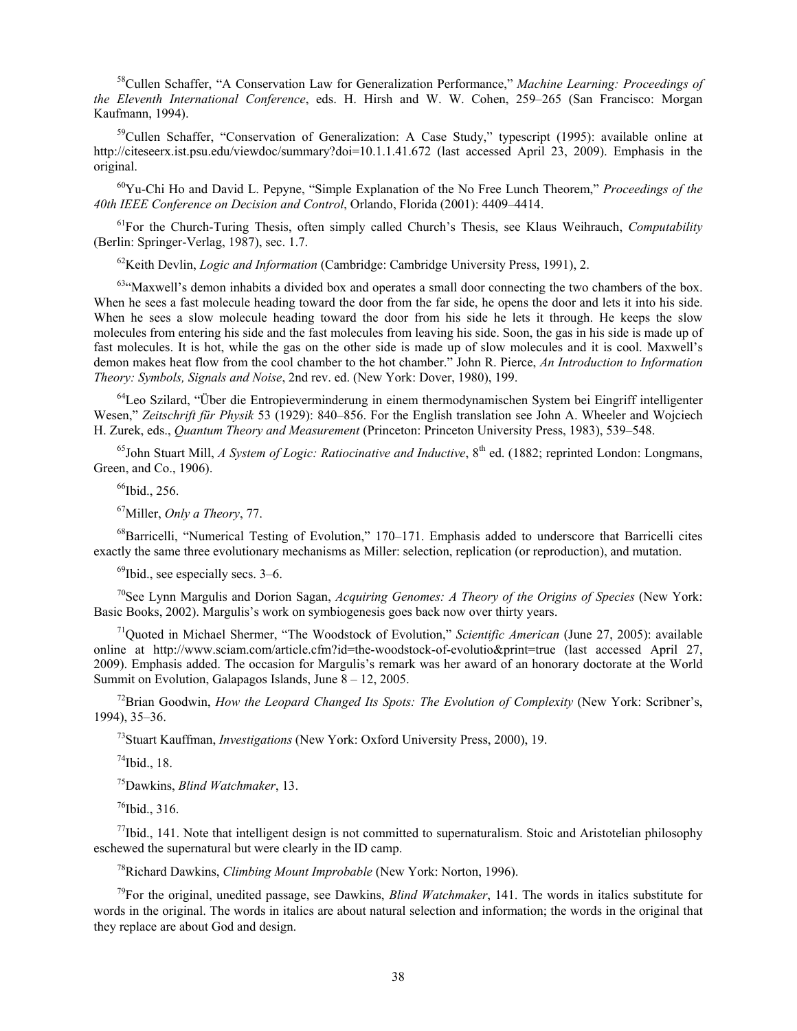[58]Cullen Schaffer, "A Conservation Law for Generalization Performance," *Machine Learning: Proceedings of the Eleventh International Conference*, eds. H. Hirsh and W. W. Cohen, 259–265 (San Francisco: Morgan Kaufmann, 1994).

[59]Cullen Schaffer, "Conservation of Generalization: A Case Study," typescript (1995): available online at http://citeseerx.ist.psu.edu/viewdoc/summary?doi=10.1.1.41.672 (last accessed April 23, 2009). Emphasis in the original.

[60]Yu-Chi Ho and David L. Pepyne, "Simple Explanation of the No Free Lunch Theorem," *Proceedings of the 40th IEEE Conference on Decision and Control*, Orlando, Florida (2001): 4409–4414.

[61]For the Church-Turing Thesis, often simply called Church's Thesis, see Klaus Weihrauch, *Computability* (Berlin: Springer-Verlag, 1987), sec. 1.7.

[62]Keith Devlin, *Logic and Information* (Cambridge: Cambridge University Press, 1991), 2.

[63]"Maxwell's demon inhabits a divided box and operates a small door connecting the two chambers of the box. When he sees a fast molecule heading toward the door from the far side, he opens the door and lets it into his side. When he sees a slow molecule heading toward the door from his side he lets it through. He keeps the slow molecules from entering his side and the fast molecules from leaving his side. Soon, the gas in his side is made up of fast molecules. It is hot, while the gas on the other side is made up of slow molecules and it is cool. Maxwell's demon makes heat flow from the cool chamber to the hot chamber." John R. Pierce, *An Introduction to Information Theory: Symbols, Signals and Noise*, 2nd rev. ed. (New York: Dover, 1980), 199.

[64]Leo Szilard, "Über die Entropieverminderung in einem thermodynamischen System bei Eingriff intelligenter Wesen," *Zeitschrift für Physik* 53 (1929): 840–856. For the English translation see John A. Wheeler and Wojciech H. Zurek, eds., *Quantum Theory and Measurement* (Princeton: Princeton University Press, 1983), 539–548.

[65]John Stuart Mill, *A System of Logic: Ratiocinative and Inductive*, 8th ed. (1882; reprinted London: Longmans, Green, and Co., 1906).

[66]Ibid., 256.

[67]Miller, *Only a Theory*, 77.

[68]Barricelli, "Numerical Testing of Evolution," 170–171. Emphasis added to underscore that Barricelli cites exactly the same three evolutionary mechanisms as Miller: selection, replication (or reproduction), and mutation.

[69]Ibid., see especially secs. 3–6.

[70]See Lynn Margulis and Dorion Sagan, *Acquiring Genomes: A Theory of the Origins of Species* (New York: Basic Books, 2002). Margulis's work on symbiogenesis goes back now over thirty years.

[71]Quoted in Michael Shermer, "The Woodstock of Evolution," *Scientific American* (June 27, 2005): available online at http://www.sciam.com/article.cfm?id=the-woodstock-of-evolutio&print=true (last accessed April 27, 2009). Emphasis added. The occasion for Margulis's remark was her award of an honorary doctorate at the World Summit on Evolution, Galapagos Islands, June 8 – 12, 2005.

[72]Brian Goodwin, *How the Leopard Changed Its Spots: The Evolution of Complexity* (New York: Scribner's, 1994), 35–36.

[73]Stuart Kauffman, *Investigations* (New York: Oxford University Press, 2000), 19.

[74]Ibid., 18.

[75]Dawkins, *Blind Watchmaker*, 13.

[76]Ibid., 316.

[77]Ibid., 141. Note that intelligent design is not committed to supernaturalism. Stoic and Aristotelian philosophy eschewed the supernatural but were clearly in the ID camp.

[78]Richard Dawkins, *Climbing Mount Improbable* (New York: Norton, 1996).

[79]For the original, unedited passage, see Dawkins, *Blind Watchmaker*, 141. The words in italics substitute for words in the original. The words in italics are about natural selection and information; the words in the original that they replace are about God and design.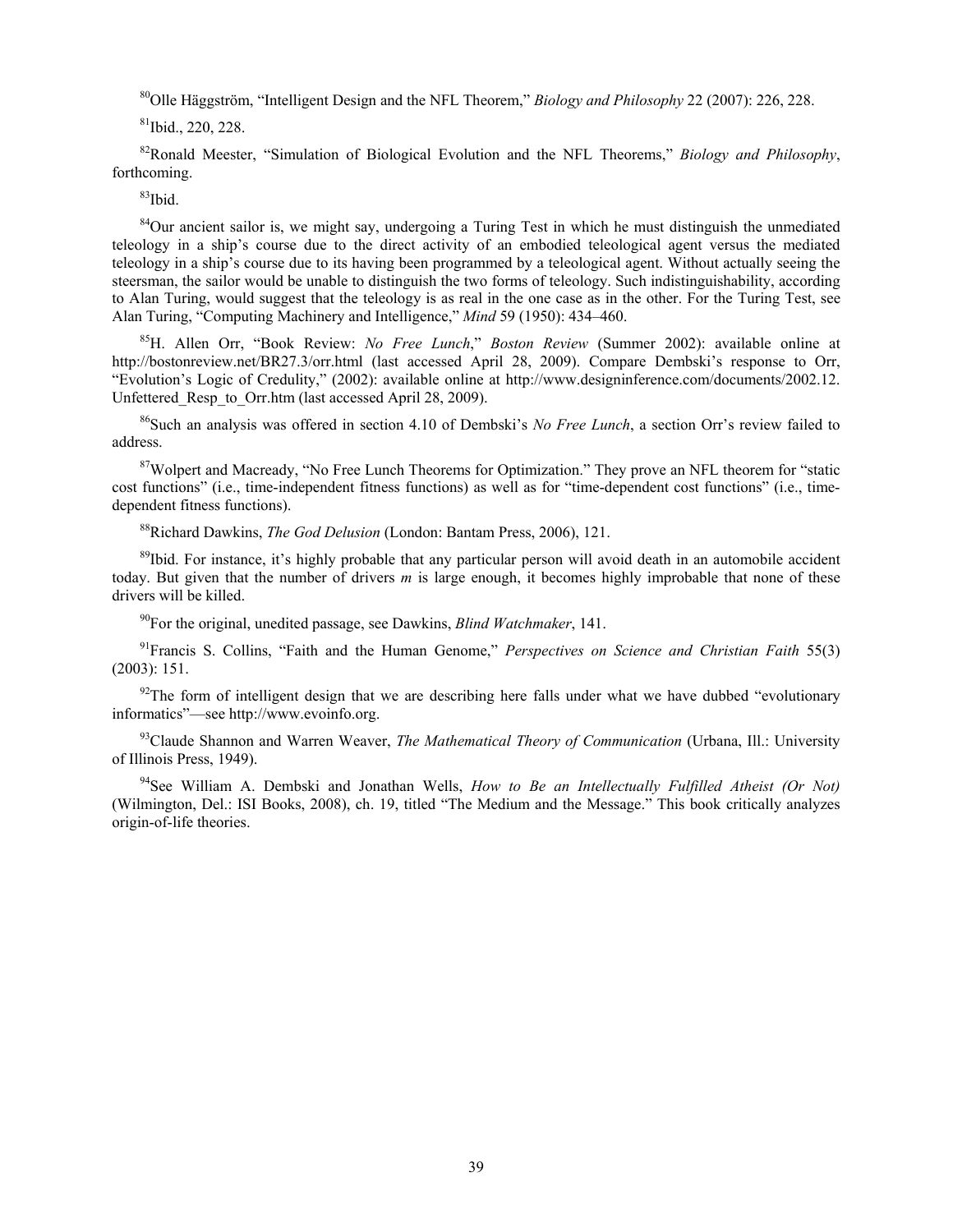[80]Olle Häggström, "Intelligent Design and the NFL Theorem," *Biology and Philosophy* 22 (2007): 226, 228.

[81]Ibid., 220, 228.

[82]Ronald Meester, "Simulation of Biological Evolution and the NFL Theorems," *Biology and Philosophy*, forthcoming.

[83]Ibid.

[84]Our ancient sailor is, we might say, undergoing a Turing Test in which he must distinguish the unmediated teleology in a ship's course due to the direct activity of an embodied teleological agent versus the mediated teleology in a ship's course due to its having been programmed by a teleological agent. Without actually seeing the steersman, the sailor would be unable to distinguish the two forms of teleology. Such indistinguishability, according to Alan Turing, would suggest that the teleology is as real in the one case as in the other. For the Turing Test, see Alan Turing, "Computing Machinery and Intelligence," *Mind* 59 (1950): 434–460.

[85]H. Allen Orr, "Book Review: *No Free Lunch*," *Boston Review* (Summer 2002): available online at http://bostonreview.net/BR27.3/orr.html (last accessed April 28, 2009). Compare Dembski's response to Orr, "Evolution's Logic of Credulity," (2002): available online at http://www.designinference.com/documents/2002.12.Unfettered_Resp_to_Orr.htm (last accessed April 28, 2009).

[86]Such an analysis was offered in section 4.10 of Dembski's *No Free Lunch*, a section Orr's review failed to address.

[87]Wolpert and Macready, "No Free Lunch Theorems for Optimization." They prove an NFL theorem for "static cost functions" (i.e., time-independent fitness functions) as well as for "time-dependent cost functions" (i.e., time-dependent fitness functions).

[88]Richard Dawkins, *The God Delusion* (London: Bantam Press, 2006), 121.

[89]Ibid. For instance, it's highly probable that any particular person will avoid death in an automobile accident today. But given that the number of drivers $m$ is large enough, it becomes highly improbable that none of these drivers will be killed.

[90]For the original, unedited passage, see Dawkins, *Blind Watchmaker*, 141.

[91]Francis S. Collins, "Faith and the Human Genome," *Perspectives on Science and Christian Faith* 55(3) (2003): 151.

[92]The form of intelligent design that we are describing here falls under what we have dubbed "evolutionary informatics"—see http://www.evoinfo.org.

[93]Claude Shannon and Warren Weaver, *The Mathematical Theory of Communication* (Urbana, Ill.: University of Illinois Press, 1949).

[94]See William A. Dembski and Jonathan Wells, *How to Be an Intellectually Fulfilled Atheist (Or Not)* (Wilmington, Del.: ISI Books, 2008), ch. 19, titled "The Medium and the Message." This book critically analyzes origin-of-life theories.